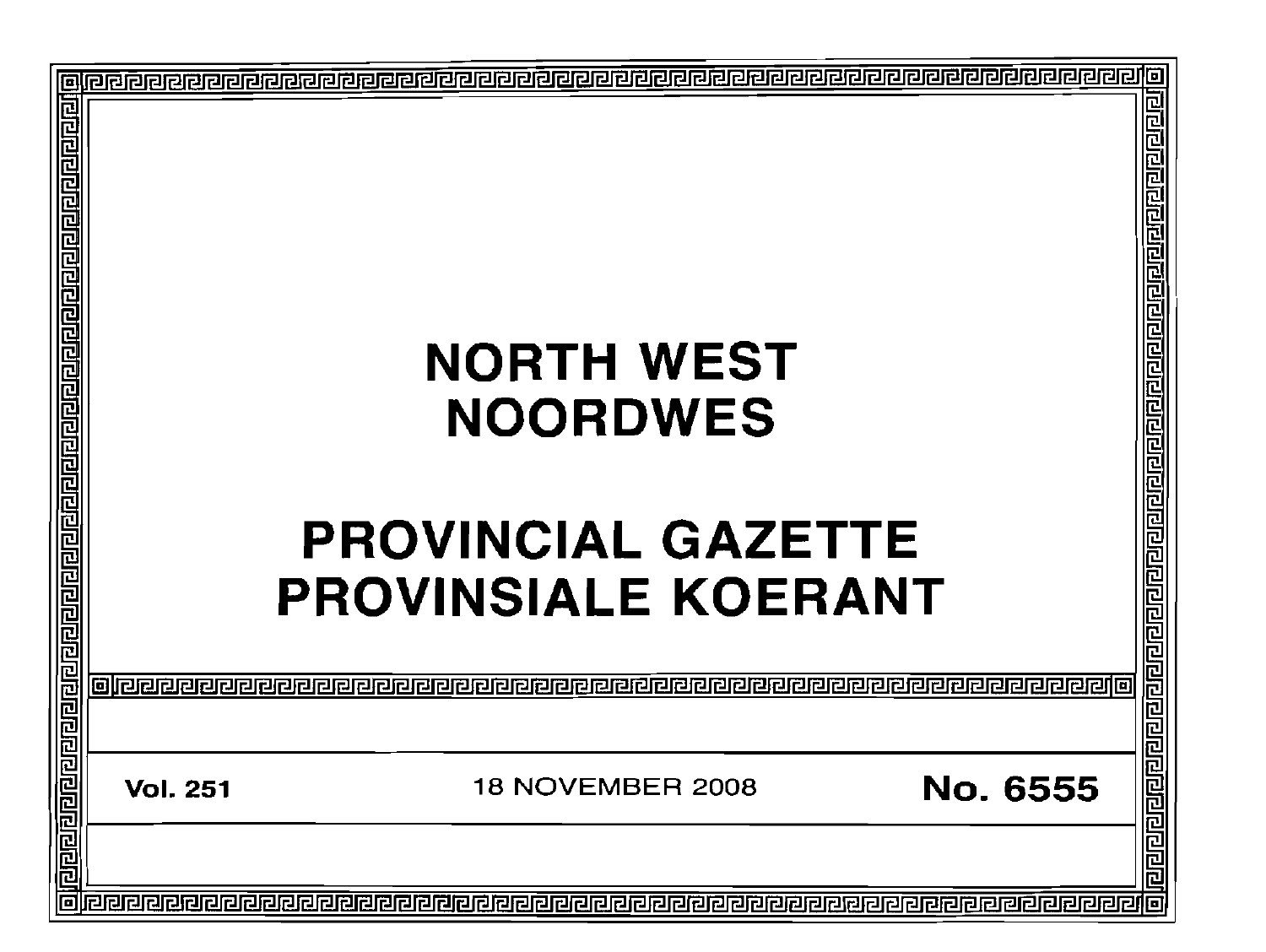# NORTH WEST
# NOORDWES

# PROVINCIAL GAZETTE
# PROVINSIALE KOERANT

**Vol. 251** 18 NOVEMBER 2008 **No. 6555**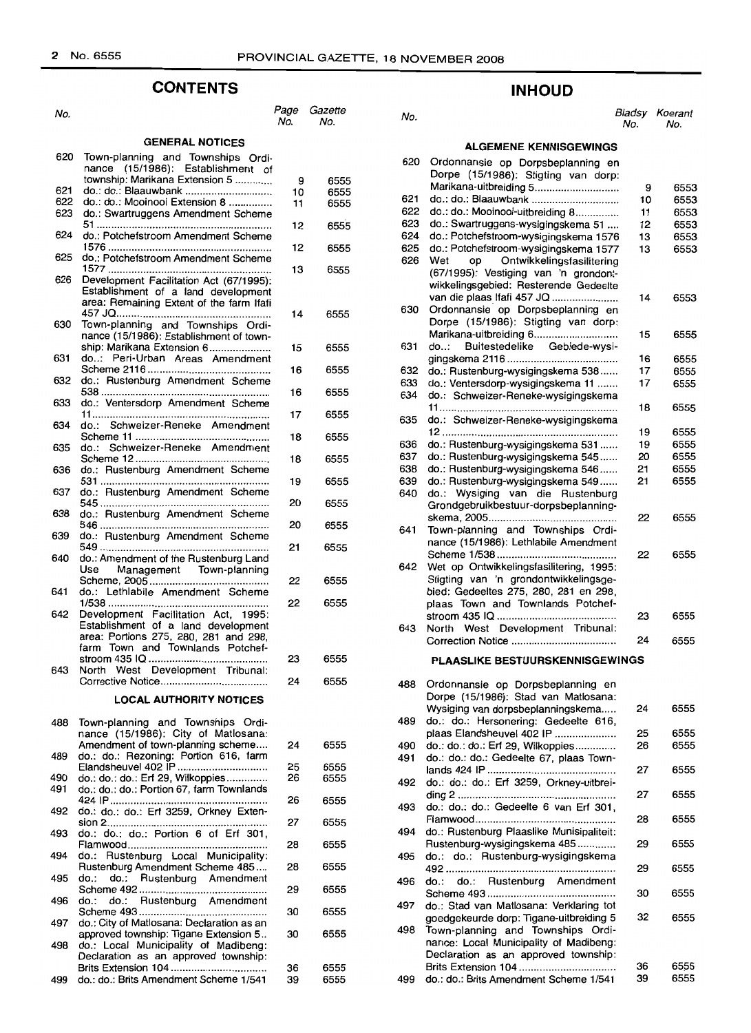## CONTENTS

| No. | | Page No. | Gazette No. |
|---|---|---|---|
| | **GENERAL NOTICES** | | |
| 620 | Town-planning and Townships Ordinance (15/1986): Establishment of township: Marikana Extension 5 | 9 | 6555 |
| 621 | do.: do.: Blaauwbank | 10 | 6555 |
| 622 | do.: do.: Mooinooi Extension 8 | 11 | 6555 |
| 623 | do.: Swartruggens Amendment Scheme 51 | 12 | 6555 |
| 624 | do.: Potchefstroom Amendment Scheme 1576 | 12 | 6555 |
| 625 | do.: Potchefstroom Amendment Scheme 1577 | 13 | 6555 |
| 626 | Development Facilitation Act (67/1995): Establishment of a land development area: Remaining Extent of the farm Ifafi 457 JQ | 14 | 6555 |
| 630 | Town-planning and Townships Ordinance (15/1986): Establishment of township: Marikana Extension 6 | 15 | 6555 |
| 631 | do..: Peri-Urban Areas Amendment Scheme 2116 | 16 | 6555 |
| 632 | do.: Rustenburg Amendment Scheme 538 | 16 | 6555 |
| 633 | do.: Ventersdorp Amendment Scheme 11 | 17 | 6555 |
| 634 | do.: Schweizer-Reneke Amendment Scheme 11 | 18 | 6555 |
| 635 | do.: Schweizer-Reneke Amendment Scheme 12 | 18 | 6555 |
| 636 | do.: Rustenburg Amendment Scheme 531 | 19 | 6555 |
| 637 | do.: Rustenburg Amendment Scheme 545 | 20 | 6555 |
| 638 | do.: Rustenburg Amendment Scheme 546 | 20 | 6555 |
| 639 | do.: Rustenburg Amendment Scheme 549 | 21 | 6555 |
| 640 | do.: Amendment of the Rustenburg Land Use Management Town-planning Scheme, 2005 | 22 | 6555 |
| 641 | do.: Lethlabile Amendment Scheme 1/538 | 22 | 6555 |
| 642 | Development Facilitation Act, 1995: Establishment of a land development area: Portions 275, 280, 281 and 298, farm Town and Townlands Potchefstroom 435 IQ | 23 | 6555 |
| 643 | North West Development Tribunal: Corrective Notice | 24 | 6555 |
| | **LOCAL AUTHORITY NOTICES** | | |
| 488 | Town-planning and Townships Ordinance (15/1986): City of Matlosana: Amendment of town-planning scheme | 24 | 6555 |
| 489 | do.: do.: Rezoning: Portion 616, farm Elandsheuvel 402 IP | 25 | 6555 |
| 490 | do.: do.: do.: Erf 29, Wilkoppies | 26 | 6555 |
| 491 | do.: do.: do.: Portion 67, farm Townlands 424 IP | 26 | 6555 |
| 492 | do.: do.: do.: Erf 3259, Orkney Extension 2 | 27 | 6555 |
| 493 | do.: do.: do.: Portion 6 of Erf 301, Flamwood | 28 | 6555 |
| 494 | do.: Rustenburg Local Municipality: Rustenburg Amendment Scheme 485 | 28 | 6555 |
| 495 | do.: do.: Rustenburg Amendment Scheme 492 | 29 | 6555 |
| 496 | do.: do.: Rustenburg Amendment Scheme 493 | 30 | 6555 |
| 497 | do.: City of Matlosana: Declaration as an approved township: Tigane Extension 5 | 30 | 6555 |
| 498 | do.: Local Municipality of Madibeng: Declaration as an approved township: Brits Extension 104 | 36 | 6555 |
| 499 | do.: do.: Brits Amendment Scheme 1/541 | 39 | 6555 |

## INHOUD

| No. | | Bladsy No. | Koerant No. |
|---|---|---|---|
| | **ALGEMENE KENNISGEWINGS** | | |
| 620 | Ordonnansie op Dorpsbeplanning en Dorpe (15/1986): Stigting van dorp: Marikana-uitbreiding 5 | 9 | 6553 |
| 621 | do.: do.: Blaauwbank | 10 | 6553 |
| 622 | do.: do.: Mooinooi-uitbreiding 8 | 11 | 6553 |
| 623 | do.: Swartruggens-wysigingskema 51 | 12 | 6553 |
| 624 | do.: Potchefstroom-wysigingskema 1576 | 13 | 6553 |
| 625 | do.: Potchefstroom-wysigingskema 1577 | 13 | 6553 |
| 626 | Wet op Ontwikkelingsfasilitering (67/1995): Vestiging van 'n grondontwikkelingsgebied: Resterende Gedeelte van die plaas Ifafi 457 JQ | 14 | 6553 |
| 630 | Ordonnansie op Dorpsbeplanning en Dorpe (15/1986): Stigting van dorp: Marikana-uitbreiding 6 | 15 | 6555 |
| 631 | do..: Buitestedelike Gebiede-wysigingskema 2116 | 16 | 6555 |
| 632 | do.: Rustenburg-wysigingskema 538 | 17 | 6555 |
| 633 | do.: Ventersdorp-wysigingskema 11 | 17 | 6555 |
| 634 | do.: Schweizer-Reneke-wysigingskema 11 | 18 | 6555 |
| 635 | do.: Schweizer-Reneke-wysigingskema 12 | 19 | 6555 |
| 636 | do.: Rustenburg-wysigingskema 531 | 19 | 6555 |
| 637 | do.: Rustenburg-wysigingskema 545 | 20 | 6555 |
| 638 | do.: Rustenburg-wysigingskema 546 | 21 | 6555 |
| 639 | do.: Rustenburg-wysigingskema 549 | 21 | 6555 |
| 640 | do.: Wysiging van die Rustenburg Grondgebruikbestuur-dorpsbeplanningskema, 2005 | 22 | 6555 |
| 641 | Town-planning and Townships Ordinance (15/1986): Lethlabile Amendment Scheme 1/538 | 22 | 6555 |
| 642 | Wet op Ontwikkelingsfasilitering, 1995: Stigting van 'n grondontwikkelingsgebied: Gedeeltes 275, 280, 281 en 298, plaas Town and Townlands Potchefstroom 435 IQ | 23 | 6555 |
| 643 | North West Development Tribunal: Correction Notice | 24 | 6555 |
| | **PLAASLIKE BESTUURSKENNISGEWINGS** | | |
| 488 | Ordonnansie op Dorpsbeplanning en Dorpe (15/1986): Stad van Matlosana: Wysiging van dorpsbeplanningskema | 24 | 6555 |
| 489 | do.: do.: Hersonering: Gedeelte 616, plaas Elandsheuvel 402 IP | 25 | 6555 |
| 490 | do.: do.: do.: Erf 29, Wilkoppies | 26 | 6555 |
| 491 | do.: do.: do.: Gedeelte 67, plaas Townlands 424 IP | 27 | 6555 |
| 492 | do.: do.: do.: Erf 3259, Orkney-uitbreiding 2 | 27 | 6555 |
| 493 | do.: do.: do.: Gedeelte 6 van Erf 301, Flamwood | 28 | 6555 |
| 494 | do.: Rustenburg Plaaslike Munisipaliteit: Rustenburg-wysigingskema 485 | 29 | 6555 |
| 495 | do.: do.: Rustenburg-wysigingskema 492 | 29 | 6555 |
| 496 | do.: do.: Rustenburg Amendment Scheme 493 | 30 | 6555 |
| 497 | do.: Stad van Matlosana: Verklaring tot goedgekeurde dorp: Tigane-uitbreiding 5 | 32 | 6555 |
| 498 | Town-planning and Townships Ordinance: Local Municipality of Madibeng: Declaration as an approved township: Brits Extension 104 | 36 | 6555 |
| 499 | do.: do.: Brits Amendment Scheme 1/541 | 39 | 6555 |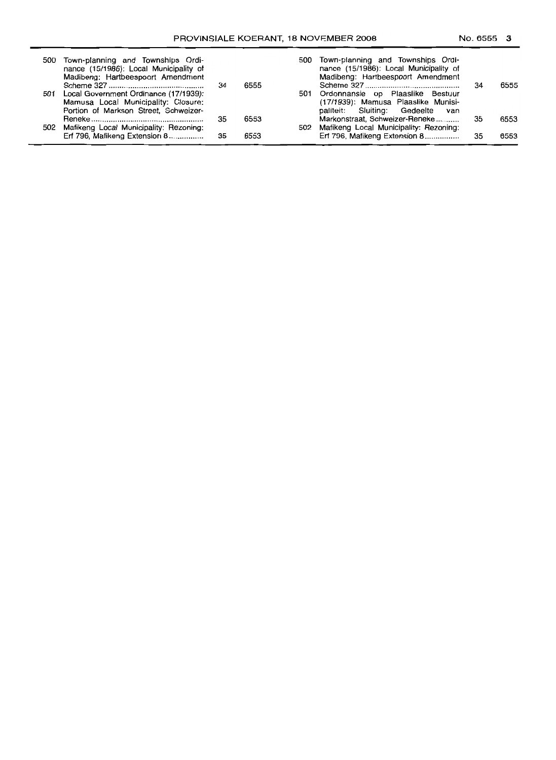| | | | |
|---|---|---|---|
| 500 | Town-planning and Townships Ordinance (15/1986): Local Municipality of Madibeng: Hartbeespoort Amendment Scheme 327 ........................................... | 34 | 6555 |
| 501 | Local Government Ordinance (17/1939): Mamusa Local Municipality: Closure: Portion of Markson Street, Schweizer-Reneke ................................................... | 35 | 6553 |
| 502 | Mafikeng Local Municipality: Rezoning: Erf 796, Mafikeng Extension 8 ............... | 35 | 6553 |

| | | | |
|---|---|---|---|
| 500 | Town-planning and Townships Ordinance (15/1986): Local Municipality of Madibeng: Hartbeespoort Amendment Scheme 327 ........................................... | 34 | 6555 |
| 501 | Ordonnansie op Plaaslike Bestuur (17/1939): Mamusa Plaaslike Munisipaliteit: Sluiting: Gedeelte van Markonstraat, Schweizer-Reneke ........... | 35 | 6553 |
| 502 | Mafikeng Local Municipality: Rezoning: Erf 796, Mafikeng Extension 8 ............... | 35 | 6553 |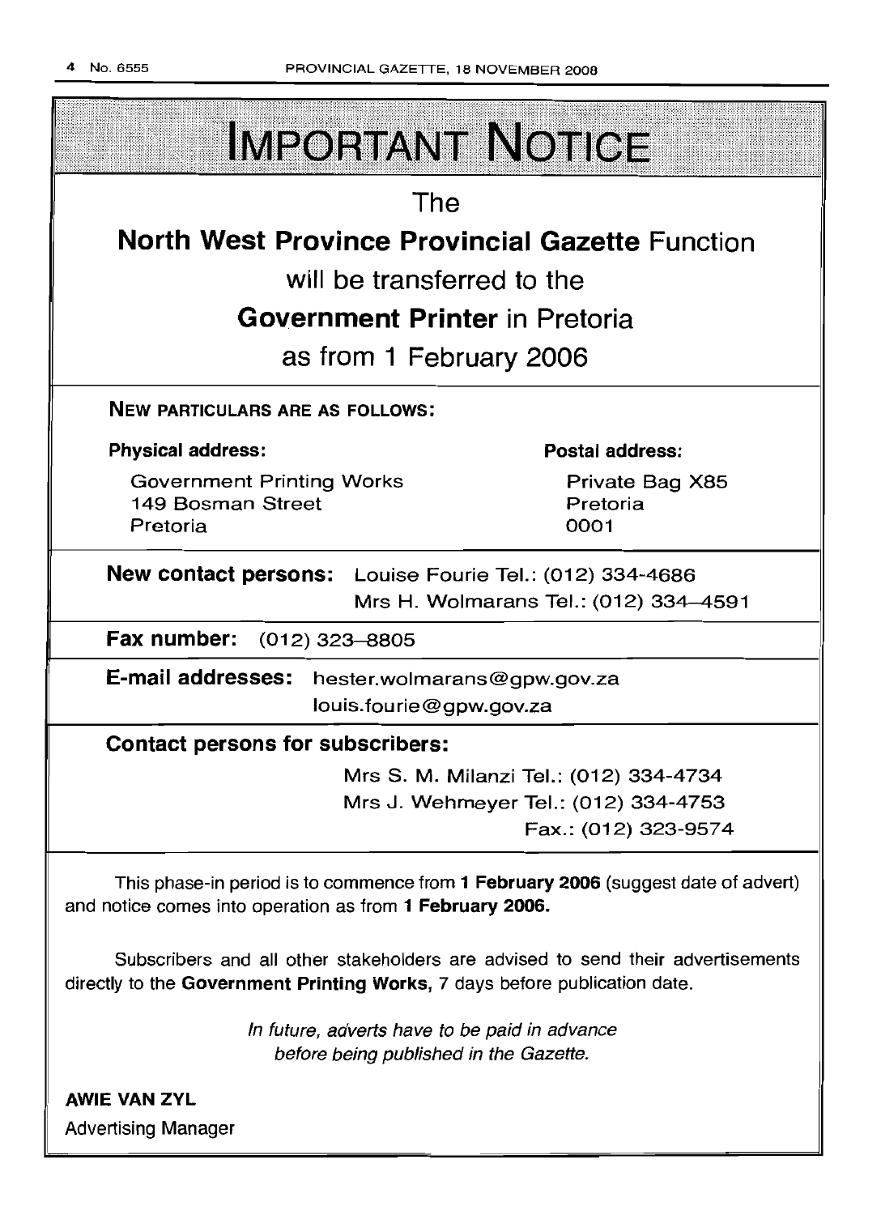# IMPORTANT NOTICE

The

**North West Province Provincial Gazette** Function

will be transferred to the

**Government Printer** in Pretoria

as from 1 February 2006

**NEW PARTICULARS ARE AS FOLLOWS:**

**Physical address:**

Government Printing Works
149 Bosman Street
Pretoria

**Postal address:**

Private Bag X85
Pretoria
0001

**New contact persons:** Louise Fourie Tel.: (012) 334-4686
Mrs H. Wolmarans Tel.: (012) 334–4591

**Fax number:** (012) 323–8805

**E-mail addresses:** hester.wolmarans@gpw.gov.za
louis.fourie@gpw.gov.za

**Contact persons for subscribers:**

Mrs S. M. Milanzi Tel.: (012) 334-4734
Mrs J. Wehmeyer Tel.: (012) 334-4753
Fax.: (012) 323-9574

This phase-in period is to commence from **1 February 2006** (suggest date of advert) and notice comes into operation as from **1 February 2006.**

Subscribers and all other stakeholders are advised to send their advertisements directly to the **Government Printing Works,** 7 days before publication date.

*In future, adverts have to be paid in advance before being published in the Gazette.*

**AWIE VAN ZYL**
Advertising Manager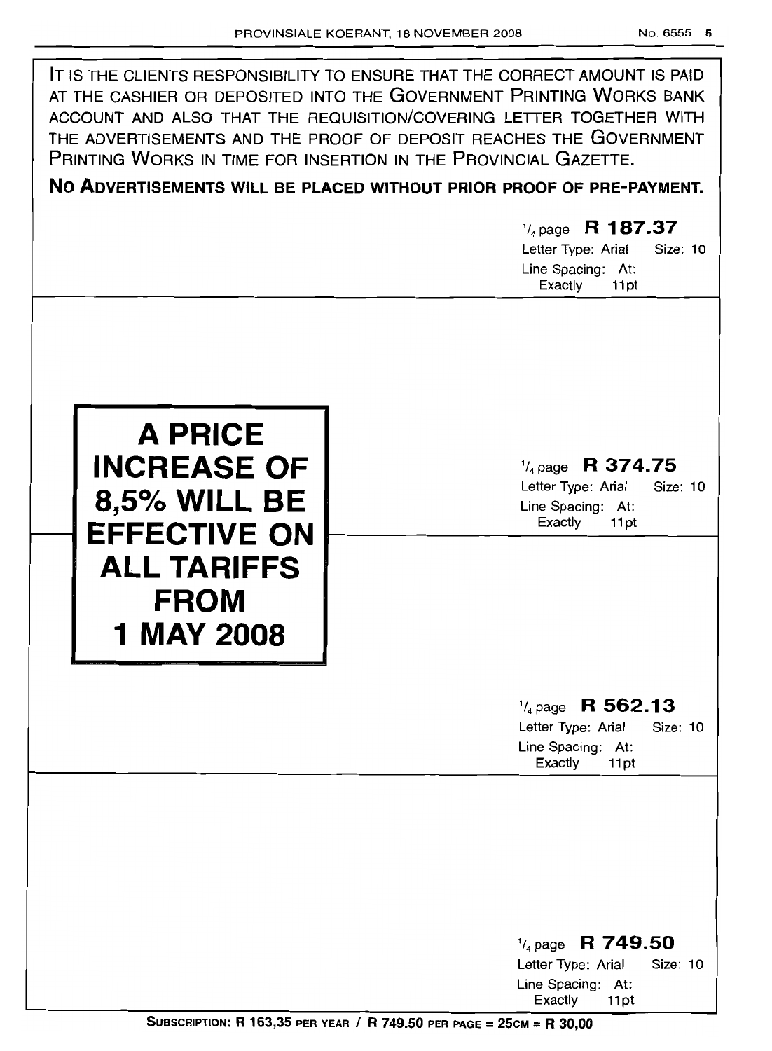IT IS THE CLIENTS RESPONSIBILITY TO ENSURE THAT THE CORRECT AMOUNT IS PAID AT THE CASHIER OR DEPOSITED INTO THE GOVERNMENT PRINTING WORKS BANK ACCOUNT AND ALSO THAT THE REQUISITION/COVERING LETTER TOGETHER WITH THE ADVERTISEMENTS AND THE PROOF OF DEPOSIT REACHES THE GOVERNMENT PRINTING WORKS IN TIME FOR INSERTION IN THE PROVINCIAL GAZETTE.

**NO ADVERTISEMENTS WILL BE PLACED WITHOUT PRIOR PROOF OF PRE-PAYMENT.**

1/4 page **R 187.37**
Letter Type: Arial Size: 10
Line Spacing: At: Exactly 11pt

**A PRICE INCREASE OF 8,5% WILL BE EFFECTIVE ON ALL TARIFFS FROM 1 MAY 2008**

1/4 page **R 374.75**
Letter Type: Arial Size: 10
Line Spacing: At: Exactly 11pt

1/4 page **R 562.13**
Letter Type: Arial Size: 10
Line Spacing: At: Exactly 11pt

1/4 page **R 749.50**
Letter Type: Arial Size: 10
Line Spacing: At: Exactly 11pt

**SUBSCRIPTION: R 163,35 PER YEAR / R 749.50 PER PAGE = 25CM = R 30,00**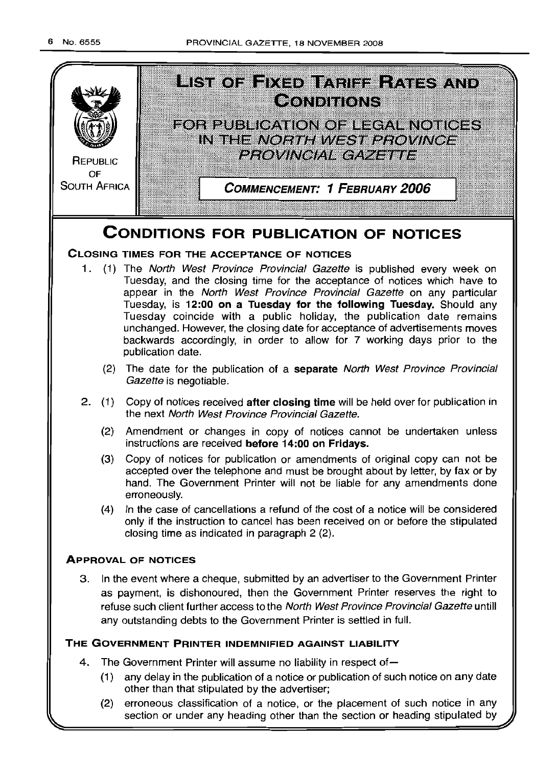REPUBLIC OF SOUTH AFRICA

# LIST OF FIXED TARIFF RATES AND CONDITIONS

## FOR PUBLICATION OF LEGAL NOTICES IN THE *NORTH WEST PROVINCE PROVINCIAL GAZETTE*

**COMMENCEMENT: 1 FEBRUARY 2006**

# CONDITIONS FOR PUBLICATION OF NOTICES

### CLOSING TIMES FOR THE ACCEPTANCE OF NOTICES

1. (1) The *North West Province Provincial Gazette* is published every week on Tuesday, and the closing time for the acceptance of notices which have to appear in the *North West Province Provincial Gazette* on any particular Tuesday, is **12:00 on a Tuesday for the following Tuesday.** Should any Tuesday coincide with a public holiday, the publication date remains unchanged. However, the closing date for acceptance of advertisements moves backwards accordingly, in order to allow for 7 working days prior to the publication date.

   (2) The date for the publication of a **separate** *North West Province Provincial Gazette* is negotiable.

2. (1) Copy of notices received **after closing time** will be held over for publication in the next *North West Province Provincial Gazette.*

   (2) Amendment or changes in copy of notices cannot be undertaken unless instructions are received **before 14:00 on Fridays.**

   (3) Copy of notices for publication or amendments of original copy can not be accepted over the telephone and must be brought about by letter, by fax or by hand. The Government Printer will not be liable for any amendments done erroneously.

   (4) In the case of cancellations a refund of the cost of a notice will be considered only if the instruction to cancel has been received on or before the stipulated closing time as indicated in paragraph 2 (2).

### APPROVAL OF NOTICES

3. In the event where a cheque, submitted by an advertiser to the Government Printer as payment, is dishonoured, then the Government Printer reserves the right to refuse such client further access to the *North West Province Provincial Gazette* untill any outstanding debts to the Government Printer is settled in full.

### THE GOVERNMENT PRINTER INDEMNIFIED AGAINST LIABILITY

4. The Government Printer will assume no liability in respect of—

   (1) any delay in the publication of a notice or publication of such notice on any date other than that stipulated by the advertiser;

   (2) erroneous classification of a notice, or the placement of such notice in any section or under any heading other than the section or heading stipulated by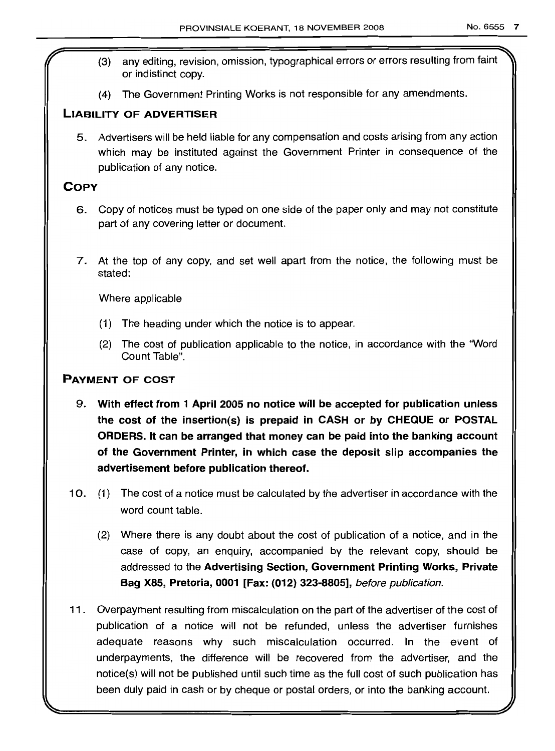(3) any editing, revision, omission, typographical errors or errors resulting from faint or indistinct copy.

(4) The Government Printing Works is not responsible for any amendments.

## Liability of Advertiser

5. Advertisers will be held liable for any compensation and costs arising from any action which may be instituted against the Government Printer in consequence of the publication of any notice.

## Copy

6. Copy of notices must be typed on one side of the paper only and may not constitute part of any covering letter or document.

7. At the top of any copy, and set well apart from the notice, the following must be stated:

Where applicable

(1) The heading under which the notice is to appear.

(2) The cost of publication applicable to the notice, in accordance with the "Word Count Table".

## Payment of Cost

9. **With effect from 1 April 2005 no notice will be accepted for publication unless the cost of the insertion(s) is prepaid in CASH or by CHEQUE or POSTAL ORDERS. It can be arranged that money can be paid into the banking account of the Government Printer, in which case the deposit slip accompanies the advertisement before publication thereof.**

10. (1) The cost of a notice must be calculated by the advertiser in accordance with the word count table.

(2) Where there is any doubt about the cost of publication of a notice, and in the case of copy, an enquiry, accompanied by the relevant copy, should be addressed to the **Advertising Section, Government Printing Works, Private Bag X85, Pretoria, 0001 [Fax: (012) 323-8805],** *before publication.*

11. Overpayment resulting from miscalculation on the part of the advertiser of the cost of publication of a notice will not be refunded, unless the advertiser furnishes adequate reasons why such miscalculation occurred. In the event of underpayments, the difference will be recovered from the advertiser, and the notice(s) will not be published until such time as the full cost of such publication has been duly paid in cash or by cheque or postal orders, or into the banking account.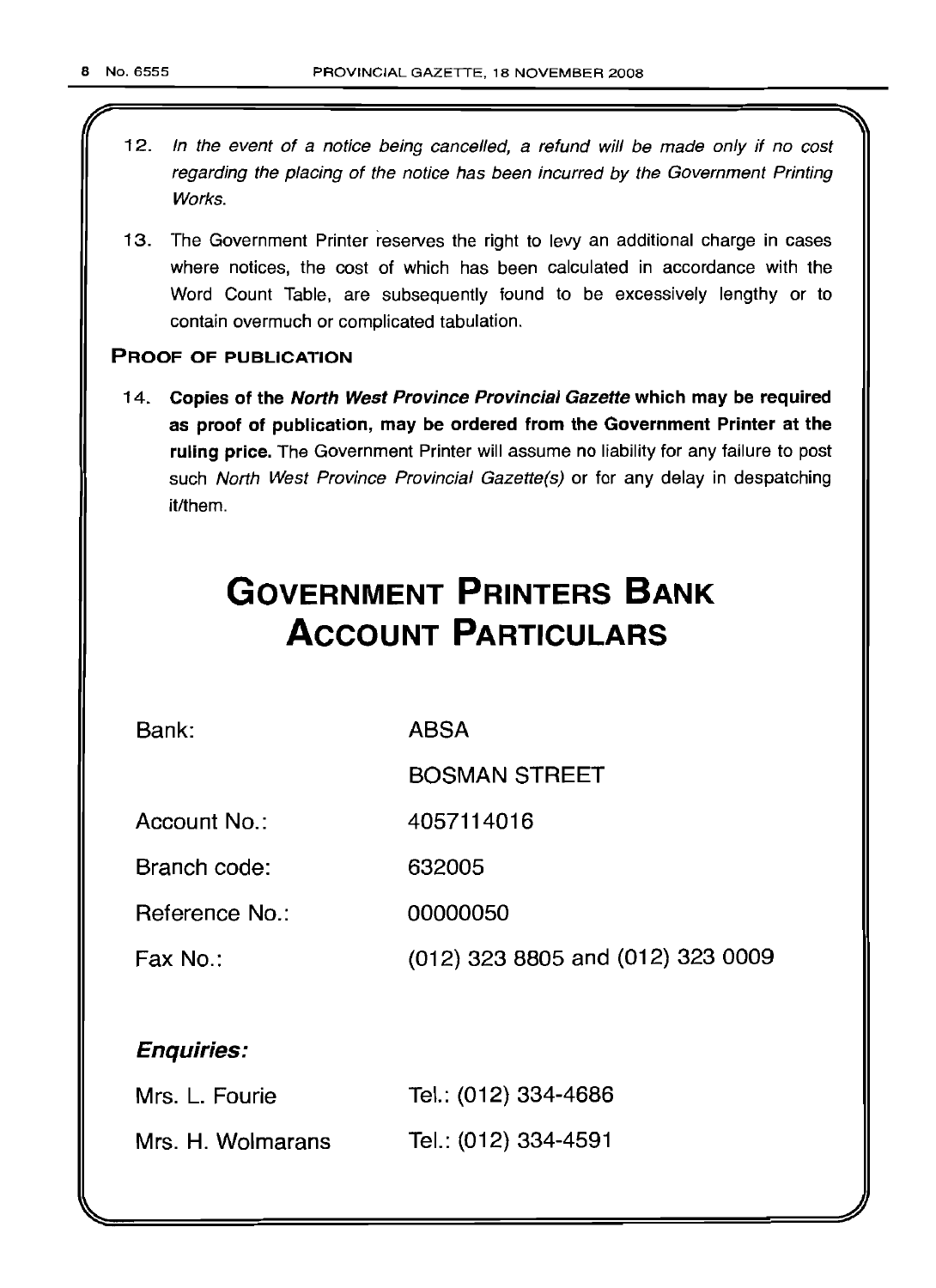12. *In the event of a notice being cancelled, a refund will be made only if no cost regarding the placing of the notice has been incurred by the Government Printing Works.*

13. The Government Printer reserves the right to levy an additional charge in cases where notices, the cost of which has been calculated in accordance with the Word Count Table, are subsequently found to be excessively lengthy or to contain overmuch or complicated tabulation.

### PROOF OF PUBLICATION

14. **Copies of the *North West Province Provincial Gazette* which may be required as proof of publication, may be ordered from the Government Printer at the ruling price.** The Government Printer will assume no liability for any failure to post such *North West Province Provincial Gazette(s)* or for any delay in despatching it/them.

# GOVERNMENT PRINTERS BANK ACCOUNT PARTICULARS

| | |
|---|---|
| Bank: | ABSA |
| | BOSMAN STREET |
| Account No.: | 4057114016 |
| Branch code: | 632005 |
| Reference No.: | 00000050 |
| Fax No.: | (012) 323 8805 and (012) 323 0009 |

### *Enquiries:*

| | |
|---|---|
| Mrs. L. Fourie | Tel.: (012) 334-4686 |
| Mrs. H. Wolmarans | Tel.: (012) 334-4591 |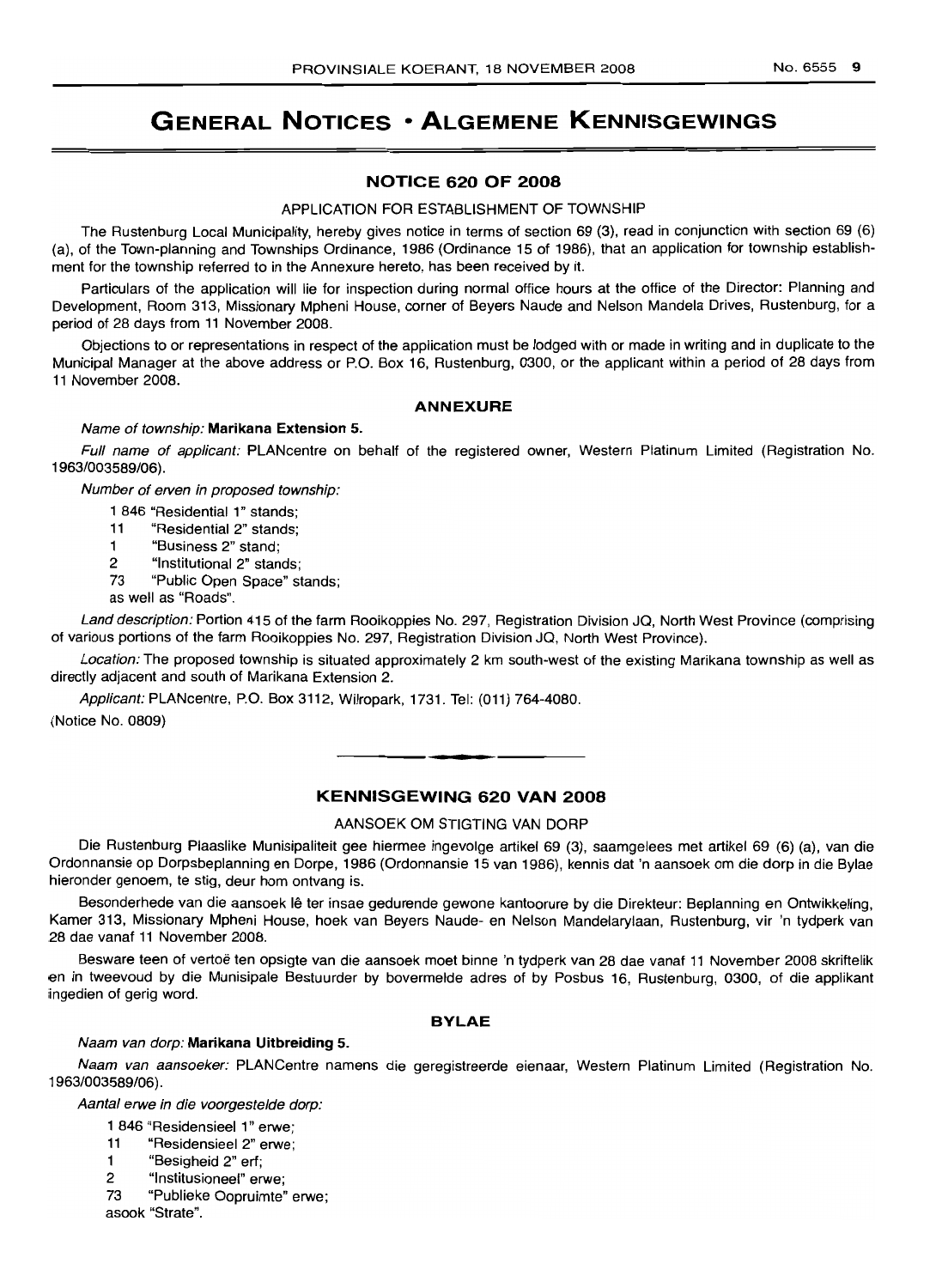# GENERAL NOTICES • ALGEMENE KENNISGEWINGS

## NOTICE 620 OF 2008

APPLICATION FOR ESTABLISHMENT OF TOWNSHIP

The Rustenburg Local Municipality, hereby gives notice in terms of section 69 (3), read in conjunction with section 69 (6) (a), of the Town-planning and Townships Ordinance, 1986 (Ordinance 15 of 1986), that an application for township establishment for the township referred to in the Annexure hereto, has been received by it.

Particulars of the application will lie for inspection during normal office hours at the office of the Director: Planning and Development, Room 313, Missionary Mpheni House, corner of Beyers Naude and Nelson Mandela Drives, Rustenburg, for a period of 28 days from 11 November 2008.

Objections to or representations in respect of the application must be lodged with or made in writing and in duplicate to the Municipal Manager at the above address or P.O. Box 16, Rustenburg, 0300, or the applicant within a period of 28 days from 11 November 2008.

### ANNEXURE

*Name of township:* **Marikana Extension 5.**

*Full name of applicant:* PLANcentre on behalf of the registered owner, Western Platinum Limited (Registration No. 1963/003589/06).

*Number of erven in proposed township:*

1 846 "Residential 1" stands;
11 "Residential 2" stands;
1 "Business 2" stand;
2 "Institutional 2" stands;
73 "Public Open Space" stands;
as well as "Roads".

*Land description:* Portion 415 of the farm Rooikoppies No. 297, Registration Division JQ, North West Province (comprising of various portions of the farm Rooikoppies No. 297, Registration Division JQ, North West Province).

*Location:* The proposed township is situated approximately 2 km south-west of the existing Marikana township as well as directly adjacent and south of Marikana Extension 2.

*Applicant:* PLANcentre, P.O. Box 3112, Wilropark, 1731. Tel: (011) 764-4080.

(Notice No. 0809)

---

## KENNISGEWING 620 VAN 2008

AANSOEK OM STIGTING VAN DORP

Die Rustenburg Plaaslike Munisipaliteit gee hiermee ingevolge artikel 69 (3), saamgelees met artikel 69 (6) (a), van die Ordonnansie op Dorpsbeplanning en Dorpe, 1986 (Ordonnansie 15 van 1986), kennis dat 'n aansoek om die dorp in die Bylae hieronder genoem, te stig, deur hom ontvang is.

Besonderhede van die aansoek lê ter insae gedurende gewone kantoorure by die Direkteur: Beplanning en Ontwikkeling, Kamer 313, Missionary Mpheni House, hoek van Beyers Naude- en Nelson Mandelarylaan, Rustenburg, vir 'n tydperk van 28 dae vanaf 11 November 2008.

Besware teen of vertoë ten opsigte van die aansoek moet binne 'n tydperk van 28 dae vanaf 11 November 2008 skriftelik en in tweevoud by die Munisipale Bestuurder by bovermelde adres of by Posbus 16, Rustenburg, 0300, of die applikant ingedien of gerig word.

### BYLAE

*Naam van dorp:* **Marikana Uitbreiding 5.**

*Naam van aansoeker:* PLANCentre namens die geregistreerde eienaar, Western Platinum Limited (Registration No. 1963/003589/06).

*Aantal erwe in die voorgestelde dorp:*

1 846 "Residensieel 1" erwe;
11 "Residensieel 2" erwe;
1 "Besigheid 2" erf;
2 "Institusioneel" erwe;
73 "Publieke Oopruimte" erwe;
asook "Strate".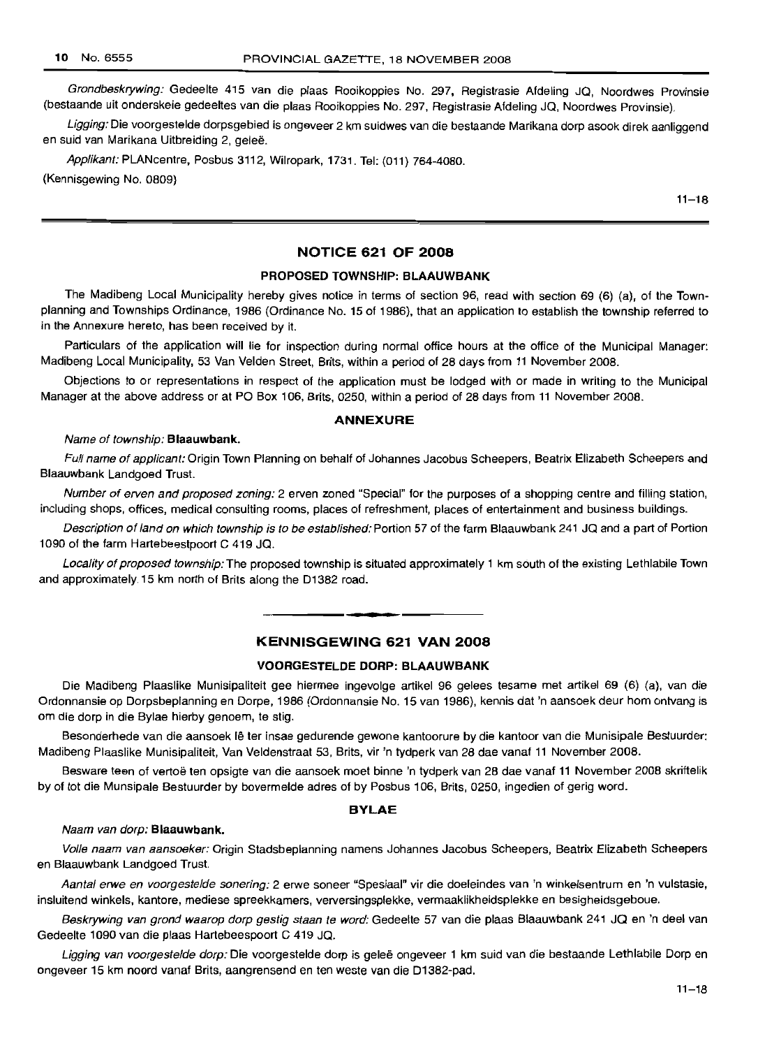*Grondbeskrywing:* Gedeelte 415 van die plaas Rooikoppies No. 297, Registrasie Afdeling JQ, Noordwes Provinsie (bestaande uit onderskeie gedeeltes van die plaas Rooikoppies No. 297, Registrasie Afdeling JQ, Noordwes Provinsie).

*Ligging:* Die voorgestelde dorpsgebied is ongeveer 2 km suidwes van die bestaande Marikana dorp asook direk aanliggend en suid van Marikana Uitbreiding 2, geleë.

*Applikant:* PLANcentre, Posbus 3112, Wilropark, 1731. Tel: (011) 764-4080.

(Kennisgewing No. 0809)

11–18

## NOTICE 621 OF 2008

### PROPOSED TOWNSHIP: BLAAUWBANK

The Madibeng Local Municipality hereby gives notice in terms of section 96, read with section 69 (6) (a), of the Town-planning and Townships Ordinance, 1986 (Ordinance No. 15 of 1986), that an application to establish the township referred to in the Annexure hereto, has been received by it.

Particulars of the application will lie for inspection during normal office hours at the office of the Municipal Manager: Madibeng Local Municipality, 53 Van Velden Street, Brits, within a period of 28 days from 11 November 2008.

Objections to or representations in respect of the application must be lodged with or made in writing to the Municipal Manager at the above address or at PO Box 106, Brits, 0250, within a period of 28 days from 11 November 2008.

### ANNEXURE

*Name of township:* **Blaauwbank.**

*Full name of applicant:* Origin Town Planning on behalf of Johannes Jacobus Scheepers, Beatrix Elizabeth Scheepers and Blaauwbank Landgoed Trust.

*Number of erven and proposed zoning:* 2 erven zoned "Special" for the purposes of a shopping centre and filling station, including shops, offices, medical consulting rooms, places of refreshment, places of entertainment and business buildings.

*Description of land on which township is to be established:* Portion 57 of the farm Blaauwbank 241 JQ and a part of Portion 1090 of the farm Hartebeestpoort C 419 JQ.

*Locality of proposed township:* The proposed township is situated approximately 1 km south of the existing Lethlabile Town and approximately 15 km north of Brits along the D1382 road.

## KENNISGEWING 621 VAN 2008

### VOORGESTELDE DORP: BLAAUWBANK

Die Madibeng Plaaslike Munisipaliteit gee hiermee ingevolge artikel 96 gelees tesame met artikel 69 (6) (a), van die Ordonnansie op Dorpsbeplanning en Dorpe, 1986 (Ordonnansie No. 15 van 1986), kennis dat 'n aansoek deur hom ontvang is om die dorp in die Bylae hierby genoem, te stig.

Besonderhede van die aansoek lê ter insae gedurende gewone kantoorure by die kantoor van die Munisipale Bestuurder: Madibeng Plaaslike Munisipaliteit, Van Veldenstraat 53, Brits, vir 'n tydperk van 28 dae vanaf 11 November 2008.

Besware teen of vertoë ten opsigte van die aansoek moet binne 'n tydperk van 28 dae vanaf 11 November 2008 skriftelik by of tot die Munsipale Bestuurder by bovermelde adres of by Posbus 106, Brits, 0250, ingedien of gerig word.

### BYLAE

*Naam van dorp:* **Blaauwbank.**

*Volle naam van aansoeker:* Origin Stadsbeplanning namens Johannes Jacobus Scheepers, Beatrix Elizabeth Scheepers en Blaauwbank Landgoed Trust.

*Aantal erwe en voorgestelde sonering:* 2 erwe soneer "Spesiaal" vir die doeleindes van 'n winkelsentrum en 'n vulstasie, insluitend winkels, kantore, mediese spreekkamers, verversingsplekke, vermaaklikheidsplekke en besigheidsgeboue.

*Beskrywing van grond waarop dorp gestig staan te word:* Gedeelte 57 van die plaas Blaauwbank 241 JQ en 'n deel van Gedeelte 1090 van die plaas Hartebeespoort C 419 JQ.

*Ligging van voorgestelde dorp:* Die voorgestelde dorp is geleë ongeveer 1 km suid van die bestaande Lethlabile Dorp en ongeveer 15 km noord vanaf Brits, aangrensend en ten weste van die D1382-pad.

11–18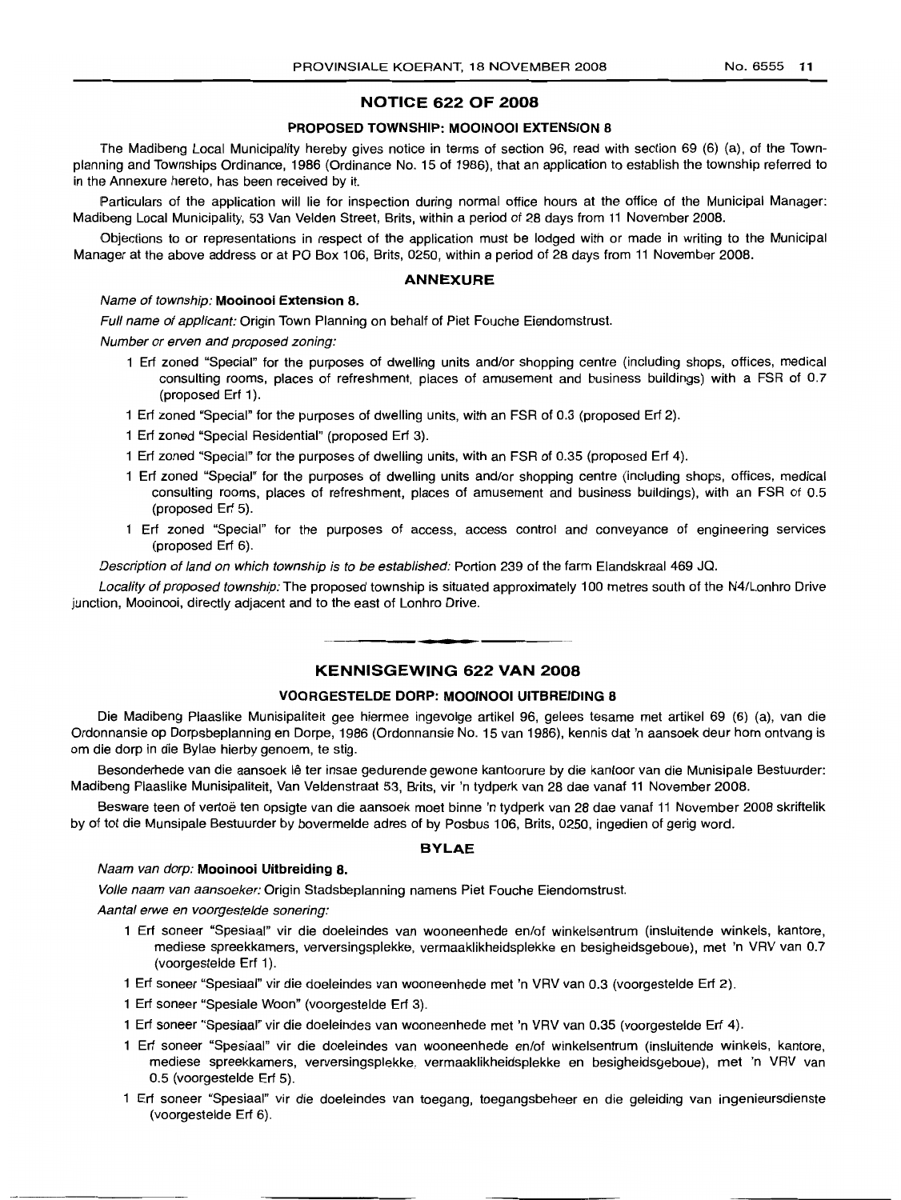## NOTICE 622 OF 2008

### PROPOSED TOWNSHIP: MOOINOOI EXTENSION 8

The Madibeng Local Municipality hereby gives notice in terms of section 96, read with section 69 (6) (a), of the Town-planning and Townships Ordinance, 1986 (Ordinance No. 15 of 1986), that an application to establish the township referred to in the Annexure hereto, has been received by it.

Particulars of the application will lie for inspection during normal office hours at the office of the Municipal Manager: Madibeng Local Municipality, 53 Van Velden Street, Brits, within a period of 28 days from 11 November 2008.

Objections to or representations in respect of the application must be lodged with or made in writing to the Municipal Manager at the above address or at PO Box 106, Brits, 0250, within a period of 28 days from 11 November 2008.

### ANNEXURE

*Name of township:* **Mooinooi Extension 8.**

*Full name of applicant:* Origin Town Planning on behalf of Piet Fouche Eiendomstrust.

*Number or erven and proposed zoning:*

- 1 Erf zoned "Special" for the purposes of dwelling units and/or shopping centre (including shops, offices, medical consulting rooms, places of refreshment, places of amusement and business buildings) with a FSR of 0.7 (proposed Erf 1).
- 1 Erf zoned "Special" for the purposes of dwelling units, with an FSR of 0.3 (proposed Erf 2).
- 1 Erf zoned "Special Residential" (proposed Erf 3).
- 1 Erf zoned "Special" for the purposes of dwelling units, with an FSR of 0.35 (proposed Erf 4).
- 1 Erf zoned "Special" for the purposes of dwelling units and/or shopping centre (including shops, offices, medical consulting rooms, places of refreshment, places of amusement and business buildings), with an FSR of 0.5 (proposed Erf 5).
- 1 Erf zoned "Special" for the purposes of access, access control and conveyance of engineering services (proposed Erf 6).

*Description of land on which township is to be established:* Portion 239 of the farm Elandskraal 469 JQ.

*Locality of proposed township:* The proposed township is situated approximately 100 metres south of the N4/Lonhro Drive junction, Mooinooi, directly adjacent and to the east of Lonhro Drive.

---

## KENNISGEWING 622 VAN 2008

### VOORGESTELDE DORP: MOOINOOI UITBREIDING 8

Die Madibeng Plaaslike Munisipaliteit gee hiermee ingevolge artikel 96, gelees tesame met artikel 69 (6) (a), van die Ordonnansie op Dorpsbeplanning en Dorpe, 1986 (Ordonnansie No. 15 van 1986), kennis dat 'n aansoek deur hom ontvang is om die dorp in die Bylae hierby genoem, te stig.

Besonderhede van die aansoek lê ter insae gedurende gewone kantoorure by die kantoor van die Munisipale Bestuurder: Madibeng Plaaslike Munisipaliteit, Van Veldenstraat 53, Brits, vir 'n tydperk van 28 dae vanaf 11 November 2008.

Besware teen of vertoë ten opsigte van die aansoek moet binne 'n tydperk van 28 dae vanaf 11 November 2008 skriftelik by of tot die Munsipale Bestuurder by bovermelde adres of by Posbus 106, Brits, 0250, ingedien of gerig word.

### BYLAE

*Naam van dorp:* **Mooinooi Uitbreiding 8.**

*Volle naam van aansoeker:* Origin Stadsbeplanning namens Piet Fouche Eiendomstrust.

*Aantal erwe en voorgestelde sonering:*

- 1 Erf soneer "Spesiaal" vir die doeleindes van wooneenhede en/of winkelsentrum (insluitende winkels, kantore, mediese spreekkamers, verversingsplekke, vermaaklikheidsplekke en besigheidsgeboue), met 'n VRV van 0.7 (voorgestelde Erf 1).
- 1 Erf soneer "Spesiaal" vir die doeleindes van wooneenhede met 'n VRV van 0.3 (voorgestelde Erf 2).
- 1 Erf soneer "Spesiale Woon" (voorgestelde Erf 3).
- 1 Erf soneer "Spesiaal" vir die doeleindes van wooneenhede met 'n VRV van 0.35 (voorgestelde Erf 4).
- 1 Erf soneer "Spesiaal" vir die doeleindes van wooneenhede en/of winkelsentrum (insluitende winkels, kantore, mediese spreekkamers, verversingsplekke, vermaaklikheidsplekke en besigheidsgeboue), met 'n VRV van 0.5 (voorgestelde Erf 5).
- 1 Erf soneer "Spesiaal" vir die doeleindes van toegang, toegangsbeheer en die geleiding van ingenieursdienste (voorgestelde Erf 6).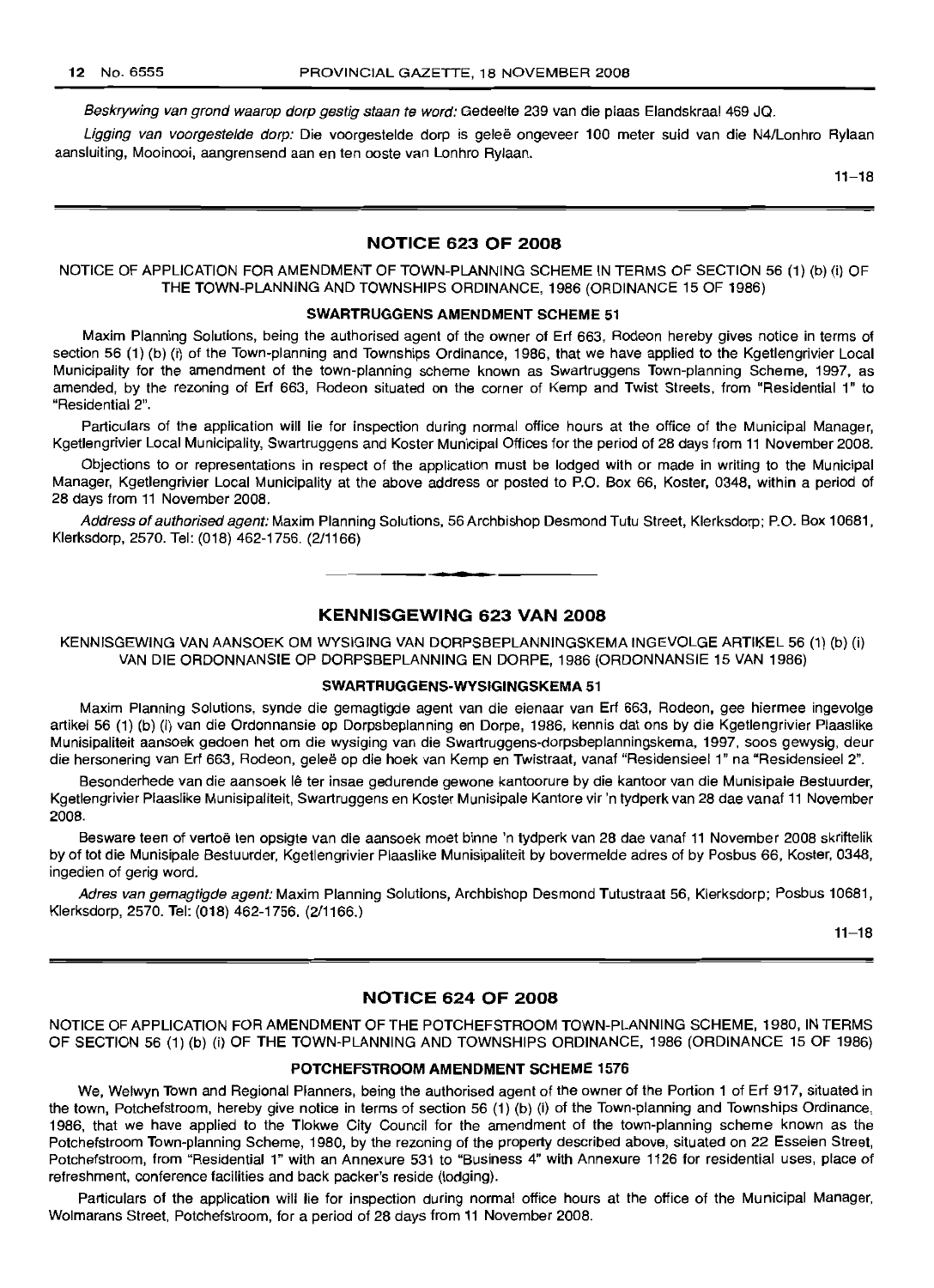*Beskrywing van grond waarop dorp gestig staan te word:* Gedeelte 239 van die plaas Elandskraal 469 JQ.

*Ligging van voorgestelde dorp:* Die voorgestelde dorp is geleë ongeveer 100 meter suid van die N4/Lonhro Rylaan aansluiting, Mooinooi, aangrensend aan en ten ooste van Lonhro Rylaan.

11–18

## NOTICE 623 OF 2008

NOTICE OF APPLICATION FOR AMENDMENT OF TOWN-PLANNING SCHEME IN TERMS OF SECTION 56 (1) (b) (i) OF THE TOWN-PLANNING AND TOWNSHIPS ORDINANCE, 1986 (ORDINANCE 15 OF 1986)

### SWARTRUGGENS AMENDMENT SCHEME 51

Maxim Planning Solutions, being the authorised agent of the owner of Erf 663, Rodeon hereby gives notice in terms of section 56 (1) (b) (i) of the Town-planning and Townships Ordinance, 1986, that we have applied to the Kgetlengrivier Local Municipality for the amendment of the town-planning scheme known as Swartruggens Town-planning Scheme, 1997, as amended, by the rezoning of Erf 663, Rodeon situated on the corner of Kemp and Twist Streets, from "Residential 1" to "Residential 2".

Particulars of the application will lie for inspection during normal office hours at the office of the Municipal Manager, Kgetlengrivier Local Municipality, Swartruggens and Koster Municipal Offices for the period of 28 days from 11 November 2008.

Objections to or representations in respect of the application must be lodged with or made in writing to the Municipal Manager, Kgetlengrivier Local Municipality at the above address or posted to P.O. Box 66, Koster, 0348, within a period of 28 days from 11 November 2008.

*Address of authorised agent:* Maxim Planning Solutions, 56 Archbishop Desmond Tutu Street, Klerksdorp; P.O. Box 10681, Klerksdorp, 2570. Tel: (018) 462-1756. (2/1166)

## KENNISGEWING 623 VAN 2008

KENNISGEWING VAN AANSOEK OM WYSIGING VAN DORPSBEPLANNINGSKEMA INGEVOLGE ARTIKEL 56 (1) (b) (i) VAN DIE ORDONNANSIE OP DORPSBEPLANNING EN DORPE, 1986 (ORDONNANSIE 15 VAN 1986)

### SWARTRUGGENS-WYSIGINGSKEMA 51

Maxim Planning Solutions, synde die gemagtigde agent van die eienaar van Erf 663, Rodeon, gee hiermee ingevolge artikel 56 (1) (b) (i) van die Ordonnansie op Dorpsbeplanning en Dorpe, 1986, kennis dat ons by die Kgetlengrivier Plaaslike Munisipaliteit aansoek gedoen het om die wysiging van die Swartruggens-dorpsbeplanningskema, 1997, soos gewysig, deur die hersonering van Erf 663, Rodeon, geleë op die hoek van Kemp en Twistraat, vanaf "Residensieel 1" na "Residensieel 2".

Besonderhede van die aansoek lê ter insae gedurende gewone kantoorure by die kantoor van die Munisipale Bestuurder, Kgetlengrivier Plaaslike Munisipaliteit, Swartruggens en Koster Munisipale Kantore vir 'n tydperk van 28 dae vanaf 11 November 2008.

Besware teen of vertoë ten opsigte van die aansoek moet binne 'n tydperk van 28 dae vanaf 11 November 2008 skriftelik by of tot die Munisipale Bestuurder, Kgetlengrivier Plaaslike Munisipaliteit by bovermelde adres of by Posbus 66, Koster, 0348, ingedien of gerig word.

*Adres van gemagtigde agent:* Maxim Planning Solutions, Archbishop Desmond Tutustraat 56, Klerksdorp; Posbus 10681, Klerksdorp, 2570. Tel: (018) 462-1756. (2/1166.)

11–18

## NOTICE 624 OF 2008

NOTICE OF APPLICATION FOR AMENDMENT OF THE POTCHEFSTROOM TOWN-PLANNING SCHEME, 1980, IN TERMS OF SECTION 56 (1) (b) (i) OF THE TOWN-PLANNING AND TOWNSHIPS ORDINANCE, 1986 (ORDINANCE 15 OF 1986)

### POTCHEFSTROOM AMENDMENT SCHEME 1576

We, Welwyn Town and Regional Planners, being the authorised agent of the owner of the Portion 1 of Erf 917, situated in the town, Potchefstroom, hereby give notice in terms of section 56 (1) (b) (i) of the Town-planning and Townships Ordinance, 1986, that we have applied to the Tlokwe City Council for the amendment of the town-planning scheme known as the Potchefstroom Town-planning Scheme, 1980, by the rezoning of the property described above, situated on 22 Esselen Street, Potchefstroom, from "Residential 1" with an Annexure 531 to "Business 4" with Annexure 1126 for residential uses, place of refreshment, conference facilities and back packer's reside (lodging).

Particulars of the application will lie for inspection during normal office hours at the office of the Municipal Manager, Wolmarans Street, Potchefstroom, for a period of 28 days from 11 November 2008.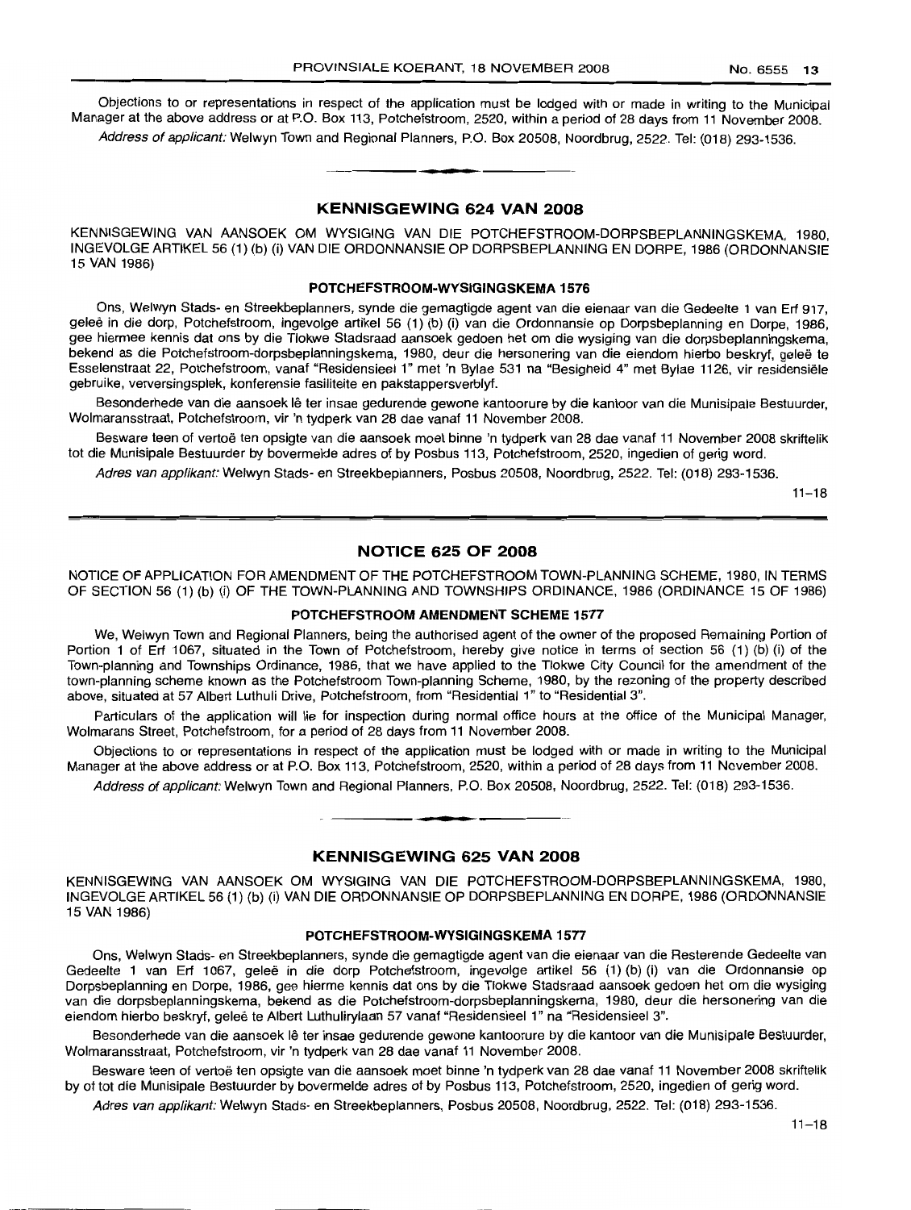Objections to or representations in respect of the application must be lodged with or made in writing to the Municipal Manager at the above address or at P.O. Box 113, Potchefstroom, 2520, within a period of 28 days from 11 November 2008.

*Address of applicant:* Welwyn Town and Regional Planners, P.O. Box 20508, Noordbrug, 2522. Tel: (018) 293-1536.

## KENNISGEWING 624 VAN 2008

KENNISGEWING VAN AANSOEK OM WYSIGING VAN DIE POTCHEFSTROOM-DORPSBEPLANNINGSKEMA, 1980, INGEVOLGE ARTIKEL 56 (1) (b) (i) VAN DIE ORDONNANSIE OP DORPSBEPLANNING EN DORPE, 1986 (ORDONNANSIE 15 VAN 1986)

**POTCHEFSTROOM-WYSIGINGSKEMA 1576**

Ons, Welwyn Stads- en Streekbeplanners, synde die gemagtigde agent van die eienaar van die Gedeelte 1 van Erf 917, geleë in die dorp, Potchefstroom, ingevolge artikel 56 (1) (b) (i) van die Ordonnansie op Dorpsbeplanning en Dorpe, 1986, gee hiermee kennis dat ons by die Tlokwe Stadsraad aansoek gedoen het om die wysiging van die dorpsbeplanningskema, bekend as die Potchefstroom-dorpsbeplanningskema, 1980, deur die hersonering van die eiendom hierbo beskryf, geleë te Esselenstraat 22, Potchefstroom, vanaf "Residensieel 1" met 'n Bylae 531 na "Besigheid 4" met Bylae 1126, vir residensiële gebruike, verversingsplek, konferensie fasiliteite en pakstappersverblyf.

Besonderhede van die aansoek lê ter insae gedurende gewone kantoorure by die kantoor van die Munisipale Bestuurder, Wolmaransstraat, Potchefstroom, vir 'n tydperk van 28 dae vanaf 11 November 2008.

Besware teen of vertoë ten opsigte van die aansoek moet binne 'n tydperk van 28 dae vanaf 11 November 2008 skriftelik tot die Munisipale Bestuurder by bovermelde adres of by Posbus 113, Potchefstroom, 2520, ingedien of gerig word.

*Adres van applikant:* Welwyn Stads- en Streekbeplanners, Posbus 20508, Noordbrug, 2522. Tel: (018) 293-1536.

11–18

## NOTICE 625 OF 2008

NOTICE OF APPLICATION FOR AMENDMENT OF THE POTCHEFSTROOM TOWN-PLANNING SCHEME, 1980, IN TERMS OF SECTION 56 (1) (b) (i) OF THE TOWN-PLANNING AND TOWNSHIPS ORDINANCE, 1986 (ORDINANCE 15 OF 1986)

**POTCHEFSTROOM AMENDMENT SCHEME 1577**

We, Welwyn Town and Regional Planners, being the authorised agent of the owner of the proposed Remaining Portion of Portion 1 of Erf 1067, situated in the Town of Potchefstroom, hereby give notice in terms of section 56 (1) (b) (i) of the Town-planning and Townships Ordinance, 1986, that we have applied to the Tlokwe City Council for the amendment of the town-planning scheme known as the Potchefstroom Town-planning Scheme, 1980, by the rezoning of the property described above, situated at 57 Albert Luthuli Drive, Potchefstroom, from "Residential 1" to "Residential 3".

Particulars of the application will lie for inspection during normal office hours at the office of the Municipal Manager, Wolmarans Street, Potchefstroom, for a period of 28 days from 11 November 2008.

Objections to or representations in respect of the application must be lodged with or made in writing to the Municipal Manager at the above address or at P.O. Box 113, Potchefstroom, 2520, within a period of 28 days from 11 November 2008.

*Address of applicant:* Welwyn Town and Regional Planners, P.O. Box 20508, Noordbrug, 2522. Tel: (018) 293-1536.

## KENNISGEWING 625 VAN 2008

KENNISGEWING VAN AANSOEK OM WYSIGING VAN DIE POTCHEFSTROOM-DORPSBEPLANNINGSKEMA, 1980, INGEVOLGE ARTIKEL 56 (1) (b) (i) VAN DIE ORDONNANSIE OP DORPSBEPLANNING EN DORPE, 1986 (ORDONNANSIE 15 VAN 1986)

**POTCHEFSTROOM-WYSIGINGSKEMA 1577**

Ons, Welwyn Stads- en Streekbeplanners, synde die gemagtigde agent van die eienaar van die Resterende Gedeelte van Gedeelte 1 van Erf 1067, geleë in die dorp Potchefstroom, ingevolge artikel 56 (1) (b) (i) van die Ordonnansie op Dorpsbeplanning en Dorpe, 1986, gee hierme kennis dat ons by die Tlokwe Stadsraad aansoek gedoen het om die wysiging van die dorpsbeplanningskema, bekend as die Potchefstroom-dorpsbeplanningskema, 1980, deur die hersonering van die eiendom hierbo beskryf, geleë te Albert Luthulirylaan 57 vanaf "Residensieel 1" na "Residensieel 3".

Besonderhede van die aansoek lê ter insae gedurende gewone kantoorure by die kantoor van die Munisipale Bestuurder, Wolmaransstraat, Potchefstroom, vir 'n tydperk van 28 dae vanaf 11 November 2008.

Besware teen of vertoë ten opsigte van die aansoek moet binne 'n tydperk van 28 dae vanaf 11 November 2008 skriftelik by of tot die Munisipale Bestuurder by bovermelde adres of by Posbus 113, Potchefstroom, 2520, ingedien of gerig word.

*Adres van applikant:* Welwyn Stads- en Streekbeplanners, Posbus 20508, Noordbrug, 2522. Tel: (018) 293-1536.

11–18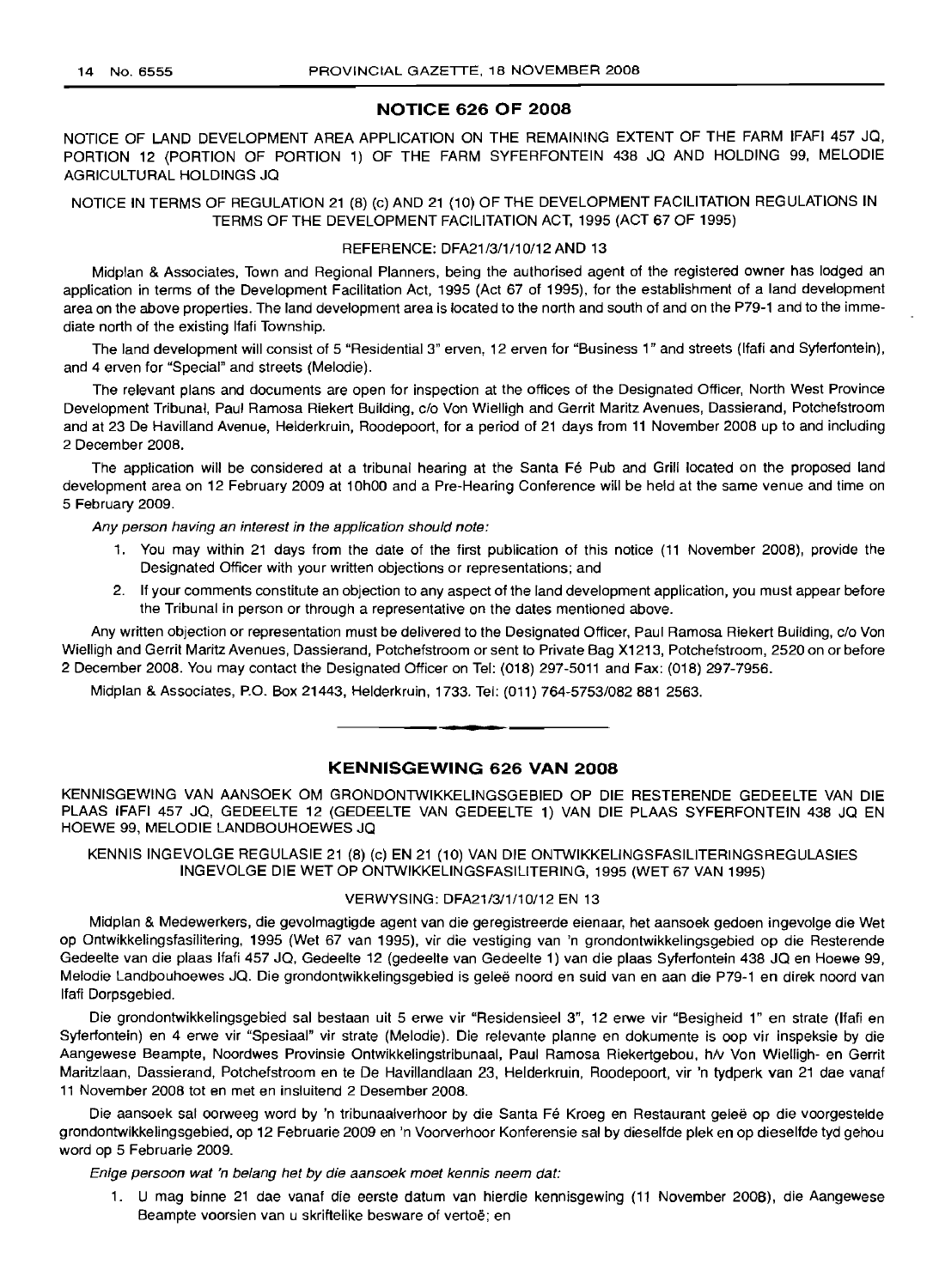## NOTICE 626 OF 2008

NOTICE OF LAND DEVELOPMENT AREA APPLICATION ON THE REMAINING EXTENT OF THE FARM IFAFI 457 JQ, PORTION 12 (PORTION OF PORTION 1) OF THE FARM SYFERFONTEIN 438 JQ AND HOLDING 99, MELODIE AGRICULTURAL HOLDINGS JQ

NOTICE IN TERMS OF REGULATION 21 (8) (c) AND 21 (10) OF THE DEVELOPMENT FACILITATION REGULATIONS IN TERMS OF THE DEVELOPMENT FACILITATION ACT, 1995 (ACT 67 OF 1995)

REFERENCE: DFA21/3/1/10/12 AND 13

Midplan & Associates, Town and Regional Planners, being the authorised agent of the registered owner has lodged an application in terms of the Development Facilitation Act, 1995 (Act 67 of 1995), for the establishment of a land development area on the above properties. The land development area is located to the north and south of and on the P79-1 and to the immediate north of the existing Ifafi Township.

The land development will consist of 5 "Residential 3" erven, 12 erven for "Business 1" and streets (Ifafi and Syferfontein), and 4 erven for "Special" and streets (Melodie).

The relevant plans and documents are open for inspection at the offices of the Designated Officer, North West Province Development Tribunal, Paul Ramosa Riekert Building, c/o Von Wielligh and Gerrit Maritz Avenues, Dassierand, Potchefstroom and at 23 De Havilland Avenue, Helderkruin, Roodepoort, for a period of 21 days from 11 November 2008 up to and including 2 December 2008.

The application will be considered at a tribunal hearing at the Santa Fé Pub and Grill located on the proposed land development area on 12 February 2009 at 10h00 and a Pre-Hearing Conference will be held at the same venue and time on 5 February 2009.

*Any person having an interest in the application should note:*

1. You may within 21 days from the date of the first publication of this notice (11 November 2008), provide the Designated Officer with your written objections or representations; and
2. If your comments constitute an objection to any aspect of the land development application, you must appear before the Tribunal in person or through a representative on the dates mentioned above.

Any written objection or representation must be delivered to the Designated Officer, Paul Ramosa Riekert Building, c/o Von Wielligh and Gerrit Maritz Avenues, Dassierand, Potchefstroom or sent to Private Bag X1213, Potchefstroom, 2520 on or before 2 December 2008. You may contact the Designated Officer on Tel: (018) 297-5011 and Fax: (018) 297-7956.

Midplan & Associates, P.O. Box 21443, Helderkruin, 1733. Tel: (011) 764-5753/082 881 2563.

---

## KENNISGEWING 626 VAN 2008

KENNISGEWING VAN AANSOEK OM GRONDONTWIKKELINGSGEBIED OP DIE RESTERENDE GEDEELTE VAN DIE PLAAS IFAFI 457 JQ, GEDEELTE 12 (GEDEELTE VAN GEDEELTE 1) VAN DIE PLAAS SYFERFONTEIN 438 JQ EN HOEWE 99, MELODIE LANDBOUHOEWES JQ

KENNIS INGEVOLGE REGULASIE 21 (8) (c) EN 21 (10) VAN DIE ONTWIKKELINGSFASILITERINGSREGULASIES INGEVOLGE DIE WET OP ONTWIKKELINGSFASILITERING, 1995 (WET 67 VAN 1995)

VERWYSING: DFA21/3/1/10/12 EN 13

Midplan & Medewerkers, die gevolmagtigde agent van die geregistreerde eienaar, het aansoek gedoen ingevolge die Wet op Ontwikkelingsfasilitering, 1995 (Wet 67 van 1995), vir die vestiging van 'n grondontwikkelingsgebied op die Resterende Gedeelte van die plaas Ifafi 457 JQ, Gedeelte 12 (gedeelte van Gedeelte 1) van die plaas Syferfontein 438 JQ en Hoewe 99, Melodie Landbouhoewes JQ. Die grondontwikkelingsgebied is geleë noord en suid van en aan die P79-1 en direk noord van Ifafi Dorpsgebied.

Die grondontwikkelingsgebied sal bestaan uit 5 erwe vir "Residensieel 3", 12 erwe vir "Besigheid 1" en strate (Ifafi en Syferfontein) en 4 erwe vir "Spesiaal" vir strate (Melodie). Die relevante planne en dokumente is oop vir inspeksie by die Aangewese Beampte, Noordwes Provinsie Ontwikkelingstribunaal, Paul Ramosa Riekertgebou, h/v Von Wielligh- en Gerrit Maritzlaan, Dassierand, Potchefstroom en te De Havillandlaan 23, Helderkruin, Roodepoort, vir 'n tydperk van 21 dae vanaf 11 November 2008 tot en met en insluitend 2 Desember 2008.

Die aansoek sal oorweeg word by 'n tribunaalverhoor by die Santa Fé Kroeg en Restaurant geleë op die voorgestelde grondontwikkelingsgebied, op 12 Februarie 2009 en 'n Voorverhoor Konferensie sal by dieselfde plek en op dieselfde tyd gehou word op 5 Februarie 2009.

*Enige persoon wat 'n belang het by die aansoek moet kennis neem dat:*

1. U mag binne 21 dae vanaf die eerste datum van hierdie kennisgewing (11 November 2008), die Aangewese Beampte voorsien van u skriftelike besware of vertoë; en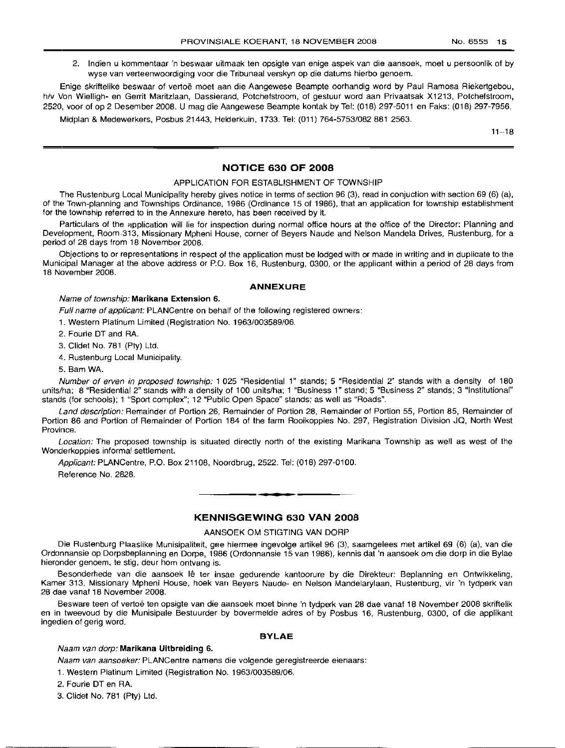2. Indien u kommentaar 'n beswaar uitmaak ten opsigte van enige aspek van die aansoek, moet u persoonlik of by wyse van verteenwoordiging voor die Tribunaal verskyn op die datums hierbo genoem.

Enige skriftelike beswaar of vertoë moet aan die Aangewese Beampte oorhandig word by Paul Ramosa Riekertgebou, h/v Von Wielligh- en Gerrit Maritzlaan, Dassierand, Potchefstroom, of gestuur word aan Privaatsak X1213, Potchefstroom, 2520, voor of op 2 Desember 2008. U mag die Aangewese Beampte kontak by Tel: (018) 297-5011 en Faks: (018) 297-7956.

Midplan & Medewerkers, Posbus 21443, Helderkuin, 1733. Tel: (011) 764-5753/082 881 2563.

11–18

## NOTICE 630 OF 2008

### APPLICATION FOR ESTABLISHMENT OF TOWNSHIP

The Rustenburg Local Municipality hereby gives notice in terms of section 96 (3), read in conjuction with section 69 (6) (a), of the Town-planning and Townships Ordinance, 1986 (Ordinance 15 of 1986), that an application for township establishment for the township referred to in the Annexure hereto, has been received by it.

Particulars of the application will lie for inspection during normal office hours at the office of the Director: Planning and Development, Room 313, Missionary Mpheni House, corner of Beyers Naude and Nelson Mandela Drives, Rustenburg, for a period of 28 days from 18 November 2008.

Objections to or representations in respect of the application must be lodged with or made in writing and in duplicate to the Municipal Manager at the above address or P.O. Box 16, Rustenburg, 0300, or the applicant within a period of 28 days from 18 November 2008.

### ANNEXURE

*Name of township:* **Marikana Extension 6.**

*Full name of applicant:* PLANCentre on behalf of the following registered owners:

1. Western Platinum Limited (Registration No. 1963/003589/06.
2. Fourie DT and RA.
3. Clidet No. 781 (Pty) Ltd.
4. Rustenburg Local Municipality.
5. Bam WA.

*Number of erven in proposed township:* 1 025 "Residential 1" stands; 5 "Residential 2" stands with a density of 180 units/ha; 8 "Residential 2" stands with a density of 100 units/ha; 1 "Business 1" stand; 5 "Business 2" stands; 3 "Institutional" stands (for schools); 1 "Sport complex"; 12 "Public Open Space" stands; as well as "Roads".

*Land description:* Remainder of Portion 26, Remainder of Portion 28, Remainder of Portion 55, Portion 85, Remainder of Portion 86 and Portion of Remainder of Portion 184 of the farm Rooikoppies No. 297, Registration Division JQ, North West Province.

*Location:* The proposed township is situated directly north of the existing Marikana Township as well as west of the Wonderkoppies informal settlement.

*Applicant:* PLANCentre, P.O. Box 21108, Noordbrug, 2522. Tel: (018) 297-0100.

Reference No. 2828.

## KENNISGEWING 630 VAN 2008

### AANSOEK OM STIGTING VAN DORP

Die Rustenburg Plaaslike Munisipaliteit, gee hiermee ingevolge artikel 96 (3), saamgelees met artikel 69 (6) (a), van die Ordonnansie op Dorpsbeplanning en Dorpe, 1986 (Ordonnansie 15 van 1986), kennis dat 'n aansoek om die dorp in die Bylae hieronder genoem, te stig, deur hom ontvang is.

Besonderhede van die aansoek lê ter insae gedurende kantoorure by die Direkteur: Beplanning en Ontwikkeling, Kamer 313, Missionary Mpheni House, hoek van Beyers Naude- en Nelson Mandelarylaan, Rustenburg, vir 'n tydperk van 28 dae vanaf 18 November 2008.

Besware teen of vertoë ten opsigte van die aansoek moet binne 'n tydperk van 28 dae vanaf 18 November 2008 skriftelik en in tweevoud by die Munisipale Bestuurder by bovermelde adres of by Posbus 16, Rustenburg, 0300, of die applikant ingedien of gerig word.

### BYLAE

*Naam van dorp:* **Marikana Uitbreiding 6.**

*Naam van aansoeker:* PLANCentre namens die volgende geregistreerde eienaars:

1. Western Platinum Limited (Registration No. 1963/003589/06.
2. Fourie DT en RA.
3. Clidet No. 781 (Pty) Ltd.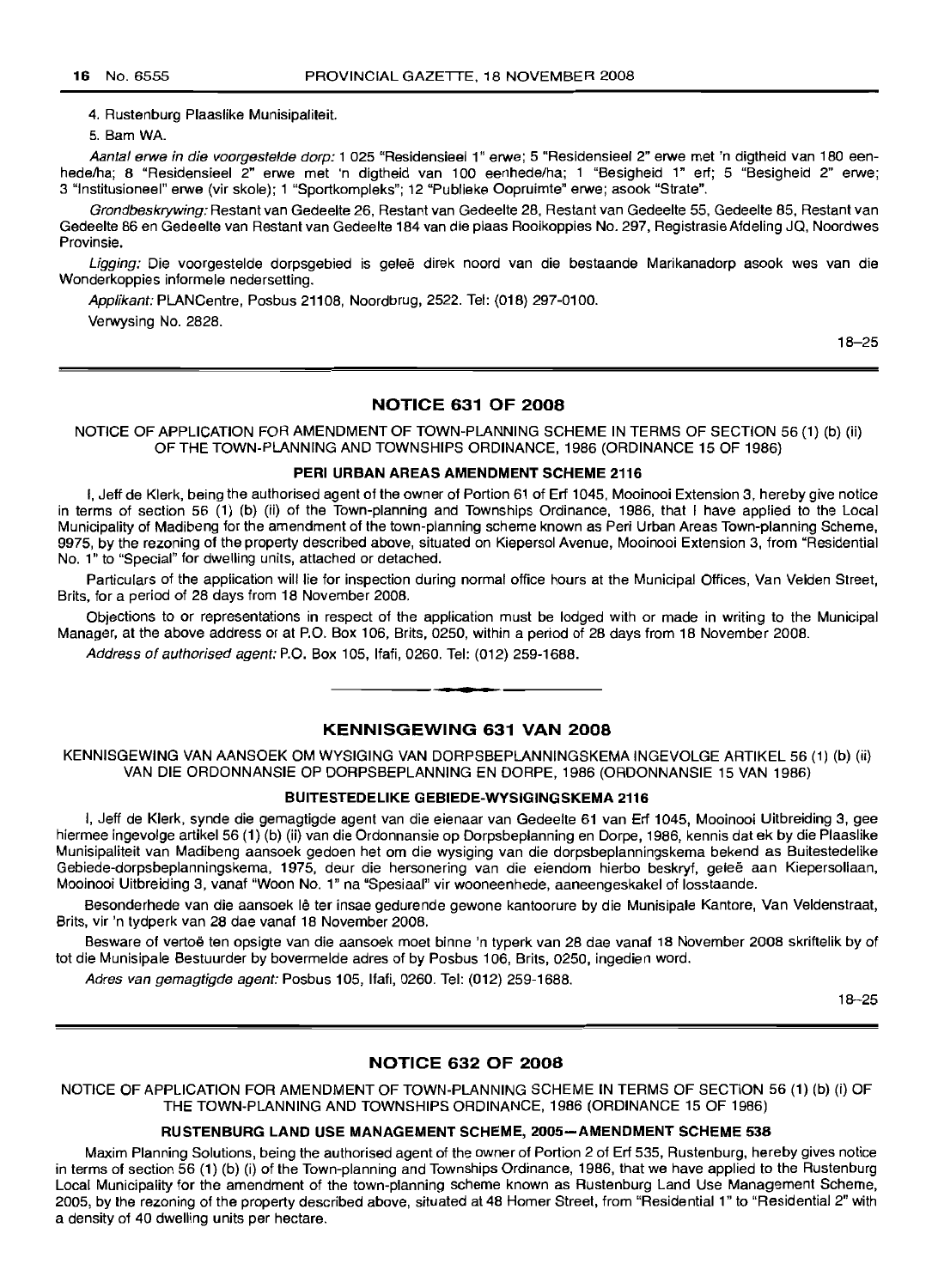4. Rustenburg Plaaslike Munisipaliteit.

5. Bam WA.

*Aantal erwe in die voorgestelde dorp:* 1 025 "Residensieel 1" erwe; 5 "Residensieel 2" erwe met 'n digtheid van 180 eenhede/ha; 8 "Residensieel 2" erwe met 'n digtheid van 100 eenhede/ha; 1 "Besigheid 1" erf; 5 "Besigheid 2" erwe; 3 "Institusioneel" erwe (vir skole); 1 "Sportkompleks"; 12 "Publieke Oopruimte" erwe; asook "Strate".

*Grondbeskrywing:* Restant van Gedeelte 26, Restant van Gedeelte 28, Restant van Gedeelte 55, Gedeelte 85, Restant van Gedeelte 86 en Gedeelte van Restant van Gedeelte 184 van die plaas Rooikoppies No. 297, Registrasie Afdeling JQ, Noordwes Provinsie.

*Ligging:* Die voorgestelde dorpsgebied is geleë direk noord van die bestaande Marikanadorp asook wes van die Wonderkoppies informele nedersetting.

*Applikant:* PLANCentre, Posbus 21108, Noordbrug, 2522. Tel: (018) 297-0100.

Verwysing No. 2828.

18–25

## NOTICE 631 OF 2008

NOTICE OF APPLICATION FOR AMENDMENT OF TOWN-PLANNING SCHEME IN TERMS OF SECTION 56 (1) (b) (ii) OF THE TOWN-PLANNING AND TOWNSHIPS ORDINANCE, 1986 (ORDINANCE 15 OF 1986)

### PERI URBAN AREAS AMENDMENT SCHEME 2116

I, Jeff de Klerk, being the authorised agent of the owner of Portion 61 of Erf 1045, Mooinooi Extension 3, hereby give notice in terms of section 56 (1) (b) (ii) of the Town-planning and Townships Ordinance, 1986, that I have applied to the Local Municipality of Madibeng for the amendment of the town-planning scheme known as Peri Urban Areas Town-planning Scheme, 9975, by the rezoning of the property described above, situated on Kiepersol Avenue, Mooinooi Extension 3, from "Residential No. 1" to "Special" for dwelling units, attached or detached.

Particulars of the application will lie for inspection during normal office hours at the Municipal Offices, Van Velden Street, Brits, for a period of 28 days from 18 November 2008.

Objections to or representations in respect of the application must be lodged with or made in writing to the Municipal Manager, at the above address or at P.O. Box 106, Brits, 0250, within a period of 28 days from 18 November 2008.

*Address of authorised agent:* P.O. Box 105, Ifafi, 0260. Tel: (012) 259-1688.

## KENNISGEWING 631 VAN 2008

KENNISGEWING VAN AANSOEK OM WYSIGING VAN DORPSBEPLANNINGSKEMA INGEVOLGE ARTIKEL 56 (1) (b) (ii) VAN DIE ORDONNANSIE OP DORPSBEPLANNING EN DORPE, 1986 (ORDONNANSIE 15 VAN 1986)

### BUITESTEDELIKE GEBIEDE-WYSIGINGSKEMA 2116

I, Jeff de Klerk, synde die gemagtigde agent van die eienaar van Gedeelte 61 van Erf 1045, Mooinooi Uitbreiding 3, gee hiermee ingevolge artikel 56 (1) (b) (ii) van die Ordonnansie op Dorpsbeplanning en Dorpe, 1986, kennis dat ek by die Plaaslike Munisipaliteit van Madibeng aansoek gedoen het om die wysiging van die dorpsbeplanningskema bekend as Buitestedelike Gebiede-dorpsbeplanningskema, 1975, deur die hersonering van die eiendom hierbo beskryf, geleë aan Kiepersollaan, Mooinooi Uitbreiding 3, vanaf "Woon No. 1" na "Spesiaal" vir wooneenhede, aaneengeskakel of losstaande.

Besonderhede van die aansoek lê ter insae gedurende gewone kantoorure by die Munisipale Kantore, Van Veldenstraat, Brits, vir 'n tydperk van 28 dae vanaf 18 November 2008.

Besware of vertoë ten opsigte van die aansoek moet binne 'n typerk van 28 dae vanaf 18 November 2008 skriftelik by of tot die Munisipale Bestuurder by bovermelde adres of by Posbus 106, Brits, 0250, ingedien word.

*Adres van gemagtigde agent:* Posbus 105, Ifafi, 0260. Tel: (012) 259-1688.

18–25

## NOTICE 632 OF 2008

NOTICE OF APPLICATION FOR AMENDMENT OF TOWN-PLANNING SCHEME IN TERMS OF SECTION 56 (1) (b) (i) OF THE TOWN-PLANNING AND TOWNSHIPS ORDINANCE, 1986 (ORDINANCE 15 OF 1986)

### RUSTENBURG LAND USE MANAGEMENT SCHEME, 2005—AMENDMENT SCHEME 538

Maxim Planning Solutions, being the authorised agent of the owner of Portion 2 of Erf 535, Rustenburg, hereby gives notice in terms of section 56 (1) (b) (i) of the Town-planning and Townships Ordinance, 1986, that we have applied to the Rustenburg Local Municipality for the amendment of the town-planning scheme known as Rustenburg Land Use Management Scheme, 2005, by the rezoning of the property described above, situated at 48 Homer Street, from "Residential 1" to "Residential 2" with a density of 40 dwelling units per hectare.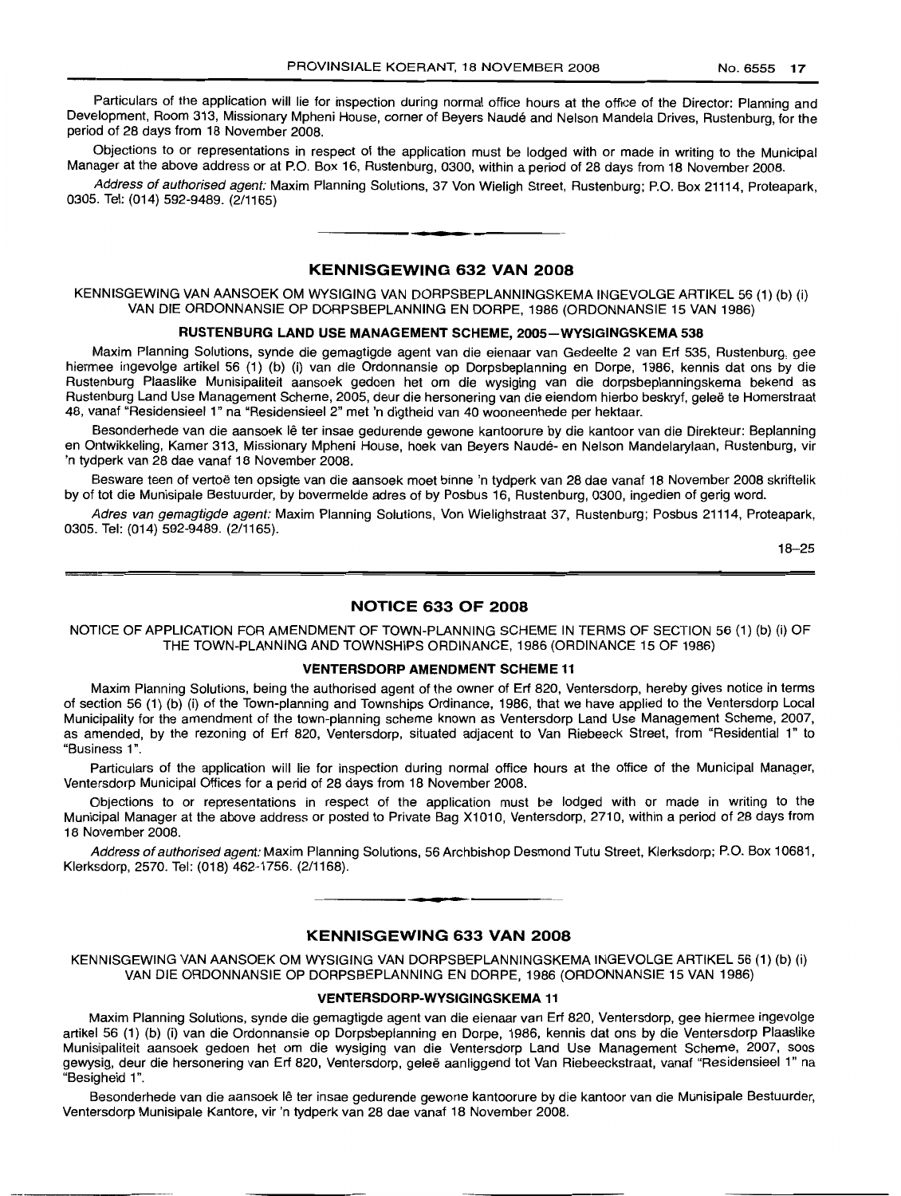Particulars of the application will lie for inspection during normal office hours at the office of the Director: Planning and Development, Room 313, Missionary Mpheni House, corner of Beyers Naudé and Nelson Mandela Drives, Rustenburg, for the period of 28 days from 18 November 2008.

Objections to or representations in respect of the application must be lodged with or made in writing to the Municipal Manager at the above address or at P.O. Box 16, Rustenburg, 0300, within a period of 28 days from 18 November 2008.

*Address of authorised agent:* Maxim Planning Solutions, 37 Von Wieligh Street, Rustenburg; P.O. Box 21114, Proteapark, 0305. Tel: (014) 592-9489. (2/1165)

## KENNISGEWING 632 VAN 2008

KENNISGEWING VAN AANSOEK OM WYSIGING VAN DORPSBEPLANNINGSKEMA INGEVOLGE ARTIKEL 56 (1) (b) (i) VAN DIE ORDONNANSIE OP DORPSBEPLANNING EN DORPE, 1986 (ORDONNANSIE 15 VAN 1986)

### RUSTENBURG LAND USE MANAGEMENT SCHEME, 2005—WYSIGINGSKEMA 538

Maxim Planning Solutions, synde die gemagtigde agent van die eienaar van Gedeelte 2 van Erf 535, Rustenburg, gee hiermee ingevolge artikel 56 (1) (b) (i) van die Ordonnansie op Dorpsbeplanning en Dorpe, 1986, kennis dat ons by die Rustenburg Plaaslike Munisipaliteit aansoek gedoen het om die wysiging van die dorpsbeplanningskema bekend as Rustenburg Land Use Management Scheme, 2005, deur die hersonering van die eiendom hierbo beskryf, geleë te Homerstraat 48, vanaf "Residensieel 1" na "Residensieel 2" met 'n digtheid van 40 wooneenhede per hektaar.

Besonderhede van die aansoek lê ter insae gedurende gewone kantoorure by die kantoor van die Direkteur: Beplanning en Ontwikkeling, Kamer 313, Missionary Mpheni House, hoek van Beyers Naudé- en Nelson Mandelarylaan, Rustenburg, vir 'n tydperk van 28 dae vanaf 18 November 2008.

Besware teen of vertoë ten opsigte van die aansoek moet binne 'n tydperk van 28 dae vanaf 18 November 2008 skriftelik by of tot die Munisipale Bestuurder, by bovermelde adres of by Posbus 16, Rustenburg, 0300, ingedien of gerig word.

*Adres van gemagtigde agent:* Maxim Planning Solutions, Von Wielighstraat 37, Rustenburg; Posbus 21114, Proteapark, 0305. Tel: (014) 592-9489. (2/1165).

18–25

## NOTICE 633 OF 2008

NOTICE OF APPLICATION FOR AMENDMENT OF TOWN-PLANNING SCHEME IN TERMS OF SECTION 56 (1) (b) (i) OF THE TOWN-PLANNING AND TOWNSHIPS ORDINANCE, 1986 (ORDINANCE 15 OF 1986)

### VENTERSDORP AMENDMENT SCHEME 11

Maxim Planning Solutions, being the authorised agent of the owner of Erf 820, Ventersdorp, hereby gives notice in terms of section 56 (1) (b) (i) of the Town-planning and Townships Ordinance, 1986, that we have applied to the Ventersdorp Local Municipality for the amendment of the town-planning scheme known as Ventersdorp Land Use Management Scheme, 2007, as amended, by the rezoning of Erf 820, Ventersdorp, situated adjacent to Van Riebeeck Street, from "Residential 1" to "Business 1".

Particulars of the application will lie for inspection during normal office hours at the office of the Municipal Manager, Ventersdorp Municipal Offices for a perid of 28 days from 18 November 2008.

Objections to or representations in respect of the application must be lodged with or made in writing to the Municipal Manager at the above address or posted to Private Bag X1010, Ventersdorp, 2710, within a period of 28 days from 18 November 2008.

*Address of authorised agent:* Maxim Planning Solutions, 56 Archbishop Desmond Tutu Street, Klerksdorp; P.O. Box 10681, Klerksdorp, 2570. Tel: (018) 462-1756. (2/1168).

## KENNISGEWING 633 VAN 2008

KENNISGEWING VAN AANSOEK OM WYSIGING VAN DORPSBEPLANNINGSKEMA INGEVOLGE ARTIKEL 56 (1) (b) (i) VAN DIE ORDONNANSIE OP DORPSBEPLANNING EN DORPE, 1986 (ORDONNANSIE 15 VAN 1986)

### VENTERSDORP-WYSIGINGSKEMA 11

Maxim Planning Solutions, synde die gemagtigde agent van die eienaar van Erf 820, Ventersdorp, gee hiermee ingevolge artikel 56 (1) (b) (i) van die Ordonnansie op Dorpsbeplanning en Dorpe, 1986, kennis dat ons by die Ventersdorp Plaaslike Munisipaliteit aansoek gedoen het om die wysiging van die Ventersdorp Land Use Management Scheme, 2007, soos gewysig, deur die hersonering van Erf 820, Ventersdorp, geleë aanliggend tot Van Riebeeckstraat, vanaf "Residensieel 1" na "Besigheid 1".

Besonderhede van die aansoek lê ter insae gedurende gewone kantoorure by die kantoor van die Munisipale Bestuurder, Ventersdorp Munisipale Kantore, vir 'n tydperk van 28 dae vanaf 18 November 2008.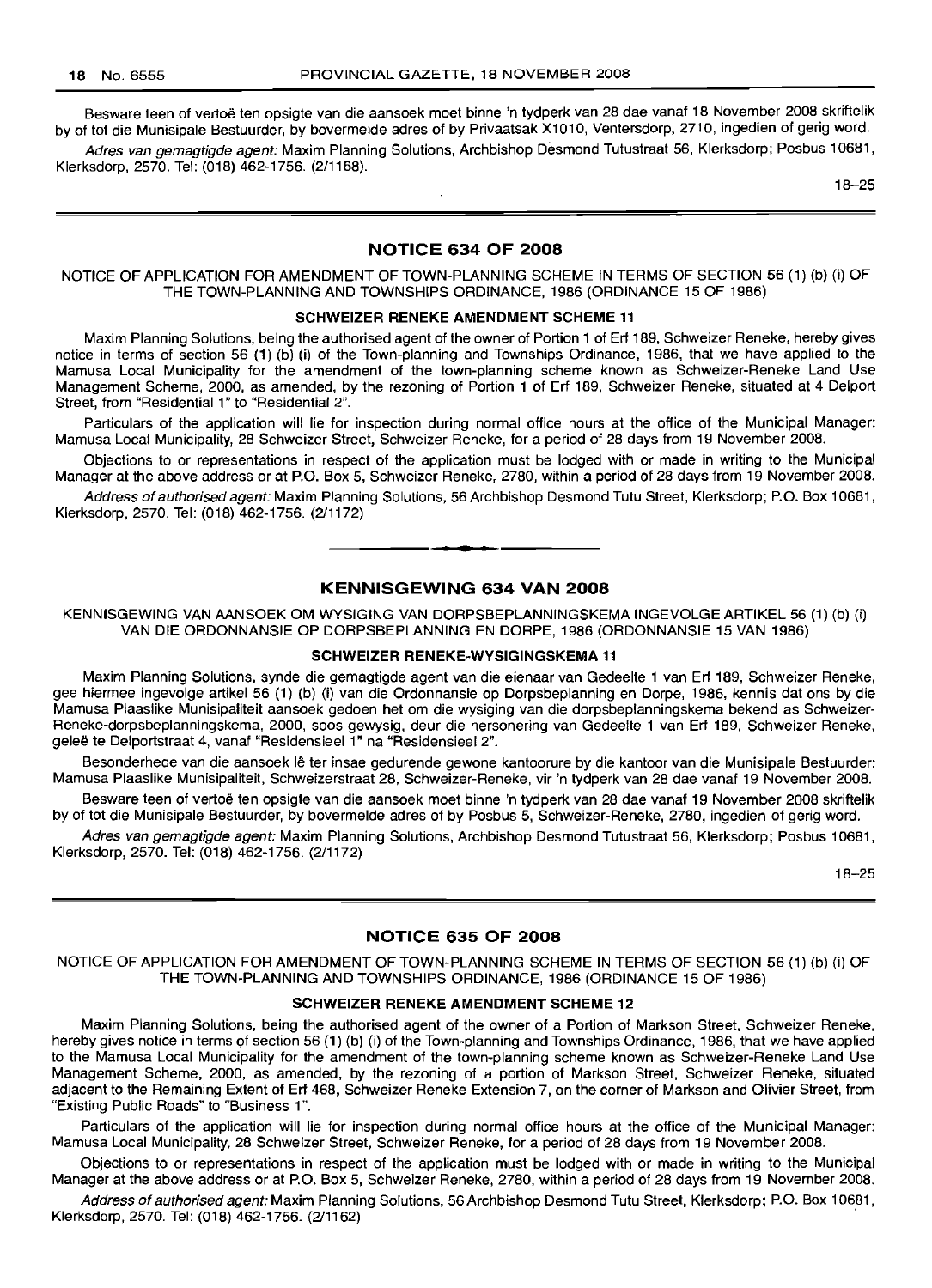Besware teen of vertoë ten opsigte van die aansoek moet binne 'n tydperk van 28 dae vanaf 18 November 2008 skriftelik by of tot die Munisipale Bestuurder, by bovermelde adres of by Privaatsak X1010, Ventersdorp, 2710, ingedien of gerig word.

*Adres van gemagtigde agent:* Maxim Planning Solutions, Archbishop Desmond Tutustraat 56, Klerksdorp; Posbus 10681, Klerksdorp, 2570. Tel: (018) 462-1756. (2/1168).

18–25

## NOTICE 634 OF 2008

NOTICE OF APPLICATION FOR AMENDMENT OF TOWN-PLANNING SCHEME IN TERMS OF SECTION 56 (1) (b) (i) OF THE TOWN-PLANNING AND TOWNSHIPS ORDINANCE, 1986 (ORDINANCE 15 OF 1986)

### SCHWEIZER RENEKE AMENDMENT SCHEME 11

Maxim Planning Solutions, being the authorised agent of the owner of Portion 1 of Erf 189, Schweizer Reneke, hereby gives notice in terms of section 56 (1) (b) (i) of the Town-planning and Townships Ordinance, 1986, that we have applied to the Mamusa Local Municipality for the amendment of the town-planning scheme known as Schweizer-Reneke Land Use Management Scheme, 2000, as amended, by the rezoning of Portion 1 of Erf 189, Schweizer Reneke, situated at 4 Delport Street, from "Residential 1" to "Residential 2".

Particulars of the application will lie for inspection during normal office hours at the office of the Municipal Manager: Mamusa Local Municipality, 28 Schweizer Street, Schweizer Reneke, for a period of 28 days from 19 November 2008.

Objections to or representations in respect of the application must be lodged with or made in writing to the Municipal Manager at the above address or at P.O. Box 5, Schweizer Reneke, 2780, within a period of 28 days from 19 November 2008.

*Address of authorised agent:* Maxim Planning Solutions, 56 Archbishop Desmond Tutu Street, Klerksdorp; P.O. Box 10681, Klerksdorp, 2570. Tel: (018) 462-1756. (2/1172)

## KENNISGEWING 634 VAN 2008

KENNISGEWING VAN AANSOEK OM WYSIGING VAN DORPSBEPLANNINGSKEMA INGEVOLGE ARTIKEL 56 (1) (b) (i) VAN DIE ORDONNANSIE OP DORPSBEPLANNING EN DORPE, 1986 (ORDONNANSIE 15 VAN 1986)

### SCHWEIZER RENEKE-WYSIGINGSKEMA 11

Maxim Planning Solutions, synde die gemagtigde agent van die eienaar van Gedeelte 1 van Erf 189, Schweizer Reneke, gee hiermee ingevolge artikel 56 (1) (b) (i) van die Ordonnansie op Dorpsbeplanning en Dorpe, 1986, kennis dat ons by die Mamusa Plaaslike Munisipaliteit aansoek gedoen het om die wysiging van die dorpsbeplanningskema bekend as Schweizer-Reneke-dorpsbeplanningskema, 2000, soos gewysig, deur die hersonering van Gedeelte 1 van Erf 189, Schweizer Reneke, geleë te Delportstraat 4, vanaf "Residensieel 1" na "Residensieel 2".

Besonderhede van die aansoek lê ter insae gedurende gewone kantoorure by die kantoor van die Munisipale Bestuurder: Mamusa Plaaslike Munisipaliteit, Schweizerstraat 28, Schweizer-Reneke, vir 'n tydperk van 28 dae vanaf 19 November 2008.

Besware teen of vertoë ten opsigte van die aansoek moet binne 'n tydperk van 28 dae vanaf 19 November 2008 skriftelik by of tot die Munisipale Bestuurder, by bovermelde adres of by Posbus 5, Schweizer-Reneke, 2780, ingedien of gerig word.

*Adres van gemagtigde agent:* Maxim Planning Solutions, Archbishop Desmond Tutustraat 56, Klerksdorp; Posbus 10681, Klerksdorp, 2570. Tel: (018) 462-1756. (2/1172)

18–25

## NOTICE 635 OF 2008

NOTICE OF APPLICATION FOR AMENDMENT OF TOWN-PLANNING SCHEME IN TERMS OF SECTION 56 (1) (b) (i) OF THE TOWN-PLANNING AND TOWNSHIPS ORDINANCE, 1986 (ORDINANCE 15 OF 1986)

### SCHWEIZER RENEKE AMENDMENT SCHEME 12

Maxim Planning Solutions, being the authorised agent of the owner of a Portion of Markson Street, Schweizer Reneke, hereby gives notice in terms of section 56 (1) (b) (i) of the Town-planning and Townships Ordinance, 1986, that we have applied to the Mamusa Local Municipality for the amendment of the town-planning scheme known as Schweizer-Reneke Land Use Management Scheme, 2000, as amended, by the rezoning of a portion of Markson Street, Schweizer Reneke, situated adjacent to the Remaining Extent of Erf 468, Schweizer Reneke Extension 7, on the corner of Markson and Olivier Street, from "Existing Public Roads" to "Business 1".

Particulars of the application will lie for inspection during normal office hours at the office of the Municipal Manager: Mamusa Local Municipality, 28 Schweizer Street, Schweizer Reneke, for a period of 28 days from 19 November 2008.

Objections to or representations in respect of the application must be lodged with or made in writing to the Municipal Manager at the above address or at P.O. Box 5, Schweizer Reneke, 2780, within a period of 28 days from 19 November 2008.

*Address of authorised agent:* Maxim Planning Solutions, 56 Archbishop Desmond Tutu Street, Klerksdorp; P.O. Box 10681, Klerksdorp, 2570. Tel: (018) 462-1756. (2/1162)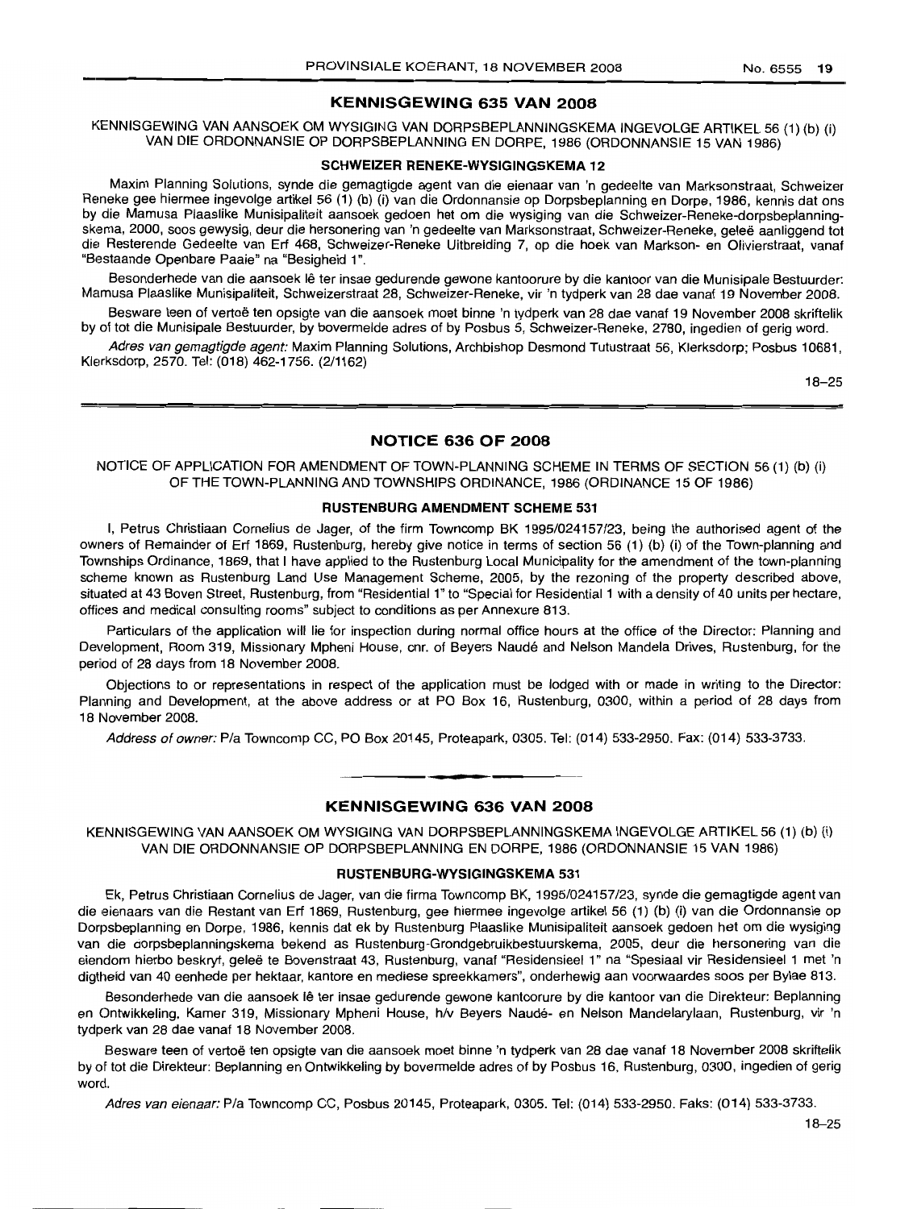## KENNISGEWING 635 VAN 2008

KENNISGEWING VAN AANSOEK OM WYSIGING VAN DORPSBEPLANNINGSKEMA INGEVOLGE ARTIKEL 56 (1) (b) (i) VAN DIE ORDONNANSIE OP DORPSBEPLANNING EN DORPE, 1986 (ORDONNANSIE 15 VAN 1986)

### SCHWEIZER RENEKE-WYSIGINGSKEMA 12

Maxim Planning Solutions, synde die gemagtigde agent van die eienaar van 'n gedeelte van Marksonstraat, Schweizer Reneke gee hiermee ingevolge artikel 56 (1) (b) (i) van die Ordonnansie op Dorpsbeplanning en Dorpe, 1986, kennis dat ons by die Mamusa Plaaslike Munisipaliteit aansoek gedoen het om die wysiging van die Schweizer-Reneke-dorpsbeplanningskema, 2000, soos gewysig, deur die hersonering van 'n gedeelte van Marksonstraat, Schweizer-Reneke, geleë aanliggend tot die Resterende Gedeelte van Erf 468, Schweizer-Reneke Uitbreiding 7, op die hoek van Markson- en Olivierstraat, vanaf "Bestaande Openbare Paaie" na "Besigheid 1".

Besonderhede van die aansoek lê ter insae gedurende gewone kantoorure by die kantoor van die Munisipale Bestuurder: Mamusa Plaaslike Munisipaliteit, Schweizerstraat 28, Schweizer-Reneke, vir 'n tydperk van 28 dae vanaf 19 November 2008.

Besware teen of vertoë ten opsigte van die aansoek moet binne 'n tydperk van 28 dae vanaf 19 November 2008 skriftelik by of tot die Munisipale Bestuurder, by bovermelde adres of by Posbus 5, Schweizer-Reneke, 2780, ingedien of gerig word.

*Adres van gemagtigde agent:* Maxim Planning Solutions, Archbishop Desmond Tutustraat 56, Klerksdorp; Posbus 10681, Klerksdorp, 2570. Tel: (018) 462-1756. (2/1162)

18–25

## NOTICE 636 OF 2008

NOTICE OF APPLICATION FOR AMENDMENT OF TOWN-PLANNING SCHEME IN TERMS OF SECTION 56 (1) (b) (i) OF THE TOWN-PLANNING AND TOWNSHIPS ORDINANCE, 1986 (ORDINANCE 15 OF 1986)

### RUSTENBURG AMENDMENT SCHEME 531

I, Petrus Christiaan Cornelius de Jager, of the firm Towncomp BK 1995/024157/23, being the authorised agent of the owners of Remainder of Erf 1869, Rustenburg, hereby give notice in terms of section 56 (1) (b) (i) of the Town-planning and Townships Ordinance, 1869, that I have applied to the Rustenburg Local Municipality for the amendment of the town-planning scheme known as Rustenburg Land Use Management Scheme, 2005, by the rezoning of the property described above, situated at 43 Boven Street, Rustenburg, from "Residential 1" to "Special for Residential 1 with a density of 40 units per hectare, offices and medical consulting rooms" subject to conditions as per Annexure 813.

Particulars of the application will lie for inspection during normal office hours at the office of the Director: Planning and Development, Room 319, Missionary Mpheni House, cnr. of Beyers Naudé and Nelson Mandela Drives, Rustenburg, for the period of 28 days from 18 November 2008.

Objections to or representations in respect of the application must be lodged with or made in writing to the Director: Planning and Development, at the above address or at PO Box 16, Rustenburg, 0300, within a period of 28 days from 18 November 2008.

*Address of owner:* P/a Towncomp CC, PO Box 20145, Proteapark, 0305. Tel: (014) 533-2950. Fax: (014) 533-3733.

## KENNISGEWING 636 VAN 2008

KENNISGEWING VAN AANSOEK OM WYSIGING VAN DORPSBEPLANNINGSKEMA INGEVOLGE ARTIKEL 56 (1) (b) (i) VAN DIE ORDONNANSIE OP DORPSBEPLANNING EN DORPE, 1986 (ORDONNANSIE 15 VAN 1986)

### RUSTENBURG-WYSIGINGSKEMA 531

Ek, Petrus Christiaan Cornelius de Jager, van die firma Towncomp BK, 1995/024157/23, synde die gemagtigde agent van die eienaars van die Restant van Erf 1869, Rustenburg, gee hiermee ingevolge artikel 56 (1) (b) (i) van die Ordonnansie op Dorpsbeplanning en Dorpe, 1986, kennis dat ek by Rustenburg Plaaslike Munisipaliteit aansoek gedoen het om die wysiging van die dorpsbeplanningskema bekend as Rustenburg-Grondgebruikbestuurskema, 2005, deur die hersonering van die eiendom hierbo beskryf, geleë te Bovenstraat 43, Rustenburg, vanaf "Residensieel 1" na "Spesiaal vir Residensieel 1 met 'n digtheid van 40 eenhede per hektaar, kantore en mediese spreekkamers", onderhewig aan voorwaardes soos per Bylae 813.

Besonderhede van die aansoek lê ter insae gedurende gewone kantoorure by die kantoor van die Direkteur: Beplanning en Ontwikkeling, Kamer 319, Missionary Mpheni House, h/v Beyers Naudé- en Nelson Mandelarylaan, Rustenburg, vir 'n tydperk van 28 dae vanaf 18 November 2008.

Besware teen of vertoë ten opsigte van die aansoek moet binne 'n tydperk van 28 dae vanaf 18 November 2008 skriftelik by of tot die Direkteur: Beplanning en Ontwikkeling by bovermelde adres of by Posbus 16, Rustenburg, 0300, ingedien of gerig word.

*Adres van eienaar:* P/a Towncomp CC, Posbus 20145, Proteapark, 0305. Tel: (014) 533-2950. Faks: (014) 533-3733.

18–25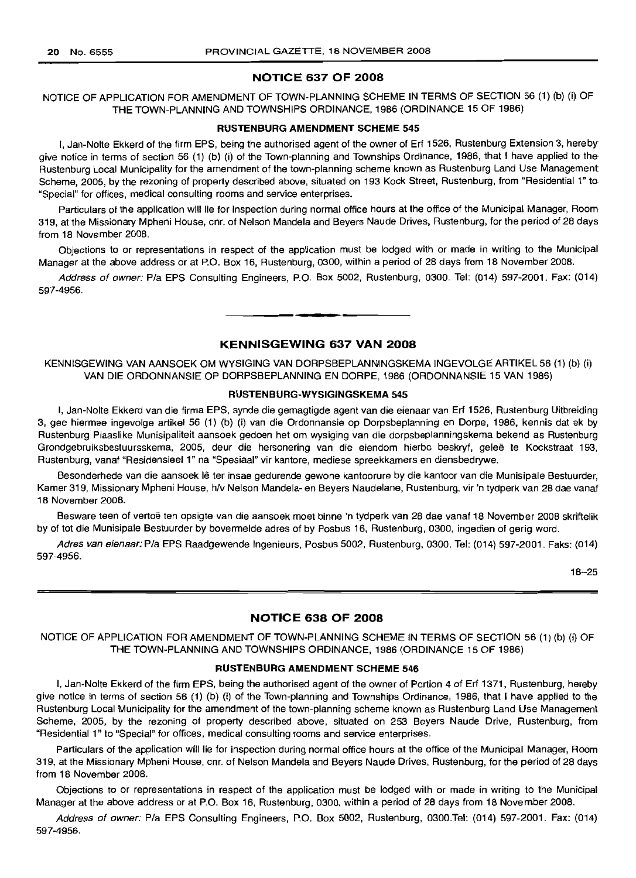## NOTICE 637 OF 2008

NOTICE OF APPLICATION FOR AMENDMENT OF TOWN-PLANNING SCHEME IN TERMS OF SECTION 56 (1) (b) (i) OF THE TOWN-PLANNING AND TOWNSHIPS ORDINANCE, 1986 (ORDINANCE 15 OF 1986)

### RUSTENBURG AMENDMENT SCHEME 545

I, Jan-Nolte Ekkerd of the firm EPS, being the authorised agent of the owner of Erf 1526, Rustenburg Extension 3, hereby give notice in terms of section 56 (1) (b) (i) of the Town-planning and Townships Ordinance, 1986, that I have applied to the Rustenburg Local Municipality for the amendment of the town-planning scheme known as Rustenburg Land Use Management Scheme, 2005, by the rezoning of property described above, situated on 193 Kock Street, Rustenburg, from "Residential 1" to "Special" for offices, medical consulting rooms and service enterprises.

Particulars of the application will lie for inspection during normal office hours at the office of the Municipal Manager, Room 319, at the Missionary Mpheni House, cnr. of Nelson Mandela and Beyers Naude Drives, Rustenburg, for the period of 28 days from 18 November 2008.

Objections to or representations in respect of the application must be lodged with or made in writing to the Municipal Manager at the above address or at P.O. Box 16, Rustenburg, 0300, within a period of 28 days from 18 November 2008.

*Address of owner:* P/a EPS Consulting Engineers, P.O. Box 5002, Rustenburg, 0300. Tel: (014) 597-2001. Fax: (014) 597-4956.

---

## KENNISGEWING 637 VAN 2008

KENNISGEWING VAN AANSOEK OM WYSIGING VAN DORPSBEPLANNINGSKEMA INGEVOLGE ARTIKEL 56 (1) (b) (i) VAN DIE ORDONNANSIE OP DORPSBEPLANNING EN DORPE, 1986 (ORDONNANSIE 15 VAN 1986)

### RUSTENBURG-WYSIGINGSKEMA 545

I, Jan-Nolte Ekkerd van die firma EPS, synde die gemagtigde agent van die eienaar van Erf 1526, Rustenburg Uitbreiding 3, gee hiermee ingevolge artikel 56 (1) (b) (i) van die Ordonnansie op Dorpsbeplanning en Dorpe, 1986, kennis dat ek by Rustenburg Plaaslike Munisipaliteit aansoek gedoen het om wysiging van die dorpsbeplanningskema bekend as Rustenburg Grondgebruiksbestuursskema, 2005, deur die hersonering van die eiendom hierbo beskryf, geleë te Kockstraat 193, Rustenburg, vanaf "Residensieel 1" na "Spesiaal" vir kantore, mediese spreekkamers en diensbedrywe.

Besonderhede van die aansoek lê ter insae gedurende gewone kantoorure by die kantoor van die Munisipale Bestuurder, Kamer 319, Missionary Mpheni House, h/v Nelson Mandela- en Beyers Naudelane, Rustenburg, vir 'n tydperk van 28 dae vanaf 18 November 2008.

Besware teen of vertoë ten opsigte van die aansoek moet binne 'n tydperk van 28 dae vanaf 18 November 2008 skriftelik by of tot die Munisipale Bestuurder by bovermelde adres of by Posbus 16, Rustenburg, 0300, ingedien of gerig word.

*Adres van eienaar:* P/a EPS Raadgewende Ingenieurs, Posbus 5002, Rustenburg, 0300. Tel: (014) 597-2001. Faks: (014) 597-4956.

18–25

---

## NOTICE 638 OF 2008

NOTICE OF APPLICATION FOR AMENDMENT OF TOWN-PLANNING SCHEME IN TERMS OF SECTION 56 (1) (b) (i) OF THE TOWN-PLANNING AND TOWNSHIPS ORDINANCE, 1986 (ORDINANCE 15 OF 1986)

### RUSTENBURG AMENDMENT SCHEME 546

I, Jan-Nolte Ekkerd of the firm EPS, being the authorised agent of the owner of Portion 4 of Erf 1371, Rustenburg, hereby give notice in terms of section 56 (1) (b) (i) of the Town-planning and Townships Ordinance, 1986, that I have applied to the Rustenburg Local Municipality for the amendment of the town-planning scheme known as Rustenburg Land Use Management Scheme, 2005, by the rezoning of property described above, situated on 253 Beyers Naude Drive, Rustenburg, from "Residential 1" to "Special" for offices, medical consulting rooms and service enterprises.

Particulars of the application will lie for inspection during normal office hours at the office of the Municipal Manager, Room 319, at the Missionary Mpheni House, cnr. of Nelson Mandela and Beyers Naude Drives, Rustenburg, for the period of 28 days from 18 November 2008.

Objections to or representations in respect of the application must be lodged with or made in writing to the Municipal Manager at the above address or at P.O. Box 16, Rustenburg, 0300, within a period of 28 days from 18 November 2008.

*Address of owner:* P/a EPS Consulting Engineers, P.O. Box 5002, Rustenburg, 0300.Tel: (014) 597-2001. Fax: (014) 597-4956.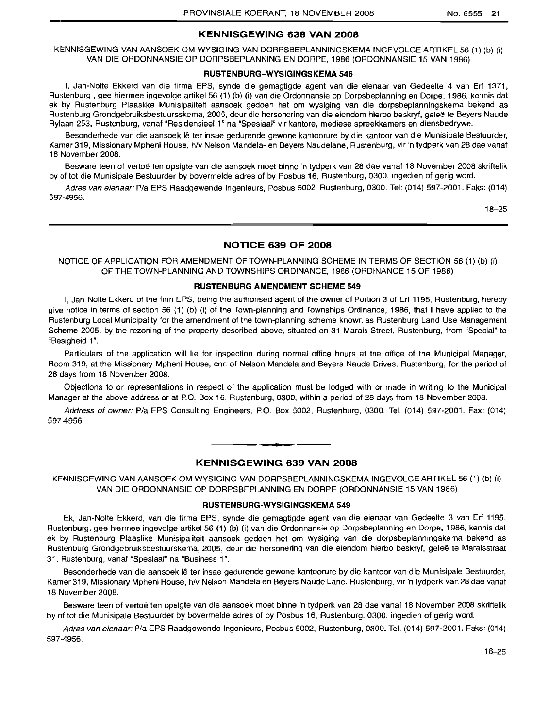## KENNISGEWING 638 VAN 2008

KENNISGEWING VAN AANSOEK OM WYSIGING VAN DORPSBEPLANNINGSKEMA INGEVOLGE ARTIKEL 56 (1) (b) (i) VAN DIE ORDONNANSIE OP DORPSBEPLANNING EN DORPE, 1986 (ORDONNANSIE 15 VAN 1986)

### RUSTENBURG-WYSIGINGSKEMA 546

I, Jan-Nolte Ekkerd van die firma EPS, synde die eienaar van Gedeelte 4 van Erf 1371, Rustenburg , gee hiermee ingevolge artikel 56 (1) (b) (i) van die Ordonnansie op Dorpsbeplanning en Dorpe, 1986, kennis dat ek by Rustenburg Plaaslike Munisipaliteit aansoek gedoen het om wysiging van die dorpsbeplanningskema bekend as Rustenburg Grondgebruiksbestuursskema, 2005, deur die hersonering van die eiendom hierbo beskryf, geleë te Beyers Naude Rylaan 253, Rustenburg, vanaf "Residensieel 1" na "Spesiaal" vir kantore, mediese spreekkamers en diensbedrywe.

Besonderhede van die aansoek lê ter insae gedurende gewone kantoorure by die kantoor van die Munisipale Bestuurder, Kamer 319, Missionary Mpheni House, h/v Nelson Mandela- en Beyers Naudelane, Rustenburg, vir 'n tydperk van 28 dae vanaf 18 November 2008.

Besware teen of vertoë ten opsigte van die aansoek moet binne 'n tydperk van 28 dae vanaf 18 November 2008 skriftelik by of tot die Munisipale Bestuurder by bovermelde adres of by Posbus 16, Rustenburg, 0300, ingedien of gerig word.

*Adres van eienaar:* P/a EPS Raadgewende Ingenieurs, Posbus 5002, Rustenburg, 0300. Tel: (014) 597-2001. Faks: (014) 597-4956.

18–25

## NOTICE 639 OF 2008

NOTICE OF APPLICATION FOR AMENDMENT OF TOWN-PLANNING SCHEME IN TERMS OF SECTION 56 (1) (b) (i) OF THE TOWN-PLANNING AND TOWNSHIPS ORDINANCE, 1986 (ORDINANCE 15 OF 1986)

### RUSTENBURG AMENDMENT SCHEME 549

I, Jan-Nolte Ekkerd of the firm EPS, being the authorised agent of the owner of Portion 3 of Erf 1195, Rustenburg, hereby give notice in terms of section 56 (1) (b) (i) of the Town-planning and Townships Ordinance, 1986, that I have applied to the Rustenburg Local Municipality for the amendment of the town-planning scheme known as Rustenburg Land Use Management Scheme 2005, by the rezoning of the property described above, situated on 31 Marais Street, Rustenburg, from "Special" to "Besigheid 1".

Particulars of the application will lie for inspection during normal office hours at the office of the Municipal Manager, Room 319, at the Missionary Mpheni House, cnr. of Nelson Mandela and Beyers Naude Drives, Rustenburg, for the period of 28 days from 18 November 2008.

Objections to or representations in respect of the application must be lodged with or made in writing to the Municipal Manager at the above address or at P.O. Box 16, Rustenburg, 0300, within a period of 28 days from 18 November 2008.

*Address of owner:* P/a EPS Consulting Engineers, P.O. Box 5002, Rustenburg, 0300. Tel. (014) 597-2001. Fax: (014) 597-4956.

## KENNISGEWING 639 VAN 2008

KENNISGEWING VAN AANSOEK OM WYSIGING VAN DORPSBEPLANNINGSKEMA INGEVOLGE ARTIKEL 56 (1) (b) (i) VAN DIE ORDONNANSIE OP DORPSBEPLANNING EN DORPE (ORDONNANSIE 15 VAN 1986)

### RUSTENBURG-WYSIGINGSKEMA 549

Ek, Jan-Nolte Ekkerd, van die firma EPS, synde die gemagtigde agent van die eienaar van Gedeelte 3 van Erf 1195, Rustenburg, gee hiermee ingevolge artikel 56 (1) (b) (i) van die Ordonnansie op Dorpsbeplanning en Dorpe, 1986, kennis dat ek by Rustenburg Plaaslike Munisipaliteit aansoek gedoen het om wysiging van die dorpsbeplanningskema bekend as Rustenburg Grondgebruiksbestuurskema, 2005, deur die hersonering van die eiendom hierbo beskryf, geleë te Maraisstraat 31, Rustenburg, vanaf "Spesiaal" na "Business 1".

Besonderhede van die aansoek lê ter insae gedurende gewone kantoorure by die kantoor van die Munisipale Bestuurder, Kamer 319, Missionary Mpheni House, h/v Nelson Mandela en Beyers Naude Lane, Rustenburg, vir 'n tydperk van 28 dae vanaf 18 November 2008.

Besware teen of vertoë ten opsigte van die aansoek moet binne 'n tydperk van 28 dae vanaf 18 November 2008 skriftelik by of tot die Munisipale Bestuurder by bovermelde adres of by Posbus 16, Rustenburg, 0300, ingedien of gerig word.

*Adres van eienaar:* P/a EPS Raadgewende Ingenieurs, Posbus 5002, Rustenburg, 0300. Tel. (014) 597-2001. Faks: (014) 597-4956.

18–25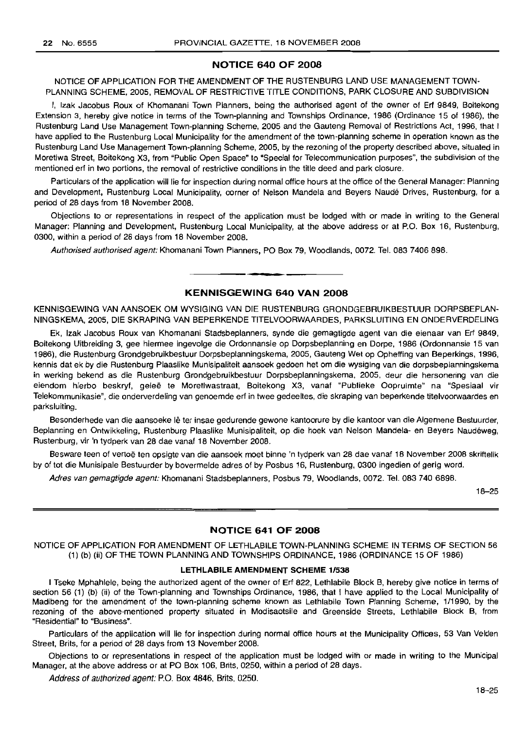## NOTICE 640 OF 2008

NOTICE OF APPLICATION FOR THE AMENDMENT OF THE RUSTENBURG LAND USE MANAGEMENT TOWN-PLANNING SCHEME, 2005, REMOVAL OF RESTRICTIVE TITLE CONDITIONS, PARK CLOSURE AND SUBDIVISION

I, Izak Jacobus Roux of Khomanani Town Planners, being the authorised agent of the owner of Erf 9849, Boitekong Extension 3, hereby give notice in terms of the Town-planning and Townships Ordinance, 1986 (Ordinance 15 of 1986), the Rustenburg Land Use Management Town-planning Scheme, 2005 and the Gauteng Removal of Restrictions Act, 1996, that I have applied to the Rustenburg Local Municipality for the amendment of the town-planning scheme in operation known as the Rustenburg Land Use Management Town-planning Scheme, 2005, by the rezoning of the property described above, situated in Moretlwa Street, Boitekong X3, from "Public Open Space" to "Special for Telecommunication purposes", the subdivision of the mentioned erf in two portions, the removal of restrictive conditions in the title deed and park closure.

Particulars of the application will lie for inspection during normal office hours at the office of the General Manager: Planning and Development, Rustenburg Local Municipality, corner of Nelson Mandela and Beyers Naudé Drives, Rustenburg, for a period of 28 days from 18 November 2008.

Objections to or representations in respect of the application must be lodged with or made in writing to the General Manager: Planning and Development, Rustenburg Local Municipality, at the above address or at P.O. Box 16, Rustenburg, 0300, within a period of 28 days from 18 November 2008.

*Authorised authorised agent:* Khomanani Town Planners, PO Box 79, Woodlands, 0072. Tel. 083 7406 898.

## KENNISGEWING 640 VAN 2008

KENNISGEWING VAN AANSOEK OM WYSIGING VAN DIE RUSTENBURG GRONDGEBRUIKBESTUUR DORPSBEPLANNINGSKEMA, 2005, DIE SKRAPING VAN BEPERKENDE TITELVOORWAARDES, PARKSLUITING EN ONDERVERDELING

Ek, Izak Jacobus Roux van Khomanani Stadsbeplanners, synde die gemagtigde agent van die eienaar van Erf 9849, Boitekong Uitbreiding 3, gee hiermee ingevolge die Ordonnansie op Dorpsbeplanning en Dorpe, 1986 (Ordonnansie 15 van 1986), die Rustenburg Grondgebruikbestuur Dorpsbeplanningskema, 2005, Gauteng Wet op Opheffing van Beperkings, 1996, kennis dat ek by die Rustenburg Plaaslike Munisipaliteit aansoek gedoen het om die wysiging van die dorpsbeplanningskema in werking bekend as die Rustenburg Grondgebruikbestuur Dorpsbeplanningskema, 2005, deur die hersonering van die eiendom hierbo beskryf, geleë te Moretlwastraat, Boitekong X3, vanaf "Publieke Oopruimte" na "Spesiaal vir Telekommunikasie", die onderverdeling van genoemde erf in twee gedeeltes, die skraping van beperkende titelvoorwaardes en parksluiting.

Besonderhede van die aansoeke lê ter insae gedurende gewone kantoorure by die kantoor van die Algemene Bestuurder, Beplanning en Ontwikkeling, Rustenburg Plaaslike Munisipaliteit, op die hoek van Nelson Mandela- en Beyers Naudéweg, Rustenburg, vir 'n tydperk van 28 dae vanaf 18 November 2008.

Besware teen of vertoë ten opsigte van die aansoek moet binne 'n tydperk van 28 dae vanaf 18 November 2008 skriftelik by of tot die Munisipale Bestuurder by bovermelde adres of by Posbus 16, Rustenburg, 0300 ingedien of gerig word.

*Adres van gemagtigde agent:* Khomanani Stadsbeplanners, Posbus 79, Woodlands, 0072. Tel. 083 740 6898.

18–25

## NOTICE 641 OF 2008

NOTICE OF APPLICATION FOR AMENDMENT OF LETHLABILE TOWN-PLANNING SCHEME IN TERMS OF SECTION 56 (1) (b) (ii) OF THE TOWN PLANNING AND TOWNSHIPS ORDINANCE, 1986 (ORDINANCE 15 OF 1986)

### LETHLABILE AMENDMENT SCHEME 1/538

I Tseke Mphahlele, being the authorized agent of the owner of Erf 822, Lethlabile Block B, hereby give notice in terms of section 56 (1) (b) (ii) of the Town-planning and Townships Ordinance, 1986, that I have applied to the Local Municipality of Madibeng for the amendment of the town-planning scheme known as Lethlabile Town Planning Scheme, 1/1990, by the rezoning of the above-mentioned property situated in Modisaotsile and Greenside Streets, Lethlabile Block B, from "Residential" to "Business".

Particulars of the application will lie for inspection during normal office hours at the Municipality Offices, 53 Van Velden Street, Brits, for a period of 28 days from 13 November 2008.

Objections to or representations in respect of the application must be lodged with or made in writing to the Municipal Manager, at the above address or at PO Box 106, Brits, 0250, within a period of 28 days.

*Address of authorized agent:* P.O. Box 4846, Brits, 0250.

18–25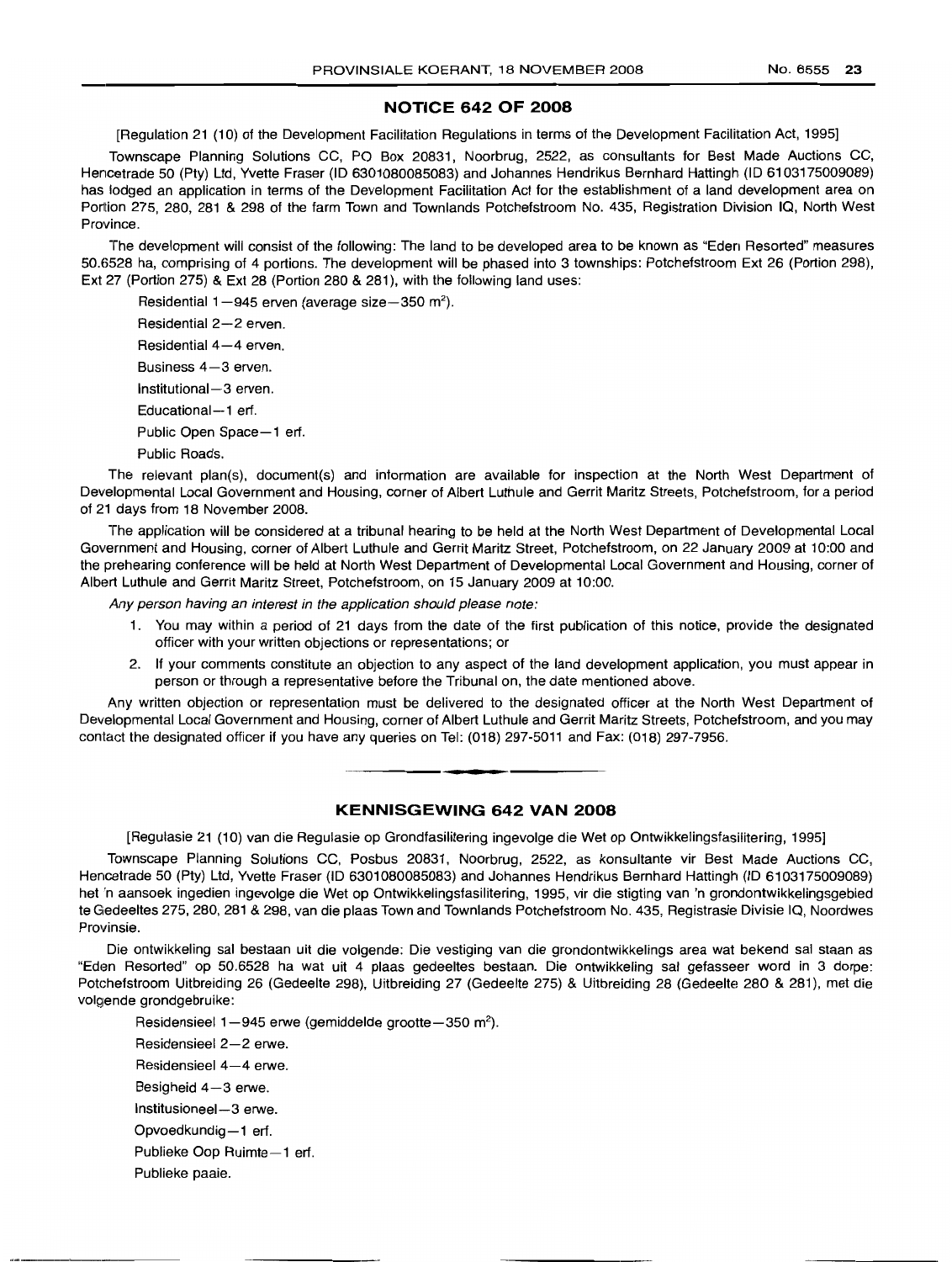## NOTICE 642 OF 2008

[Regulation 21 (10) of the Development Facilitation Regulations in terms of the Development Facilitation Act, 1995]

Townscape Planning Solutions CC, PO Box 20831, Noorbrug, 2522, as consultants for Best Made Auctions CC, Hencetrade 50 (Pty) Ltd, Yvette Fraser (ID 6301080085083) and Johannes Hendrikus Bernhard Hattingh (ID 6103175009089) has lodged an application in terms of the Development Facilitation Act for the establishment of a land development area on Portion 275, 280, 281 & 298 of the farm Town and Townlands Potchefstroom No. 435, Registration Division IQ, North West Province.

The development will consist of the following: The land to be developed area to be known as "Eden Resorted" measures 50.6528 ha, comprising of 4 portions. The development will be phased into 3 townships: Potchefstroom Ext 26 (Portion 298), Ext 27 (Portion 275) & Ext 28 (Portion 280 & 281), with the following land uses:

Residential 1—945 erven (average size—350 m$^2$).

Residential 2—2 erven.

Residential 4—4 erven.

Business 4—3 erven.

Institutional—3 erven.

Educational—1 erf.

Public Open Space—1 erf.

Public Roads.

The relevant plan(s), document(s) and information are available for inspection at the North West Department of Developmental Local Government and Housing, corner of Albert Luthule and Gerrit Maritz Streets, Potchefstroom, for a period of 21 days from 18 November 2008.

The application will be considered at a tribunal hearing to be held at the North West Department of Developmental Local Government and Housing, corner of Albert Luthule and Gerrit Maritz Street, Potchefstroom, on 22 January 2009 at 10:00 and the prehearing conference will be held at North West Department of Developmental Local Government and Housing, corner of Albert Luthule and Gerrit Maritz Street, Potchefstroom, on 15 January 2009 at 10:00.

*Any person having an interest in the application should please note:*

1. You may within a period of 21 days from the date of the first publication of this notice, provide the designated officer with your written objections or representations; or
2. If your comments constitute an objection to any aspect of the land development application, you must appear in person or through a representative before the Tribunal on, the date mentioned above.

Any written objection or representation must be delivered to the designated officer at the North West Department of Developmental Local Government and Housing, corner of Albert Luthule and Gerrit Maritz Streets, Potchefstroom, and you may contact the designated officer if you have any queries on Tel: (018) 297-5011 and Fax: (018) 297-7956.

---

## KENNISGEWING 642 VAN 2008

[Regulasie 21 (10) van die Regulasie op Grondfasilitering ingevolge die Wet op Ontwikkelingsfasilitering, 1995]

Townscape Planning Solutions CC, Posbus 20831, Noorbrug, 2522, as konsultante vir Best Made Auctions CC, Hencetrade 50 (Pty) Ltd, Yvette Fraser (ID 6301080085083) and Johannes Hendrikus Bernhard Hattingh (ID 6103175009089) het 'n aansoek ingedien ingevolge die Wet op Ontwikkelingsfasilitering, 1995, vir die stigting van 'n grondontwikkelingsgebied te Gedeeltes 275, 280, 281 & 298, van die plaas Town and Townlands Potchefstroom No. 435, Registrasie Divisie IQ, Noordwes Provinsie.

Die ontwikkeling sal bestaan uit die volgende: Die vestiging van die grondontwikkelings area wat bekend sal staan as "Eden Resorted" op 50.6528 ha wat uit 4 plaas gedeeltes bestaan. Die ontwikkeling sal gefasseer word in 3 dorpe: Potchefstroom Uitbreiding 26 (Gedeelte 298), Uitbreiding 27 (Gedeelte 275) & Uitbreiding 28 (Gedeelte 280 & 281), met die volgende grondgebruike:

Residensieel 1—945 erwe (gemiddelde grootte—350 m$^2$).

Residensieel 2—2 erwe.

Residensieel 4—4 erwe.

Besigheid 4—3 erwe.

Institusioneel—3 erwe.

Opvoedkundig—1 erf.

Publieke Oop Ruimte—1 erf.

Publieke paaie.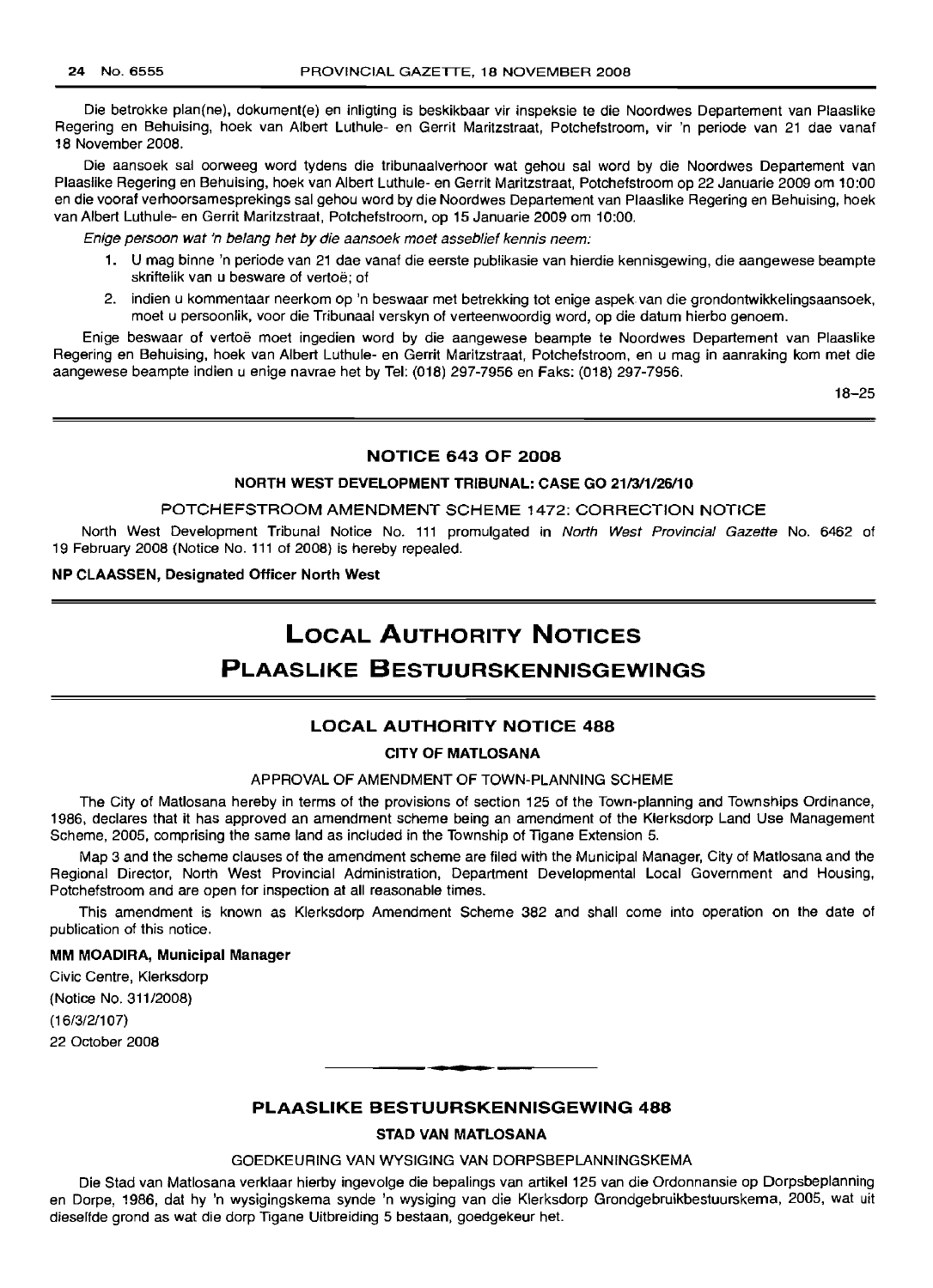Die betrokke plan(ne), dokument(e) en inligting is beskikbaar vir inspeksie te die Noordwes Departement van Plaaslike Regering en Behuising, hoek van Albert Luthule- en Gerrit Maritzstraat, Potchefstroom, vir 'n periode van 21 dae vanaf 18 November 2008.

Die aansoek sal oorweeg word tydens die tribunaalverhoor wat gehou sal word by die Noordwes Departement van Plaaslike Regering en Behuising, hoek van Albert Luthule- en Gerrit Maritzstraat, Potchefstroom op 22 Januarie 2009 om 10:00 en die vooraf verhoorsamesprekings sal gehou word by die Noordwes Departement van Plaaslike Regering en Behuising, hoek van Albert Luthule- en Gerrit Maritzstraat, Potchefstroom, op 15 Januarie 2009 om 10:00.

*Enige persoon wat 'n belang het by die aansoek moet asseblief kennis neem:*

1. U mag binne 'n periode van 21 dae vanaf die eerste publikasie van hierdie kennisgewing, die aangewese beampte skriftelik van u besware of vertoë; of
2. indien u kommentaar neerkom op 'n beswaar met betrekking tot enige aspek van die grondontwikkelingsaansoek, moet u persoonlik, voor die Tribunaal verskyn of verteenwoordig word, op die datum hierbo genoem.

Enige beswaar of vertoë moet ingedien word by die aangewese beampte te Noordwes Departement van Plaaslike Regering en Behuising, hoek van Albert Luthule- en Gerrit Maritzstraat, Potchefstroom, en u mag in aanraking kom met die aangewese beampte indien u enige navrae het by Tel: (018) 297-7956 en Faks: (018) 297-7956.

18–25

## NOTICE 643 OF 2008

### NORTH WEST DEVELOPMENT TRIBUNAL: CASE GO 21/3/1/26/10

POTCHEFSTROOM AMENDMENT SCHEME 1472: CORRECTION NOTICE

North West Development Tribunal Notice No. 111 promulgated in *North West Provincial Gazette* No. 6462 of 19 February 2008 (Notice No. 111 of 2008) is hereby repealed.

**NP CLAASSEN, Designated Officer North West**

# LOCAL AUTHORITY NOTICES
# PLAASLIKE BESTUURSKENNISGEWINGS

## LOCAL AUTHORITY NOTICE 488

### CITY OF MATLOSANA

APPROVAL OF AMENDMENT OF TOWN-PLANNING SCHEME

The City of Matlosana hereby in terms of the provisions of section 125 of the Town-planning and Townships Ordinance, 1986, declares that it has approved an amendment scheme being an amendment of the Klerksdorp Land Use Management Scheme, 2005, comprising the same land as included in the Township of Tigane Extension 5.

Map 3 and the scheme clauses of the amendment scheme are filed with the Municipal Manager, City of Matlosana and the Regional Director, North West Provincial Administration, Department Developmental Local Government and Housing, Potchefstroom and are open for inspection at all reasonable times.

This amendment is known as Klerksdorp Amendment Scheme 382 and shall come into operation on the date of publication of this notice.

**MM MOADIRA, Municipal Manager**

Civic Centre, Klerksdorp

(Notice No. 311/2008)

(16/3/2/107)

22 October 2008

## PLAASLIKE BESTUURSKENNISGEWING 488

### STAD VAN MATLOSANA

GOEDKEURING VAN WYSIGING VAN DORPSBEPLANNINGSKEMA

Die Stad van Matlosana verklaar hierby ingevolge die bepalings van artikel 125 van die Ordonnansie op Dorpsbeplanning en Dorpe, 1986, dat hy 'n wysigingskema synde 'n wysiging van die Klerksdorp Grondgebruikbestuurskema, 2005, wat uit dieselfde grond as wat die dorp Tigane Uitbreiding 5 bestaan, goedgekeur het.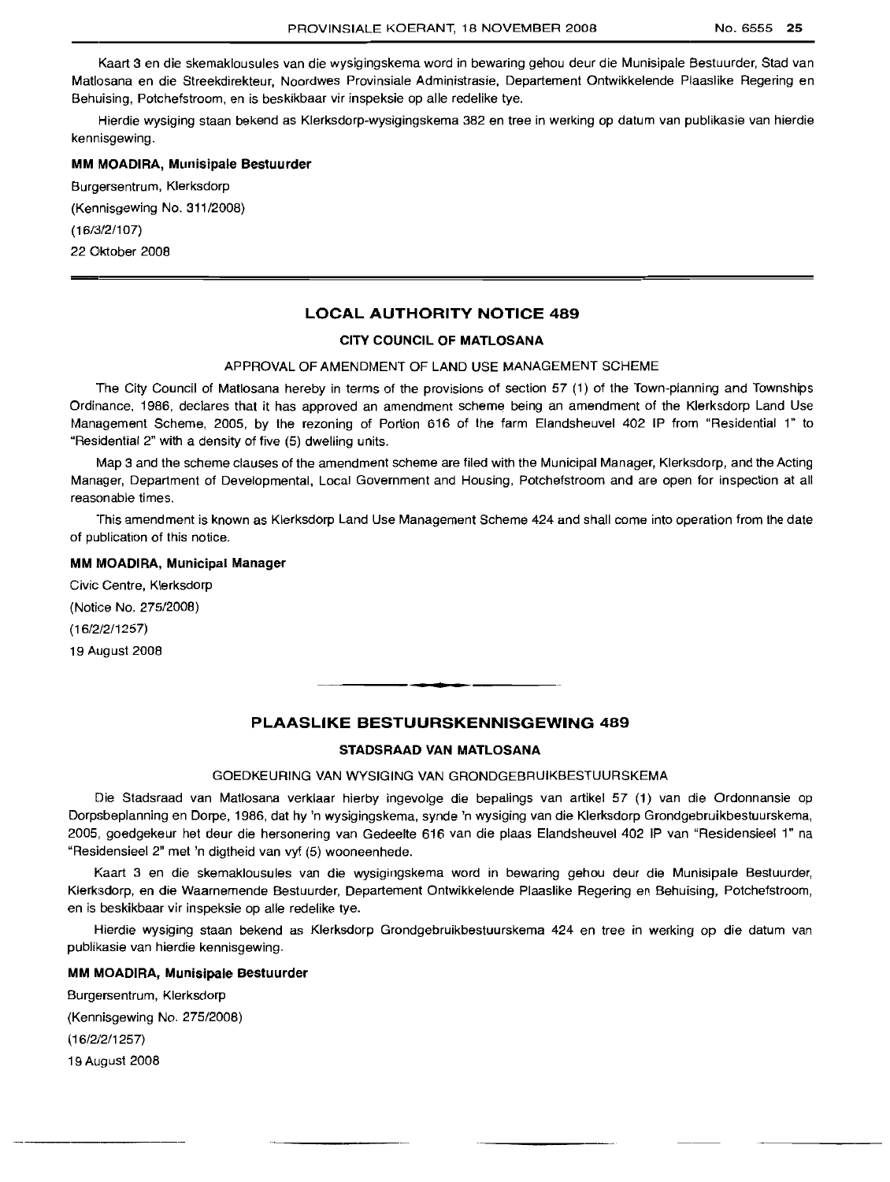Kaart 3 en die skemaklousules van die wysigingskema word in bewaring gehou deur die Munisipale Bestuurder, Stad van Matlosana en die Streekdirekteur, Noordwes Provinsiale Administrasie, Departement Ontwikkelende Plaaslike Regering en Behuising, Potchefstroom, en is beskikbaar vir inspeksie op alle redelike tye.

Hierdie wysiging staan bekend as Klerksdorp-wysigingskema 382 en tree in werking op datum van publikasie van hierdie kennisgewing.

**MM MOADIRA, Munisipale Bestuurder**

Burgersentrum, Klerksdorp
(Kennisgewing No. 311/2008)
(16/3/2/107)
22 Oktober 2008

## LOCAL AUTHORITY NOTICE 489

### CITY COUNCIL OF MATLOSANA

APPROVAL OF AMENDMENT OF LAND USE MANAGEMENT SCHEME

The City Council of Matlosana hereby in terms of the provisions of section 57 (1) of the Town-planning and Townships Ordinance, 1986, declares that it has approved an amendment scheme being an amendment of the Klerksdorp Land Use Management Scheme, 2005, by the rezoning of Portion 616 of the farm Elandsheuvel 402 IP from "Residential 1" to "Residential 2" with a density of five (5) dwelling units.

Map 3 and the scheme clauses of the amendment scheme are filed with the Municipal Manager, Klerksdorp, and the Acting Manager, Department of Developmental, Local Government and Housing, Potchefstroom and are open for inspection at all reasonable times.

This amendment is known as Klerksdorp Land Use Management Scheme 424 and shall come into operation from the date of publication of this notice.

**MM MOADIRA, Municipal Manager**

Civic Centre, Klerksdorp
(Notice No. 275/2008)
(16/2/2/1257)
19 August 2008

## PLAASLIKE BESTUURSKENNISGEWING 489

### STADSRAAD VAN MATLOSANA

GOEDKEURING VAN WYSIGING VAN GRONDGEBRUIKBESTUURSKEMA

Die Stadsraad van Matlosana verklaar hierby ingevolge die bepalings van artikel 57 (1) van die Ordonnansie op Dorpsbeplanning en Dorpe, 1986, dat hy 'n wysigingskema, synde 'n wysiging van die Klerksdorp Grondgebruikbestuurskema, 2005, goedgekeur het deur die hersonering van Gedeelte 616 van die plaas Elandsheuvel 402 IP van "Residensieel 1" na "Residensieel 2" met 'n digtheid van vyf (5) wooneenhede.

Kaart 3 en die skemaklousules van die wysigingskema word in bewaring gehou deur die Munisipale Bestuurder, Klerksdorp, en die Waarnemende Bestuurder, Departement Ontwikkelende Plaaslike Regering en Behuising, Potchefstroom, en is beskikbaar vir inspeksie op alle redelike tye.

Hierdie wysiging staan bekend as Klerksdorp Grondgebruikbestuurskema 424 en tree in werking op die datum van publikasie van hierdie kennisgewing.

**MM MOADIRA, Munisipale Bestuurder**

Burgersentrum, Klerksdorp
(Kennisgewing No. 275/2008)
(16/2/2/1257)
19 August 2008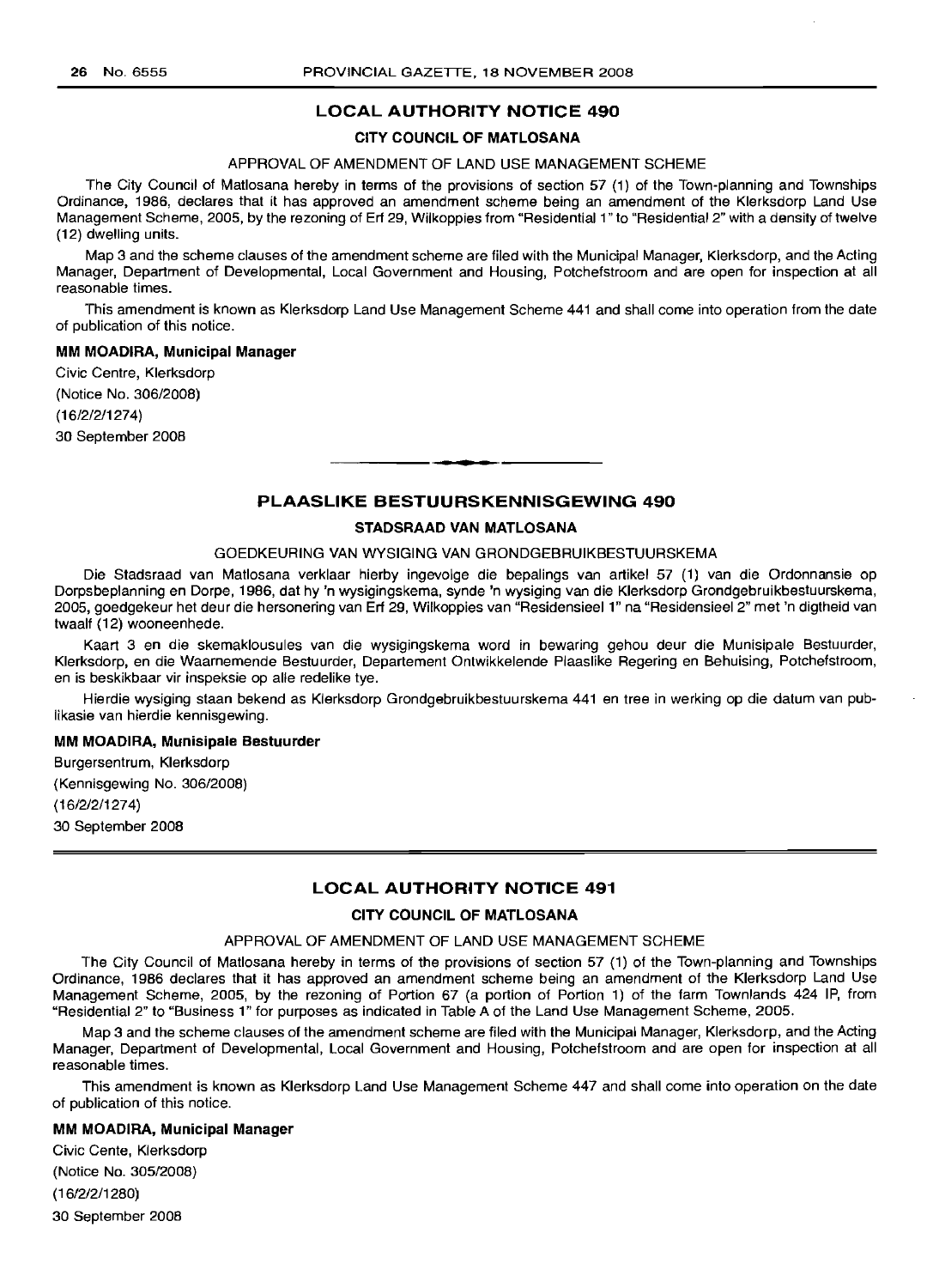## LOCAL AUTHORITY NOTICE 490

### CITY COUNCIL OF MATLOSANA

APPROVAL OF AMENDMENT OF LAND USE MANAGEMENT SCHEME

The City Council of Matlosana hereby in terms of the provisions of section 57 (1) of the Town-planning and Townships Ordinance, 1986, declares that it has approved an amendment scheme being an amendment of the Klerksdorp Land Use Management Scheme, 2005, by the rezoning of Erf 29, Wilkoppies from "Residential 1" to "Residential 2" with a density of twelve (12) dwelling units.

Map 3 and the scheme clauses of the amendment scheme are filed with the Municipal Manager, Klerksdorp, and the Acting Manager, Department of Developmental, Local Government and Housing, Potchefstroom and are open for inspection at all reasonable times.

This amendment is known as Klerksdorp Land Use Management Scheme 441 and shall come into operation from the date of publication of this notice.

**MM MOADIRA, Municipal Manager**

Civic Centre, Klerksdorp
(Notice No. 306/2008)
(16/2/2/1274)
30 September 2008

---

## PLAASLIKE BESTUURSKENNISGEWING 490

### STADSRAAD VAN MATLOSANA

GOEDKEURING VAN WYSIGING VAN GRONDGEBRUIKBESTUURSKEMA

Die Stadsraad van Matlosana verklaar hierby ingevolge die bepalings van artikel 57 (1) van die Ordonnansie op Dorpsbeplanning en Dorpe, 1986, dat hy 'n wysigingskema, synde 'n wysiging van die Klerksdorp Grondgebruikbestuurskema, 2005, goedgekeur het deur die hersonering van Erf 29, Wilkoppies van "Residensieel 1" na "Residensieel 2" met 'n digtheid van twaalf (12) wooneenhede.

Kaart 3 en die skemaklousules van die wysigingskema word in bewaring gehou deur die Munisipale Bestuurder, Klerksdorp, en die Waarnemende Bestuurder, Departement Ontwikkelende Plaaslike Regering en Behuising, Potchefstroom, en is beskikbaar vir inspeksie op alle redelike tye.

Hierdie wysiging staan bekend as Klerksdorp Grondgebruikbestuurskema 441 en tree in werking op die datum van publikasie van hierdie kennisgewing.

**MM MOADIRA, Munisipale Bestuurder**

Burgersentrum, Klerksdorp
(Kennisgewing No. 306/2008)
(16/2/2/1274)
30 September 2008

---

## LOCAL AUTHORITY NOTICE 491

### CITY COUNCIL OF MATLOSANA

APPROVAL OF AMENDMENT OF LAND USE MANAGEMENT SCHEME

The City Council of Matlosana hereby in terms of the provisions of section 57 (1) of the Town-planning and Townships Ordinance, 1986 declares that it has approved an amendment scheme being an amendment of the Klerksdorp Land Use Management Scheme, 2005, by the rezoning of Portion 67 (a portion of Portion 1) of the farm Townlands 424 IP, from "Residential 2" to "Business 1" for purposes as indicated in Table A of the Land Use Management Scheme, 2005.

Map 3 and the scheme clauses of the amendment scheme are filed with the Municipal Manager, Klerksdorp, and the Acting Manager, Department of Developmental, Local Government and Housing, Potchefstroom and are open for inspection at all reasonable times.

This amendment is known as Klerksdorp Land Use Management Scheme 447 and shall come into operation on the date of publication of this notice.

**MM MOADIRA, Municipal Manager**

Civic Cente, Klerksdorp
(Notice No. 305/2008)
(16/2/2/1280)
30 September 2008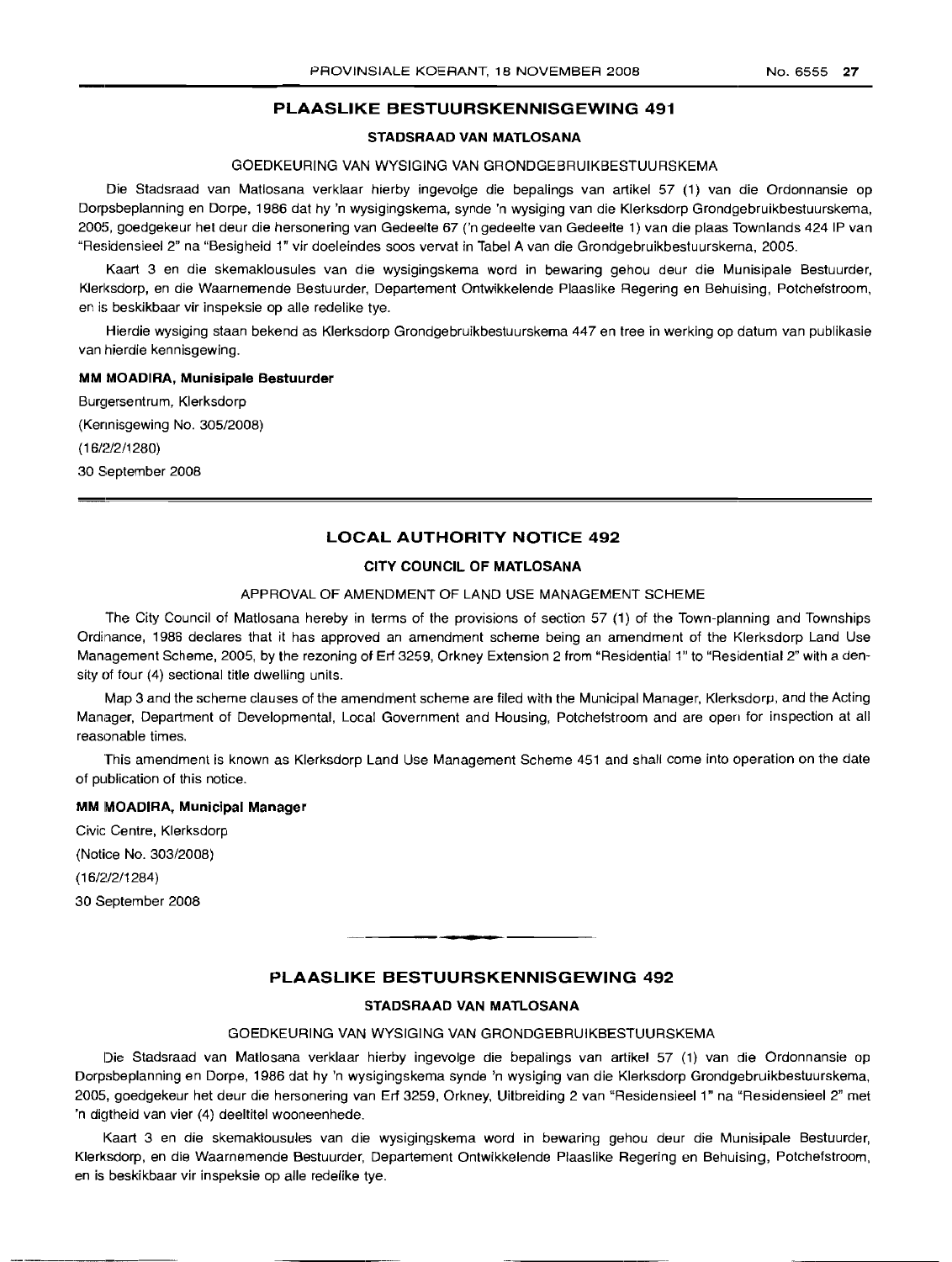## PLAASLIKE BESTUURSKENNISGEWING 491

### STADSRAAD VAN MATLOSANA

GOEDKEURING VAN WYSIGING VAN GRONDGEBRUIKBESTUURSKEMA

Die Stadsraad van Matlosana verklaar hierby ingevolge die bepalings van artikel 57 (1) van die Ordonnansie op Dorpsbeplanning en Dorpe, 1986 dat hy 'n wysigingskema, synde 'n wysiging van die Klerksdorp Grondgebruikbestuurskema, 2005, goedgekeur het deur die hersonering van Gedeelte 67 ('n gedeelte van Gedeelte 1) van die plaas Townlands 424 IP van "Residensieel 2" na "Besigheid 1" vir doeleindes soos vervat in Tabel A van die Grondgebruikbestuurskema, 2005.

Kaart 3 en die skemaklousules van die wysigingskema word in bewaring gehou deur die Munisipale Bestuurder, Klerksdorp, en die Waarnemende Bestuurder, Departement Ontwikkelende Plaaslike Regering en Behuising, Potchefstroom, en is beskikbaar vir inspeksie op alle redelike tye.

Hierdie wysiging staan bekend as Klerksdorp Grondgebruikbestuurskema 447 en tree in werking op datum van publikasie van hierdie kennisgewing.

**MM MOADIRA, Munisipale Bestuurder**

Burgersentrum, Klerksdorp
(Kennisgewing No. 305/2008)
(16/2/2/1280)
30 September 2008

## LOCAL AUTHORITY NOTICE 492

### CITY COUNCIL OF MATLOSANA

APPROVAL OF AMENDMENT OF LAND USE MANAGEMENT SCHEME

The City Council of Matlosana hereby in terms of the provisions of section 57 (1) of the Town-planning and Townships Ordinance, 1986 declares that it has approved an amendment scheme being an amendment of the Klerksdorp Land Use Management Scheme, 2005, by the rezoning of Erf 3259, Orkney Extension 2 from "Residential 1" to "Residential 2" with a density of four (4) sectional title dwelling units.

Map 3 and the scheme clauses of the amendment scheme are filed with the Municipal Manager, Klerksdorp, and the Acting Manager, Department of Developmental, Local Government and Housing, Potchefstroom and are open for inspection at all reasonable times.

This amendment is known as Klerksdorp Land Use Management Scheme 451 and shall come into operation on the date of publication of this notice.

**MM MOADIRA, Municipal Manager**

Civic Centre, Klerksdorp
(Notice No. 303/2008)
(16/2/2/1284)
30 September 2008

## PLAASLIKE BESTUURSKENNISGEWING 492

### STADSRAAD VAN MATLOSANA

GOEDKEURING VAN WYSIGING VAN GRONDGEBRUIKBESTUURSKEMA

Die Stadsraad van Matlosana verklaar hierby ingevolge die bepalings van artikel 57 (1) van die Ordonnansie op Dorpsbeplanning en Dorpe, 1986 dat hy 'n wysigingskema synde 'n wysiging van die Klerksdorp Grondgebruikbestuurskema, 2005, goedgekeur het deur die hersonering van Erf 3259, Orkney, Uitbreiding 2 van "Residensieel 1" na "Residensieel 2" met 'n digtheid van vier (4) deeltitel wooneenhede.

Kaart 3 en die skemaklousules van die wysigingskema word in bewaring gehou deur die Munisipale Bestuurder, Klerksdorp, en die Waarnemende Bestuurder, Departement Ontwikkelende Plaaslike Regering en Behuising, Potchefstroom, en is beskikbaar vir inspeksie op alle redelike tye.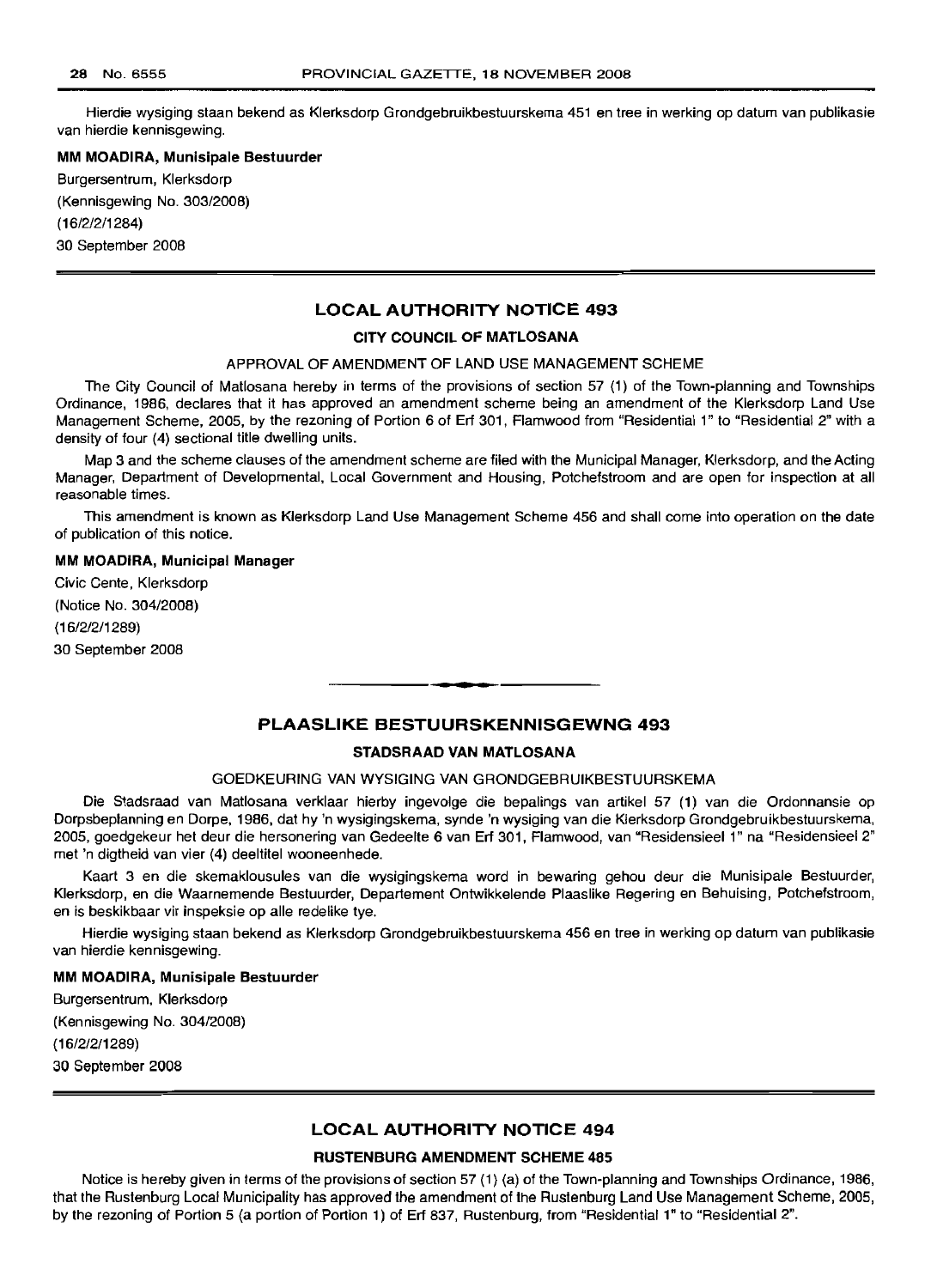Hierdie wysiging staan bekend as Klerksdorp Grondgebruikbestuurskema 451 en tree in werking op datum van publikasie van hierdie kennisgewing.

**MM MOADIRA, Munisipale Bestuurder**

Burgersentrum, Klerksdorp
(Kennisgewing No. 303/2008)
(16/2/2/1284)
30 September 2008

---

## LOCAL AUTHORITY NOTICE 493

### CITY COUNCIL OF MATLOSANA

APPROVAL OF AMENDMENT OF LAND USE MANAGEMENT SCHEME

The City Council of Matlosana hereby in terms of the provisions of section 57 (1) of the Town-planning and Townships Ordinance, 1986, declares that it has approved an amendment scheme being an amendment of the Klerksdorp Land Use Management Scheme, 2005, by the rezoning of Portion 6 of Erf 301, Flamwood from "Residential 1" to "Residential 2" with a density of four (4) sectional title dwelling units.

Map 3 and the scheme clauses of the amendment scheme are filed with the Municipal Manager, Klerksdorp, and the Acting Manager, Department of Developmental, Local Government and Housing, Potchefstroom and are open for inspection at all reasonable times.

This amendment is known as Klerksdorp Land Use Management Scheme 456 and shall come into operation on the date of publication of this notice.

**MM MOADIRA, Municipal Manager**

Civic Cente, Klerksdorp
(Notice No. 304/2008)
(16/2/2/1289)
30 September 2008

---

## PLAASLIKE BESTUURSKENNISGEWNG 493

### STADSRAAD VAN MATLOSANA

GOEDKEURING VAN WYSIGING VAN GRONDGEBRUIKBESTUURSKEMA

Die Stadsraad van Matlosana verklaar hierby ingevolge die bepalings van artikel 57 (1) van die Ordonnansie op Dorpsbeplanning en Dorpe, 1986, dat hy 'n wysigingskema, synde 'n wysiging van die Klerksdorp Grondgebruikbestuurskema, 2005, goedgekeur het deur die hersonering van Gedeelte 6 van Erf 301, Flamwood, van "Residensieel 1" na "Residensieel 2" met 'n digtheid van vier (4) deeltitel wooneenhede.

Kaart 3 en die skemaklousules van die wysigingskema word in bewaring gehou deur die Munisipale Bestuurder, Klerksdorp, en die Waarnemende Bestuurder, Departement Ontwikkelende Plaaslike Regering en Behuising, Potchefstroom, en is beskikbaar vir inspeksie op alle redelike tye.

Hierdie wysiging staan bekend as Klerksdorp Grondgebruikbestuurskema 456 en tree in werking op datum van publikasie van hierdie kennisgewing.

**MM MOADIRA, Munisipale Bestuurder**

Burgersentrum, Klerksdorp
(Kennisgewing No. 304/2008)
(16/2/2/1289)
30 September 2008

---

## LOCAL AUTHORITY NOTICE 494

### RUSTENBURG AMENDMENT SCHEME 485

Notice is hereby given in terms of the provisions of section 57 (1) (a) of the Town-planning and Townships Ordinance, 1986, that the Rustenburg Local Municipality has approved the amendment of the Rustenburg Land Use Management Scheme, 2005, by the rezoning of Portion 5 (a portion of Portion 1) of Erf 837, Rustenburg, from "Residential 1" to "Residential 2".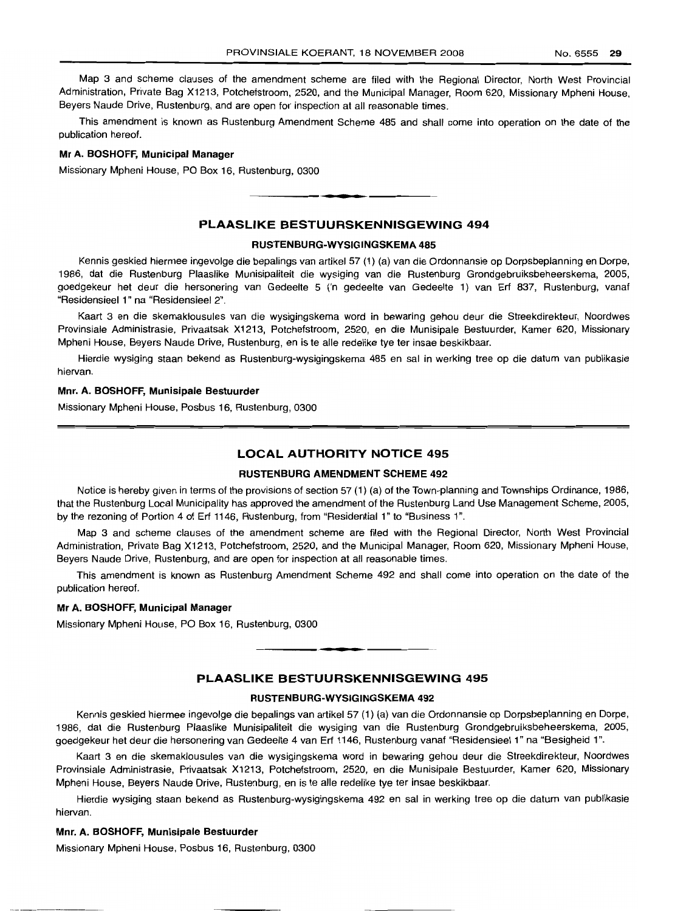Map 3 and scheme clauses of the amendment scheme are filed with the Regional Director, North West Provincial Administration, Private Bag X1213, Potchefstroom, 2520, and the Municipal Manager, Room 620, Missionary Mpheni House, Beyers Naude Drive, Rustenburg, and are open for inspection at all reasonable times.

This amendment is known as Rustenburg Amendment Scheme 485 and shall come into operation on the date of the publication hereof.

**Mr A. BOSHOFF, Municipal Manager**

Missionary Mpheni House, PO Box 16, Rustenburg, 0300

---

## PLAASLIKE BESTUURSKENNISGEWING 494

### RUSTENBURG-WYSIGINGSKEMA 485

Kennis geskied hiermee ingevolge die bepalings van artikel 57 (1) (a) van die Ordonnansie op Dorpsbeplanning en Dorpe, 1986, dat die Rustenburg Plaaslike Munisipaliteit die wysiging van die Rustenburg Grondgebruiksbeheerskema, 2005, goedgekeur het deur die hersonering van Gedeelte 5 ('n gedeelte van Gedeelte 1) van Erf 837, Rustenburg, vanaf "Residensieel 1" na "Residensieel 2".

Kaart 3 en die skemaklousules van die wysigingskema word in bewaring gehou deur die Streekdirekteur, Noordwes Provinsiale Administrasie, Privaatsak X1213, Potchefstroom, 2520, en die Munisipale Bestuurder, Kamer 620, Missionary Mpheni House, Beyers Naude Drive, Rustenburg, en is te alle redelike tye ter insae beskikbaar.

Hierdie wysiging staan bekend as Rustenburg-wysigingskema 485 en sal in werking tree op die datum van publikasie hiervan.

**Mnr. A. BOSHOFF, Munisipale Bestuurder**

Missionary Mpheni House, Posbus 16, Rustenburg, 0300

---

## LOCAL AUTHORITY NOTICE 495

### RUSTENBURG AMENDMENT SCHEME 492

Notice is hereby given in terms of the provisions of section 57 (1) (a) of the Town-planning and Townships Ordinance, 1986, that the Rustenburg Local Municipality has approved the amendment of the Rustenburg Land Use Management Scheme, 2005, by the rezoning of Portion 4 of Erf 1146, Rustenburg, from "Residential 1" to "Business 1".

Map 3 and scheme clauses of the amendment scheme are filed with the Regional Director, North West Provincial Administration, Private Bag X1213, Potchefstroom, 2520, and the Municipal Manager, Room 620, Missionary Mpheni House, Beyers Naude Drive, Rustenburg, and are open for inspection at all reasonable times.

This amendment is known as Rustenburg Amendment Scheme 492 and shall come into operation on the date of the publication hereof.

**Mr A. BOSHOFF, Municipal Manager**

Missionary Mpheni House, PO Box 16, Rustenburg, 0300

---

## PLAASLIKE BESTUURSKENNISGEWING 495

### RUSTENBURG-WYSIGINGSKEMA 492

Kennis geskied hiermee ingevolge die bepalings van artikel 57 (1) (a) van die Ordonnansie op Dorpsbeplanning en Dorpe, 1986, dat die Rustenburg Plaaslike Munisipaliteit die wysiging van die Rustenburg Grondgebruiksbeheerskema, 2005, goedgekeur het deur die hersonering van Gedeelte 4 van Erf 1146, Rustenburg vanaf "Residensieel 1" na "Besigheid 1".

Kaart 3 en die skemaklousules van die wysigingskema word in bewaring gehou deur die Streekdirekteur, Noordwes Provinsiale Administrasie, Privaatsak X1213, Potchefstroom, 2520, en die Munisipale Bestuurder, Kamer 620, Missionary Mpheni House, Beyers Naude Drive, Rustenburg, en is te alle redelike tye ter insae beskikbaar.

Hierdie wysiging staan bekend as Rustenburg-wysigingskema 492 en sal in werking tree op die datum van publikasie hiervan.

**Mnr. A. BOSHOFF, Munisipale Bestuurder**

Missionary Mpheni House, Posbus 16, Rustenburg, 0300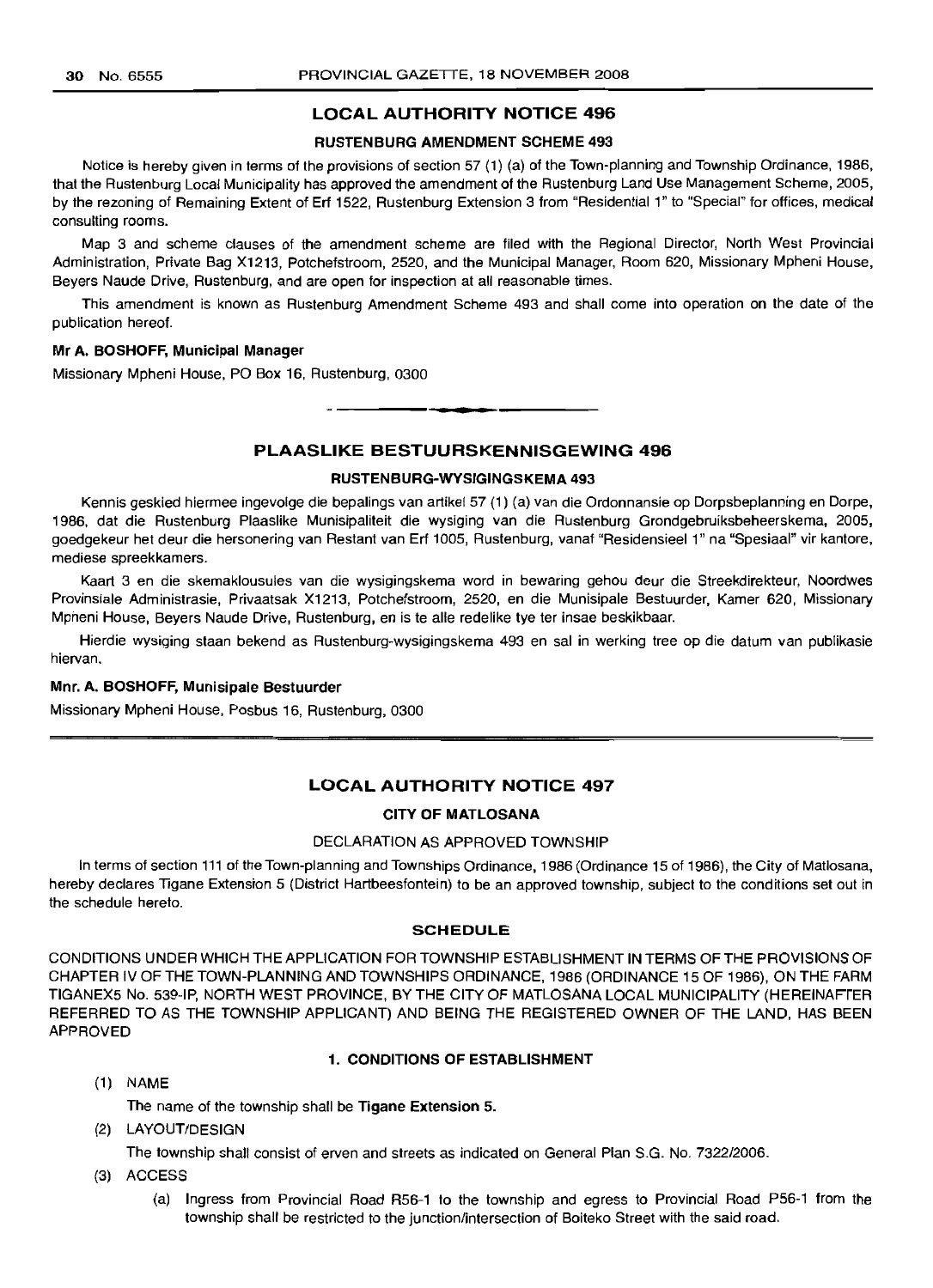## LOCAL AUTHORITY NOTICE 496

### RUSTENBURG AMENDMENT SCHEME 493

Notice is hereby given in terms of the provisions of section 57 (1) (a) of the Town-planning and Township Ordinance, 1986, that the Rustenburg Local Municipality has approved the amendment of the Rustenburg Land Use Management Scheme, 2005, by the rezoning of Remaining Extent of Erf 1522, Rustenburg Extension 3 from "Residential 1" to "Special" for offices, medical consulting rooms.

Map 3 and scheme clauses of the amendment scheme are filed with the Regional Director, North West Provincial Administration, Private Bag X1213, Potchefstroom, 2520, and the Municipal Manager, Room 620, Missionary Mpheni House, Beyers Naude Drive, Rustenburg, and are open for inspection at all reasonable times.

This amendment is known as Rustenburg Amendment Scheme 493 and shall come into operation on the date of the publication hereof.

**Mr A. BOSHOFF, Municipal Manager**

Missionary Mpheni House, PO Box 16, Rustenburg, 0300

## PLAASLIKE BESTUURSKENNISGEWING 496

### RUSTENBURG-WYSIGINGSKEMA 493

Kennis geskied hiermee ingevolge die bepalings van artikel 57 (1) (a) van die Ordonnansie op Dorpsbeplanning en Dorpe, 1986, dat die Rustenburg Plaaslike Munisipaliteit die wysiging van die Rustenburg Grondgebruiksbeheerskema, 2005, goedgekeur het deur die hersonering van Restant van Erf 1005, Rustenburg, vanaf "Residensieel 1" na "Spesiaal" vir kantore, mediese spreekkamers.

Kaart 3 en die skemaklousules van die wysigingskema word in bewaring gehou deur die Streekdirekteur, Noordwes Provinsiale Administrasie, Privaatsak X1213, Potchefstroom, 2520, en die Munisipale Bestuurder, Kamer 620, Missionary Mpheni House, Beyers Naude Drive, Rustenburg, en is te alle redelike tye ter insae beskikbaar.

Hierdie wysiging staan bekend as Rustenburg-wysigingskema 493 en sal in werking tree op die datum van publikasie hiervan.

**Mnr. A. BOSHOFF, Munisipale Bestuurder**

Missionary Mpheni House, Posbus 16, Rustenburg, 0300

## LOCAL AUTHORITY NOTICE 497

### CITY OF MATLOSANA

DECLARATION AS APPROVED TOWNSHIP

In terms of section 111 of the Town-planning and Townships Ordinance, 1986 (Ordinance 15 of 1986), the City of Matlosana, hereby declares Tigane Extension 5 (District Hartbeesfontein) to be an approved township, subject to the conditions set out in the schedule hereto.

### SCHEDULE

CONDITIONS UNDER WHICH THE APPLICATION FOR TOWNSHIP ESTABLISHMENT IN TERMS OF THE PROVISIONS OF CHAPTER IV OF THE TOWN-PLANNING AND TOWNSHIPS ORDINANCE, 1986 (ORDINANCE 15 OF 1986), ON THE FARM TIGANEX5 No. 539-IP, NORTH WEST PROVINCE, BY THE CITY OF MATLOSANA LOCAL MUNICIPALITY (HEREINAFTER REFERRED TO AS THE TOWNSHIP APPLICANT) AND BEING THE REGISTERED OWNER OF THE LAND, HAS BEEN APPROVED

#### 1. CONDITIONS OF ESTABLISHMENT

(1) NAME

The name of the township shall be **Tigane Extension 5.**

(2) LAYOUT/DESIGN

The township shall consist of erven and streets as indicated on General Plan S.G. No. 7322/2006.

(3) ACCESS

(a) Ingress from Provincial Road R56-1 to the township and egress to Provincial Road P56-1 from the township shall be restricted to the junction/intersection of Boiteko Street with the said road.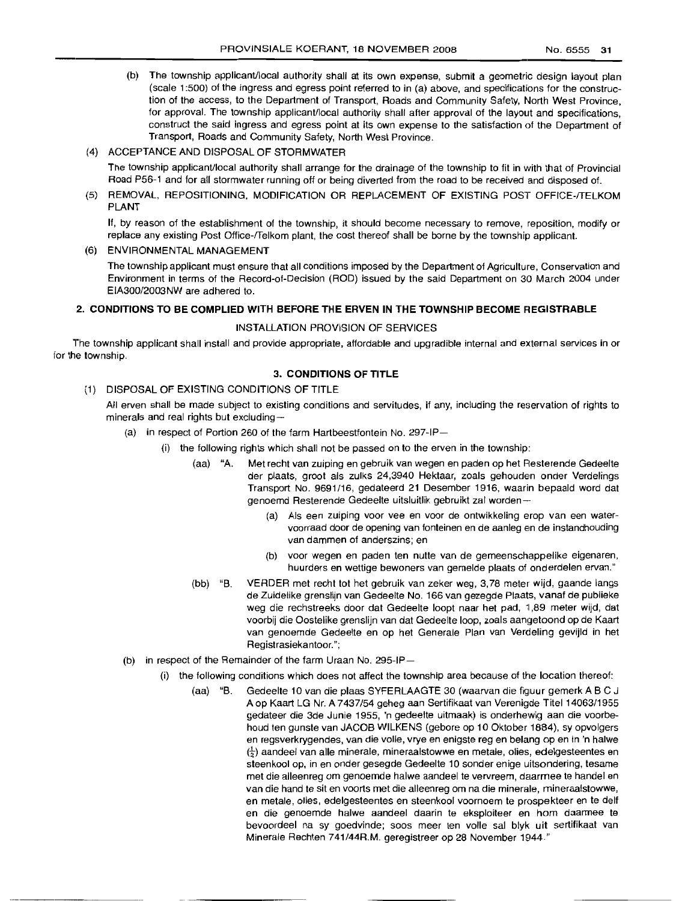(b) The township applicant/local authority shall at its own expense, submit a geometric design layout plan (scale 1:500) of the ingress and egress point referred to in (a) above, and specifications for the construction of the access, to the Department of Transport, Roads and Community Safety, North West Province, for approval. The township applicant/local authority shall after approval of the layout and specifications, construct the said ingress and egress point at its own expense to the satisfaction of the Department of Transport, Roads and Community Safety, North West Province.

(4) ACCEPTANCE AND DISPOSAL OF STORMWATER

The township applicant/local authority shall arrange for the drainage of the township to fit in with that of Provincial Road P56-1 and for all stormwater running off or being diverted from the road to be received and disposed of.

(5) REMOVAL, REPOSITIONING, MODIFICATION OR REPLACEMENT OF EXISTING POST OFFICE-/TELKOM PLANT

If, by reason of the establishment of the township, it should become necessary to remove, reposition, modify or replace any existing Post Office-/Telkom plant, the cost thereof shall be borne by the township applicant.

(6) ENVIRONMENTAL MANAGEMENT

The township applicant must ensure that all conditions imposed by the Department of Agriculture, Conservation and Environment in terms of the Record-of-Decision (ROD) issued by the said Department on 30 March 2004 under EIA300/2003NW are adhered to.

## 2. CONDITIONS TO BE COMPLIED WITH BEFORE THE ERVEN IN THE TOWNSHIP BECOME REGISTRABLE

INSTALLATION PROVISION OF SERVICES

The township applicant shall install and provide appropriate, affordable and upgradible internal and external services in or for the township.

## 3. CONDITIONS OF TITLE

(1) DISPOSAL OF EXISTING CONDITIONS OF TITLE

All erven shall be made subject to existing conditions and servitudes, if any, including the reservation of rights to minerals and real rights but excluding—

(a) in respect of Portion 260 of the farm Hartbeestfontein No. 297-IP—

(i) the following rights which shall not be passed on to the erven in the township:

(aa) "A. Met recht van zuiping en gebruik van wegen en paden op het Resterende Gedeelte der plaats, groot als zulks 24,3940 Hektaar, zoals gehouden onder Verdelings Transport No. 9691/16, gedateerd 21 Desember 1916, waarin bepaald word dat genoemd Resterende Gedeelte uitsluitlik gebruikt zal worden—

(a) Als een zuiping voor vee en voor de ontwikkeling erop van een watervoorraad door de opening van fonteinen en de aanleg en de instandhouding van dammen of anderszins; en

(b) voor wegen en paden ten nutte van de gemeenschappelike eigenaren, huurders en wettige bewoners van gemelde plaats of onderdelen ervan."

(bb) "B. VERDER met recht tot het gebruik van zeker weg, 3,78 meter wijd, gaande langs de Zuidelike grenslijn van Gedeelte No. 166 van gezegde Plaats, vanaf de publieke weg die rechstreeks door dat Gedeelte loopt naar het pad, 1,89 meter wijd, dat voorbij die Oostelike grenslijn van dat Gedeelte loop, zoals aangetoond op de Kaart van genoemde Gedeelte en op het Generale Plan van Verdeling gevijld in het Registrasiekantoor.";

(b) in respect of the Remainder of the farm Uraan No. 295-IP—

(i) the following conditions which does not affect the township area because of the location thereof:

(aa) "B. Gedeelte 10 van die plaas SYFERLAAGTE 30 (waarvan die figuur gemerk A B C J A op Kaart LG Nr. A 7437/54 geheg aan Sertifikaat van Verenigde Titel 14063/1955 gedateer die 3de Junie 1955, 'n gedeelte uitmaak) is onderhewig aan die voorbehoud ten gunste van JACOB WILKENS (gebore op 10 Oktober 1884), sy opvolgers en regsverkrygendes, van die volle, vrye en enigste reg en belang op en in 'n halwe ($\frac{1}{2}$) aandeel van alle minerale, mineraalstowwe en metale, olies, edelgesteentes en steenkool op, in en onder gesegde Gedeelte 10 sonder enige uitsondering, tesame met die alleenreg om genoemde halwe aandeel te vervreem, daarmee te handel en van die hand te sit en voorts met die alleenreg om na die minerale, mineraalstowwe, en metale, olies, edelgesteentes en steenkool voornoem te prospekteer en te delf en die genoemde halwe aandeel daarin te eksploiteer en hom daarmee te bevoordeel na sy goedvinde; soos meer ten volle sal blyk uit sertifikaat van Minerale Rechten 741/44R.M. geregistreer op 28 November 1944."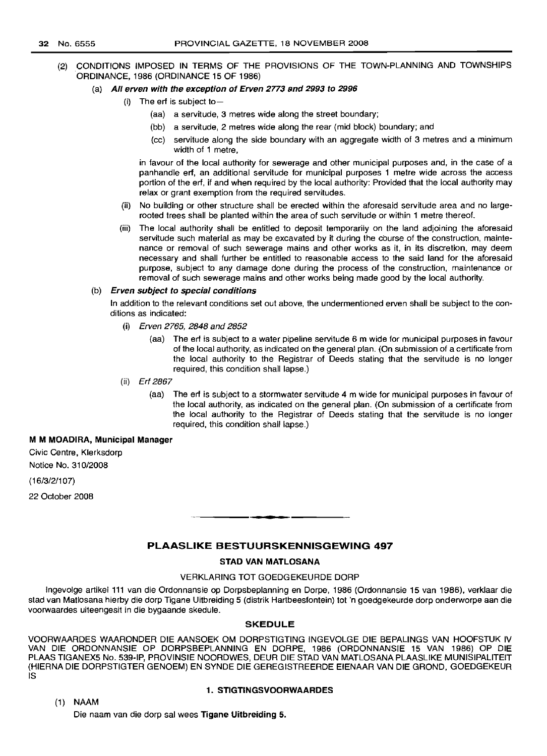(2) CONDITIONS IMPOSED IN TERMS OF THE PROVISIONS OF THE TOWN-PLANNING AND TOWNSHIPS ORDINANCE, 1986 (ORDINANCE 15 OF 1986)

(a) ***All erven with the exception of Erven 2773 and 2993 to 2996***

(i) The erf is subject to—

(aa) a servitude, 3 metres wide along the street boundary;

(bb) a servitude, 2 metres wide along the rear (mid block) boundary; and

(cc) servitude along the side boundary with an aggregate width of 3 metres and a minimum width of 1 metre,

in favour of the local authority for sewerage and other municipal purposes and, in the case of a panhandle erf, an additional servitude for municipal purposes 1 metre wide across the access portion of the erf, if and when required by the local authority: Provided that the local authority may relax or grant exemption from the required servitudes.

(ii) No building or other structure shall be erected within the aforesaid servitude area and no large-rooted trees shall be planted within the area of such servitude or within 1 metre thereof.

(iii) The local authority shall be entitled to deposit temporarily on the land adjoining the aforesaid servitude such material as may be excavated by it during the course of the construction, maintenance or removal of such sewerage mains and other works as it, in its discretion, may deem necessary and shall further be entitled to reasonable access to the said land for the aforesaid purpose, subject to any damage done during the process of the construction, maintenance or removal of such sewerage mains and other works being made good by the local authority.

(b) ***Erven subject to special conditions***

In addition to the relevant conditions set out above, the undermentioned erven shall be subject to the conditions as indicated:

(i) *Erven 2765, 2848 and 2852*

(aa) The erf is subject to a water pipeline servitude 6 m wide for municipal purposes in favour of the local authority, as indicated on the general plan. (On submission of a certificate from the local authority to the Registrar of Deeds stating that the servitude is no longer required, this condition shall lapse.)

(ii) *Erf 2867*

(aa) The erf is subject to a stormwater servitude 4 m wide for municipal purposes in favour of the local authority, as indicated on the general plan. (On submission of a certificate from the local authority to the Registrar of Deeds stating that the servitude is no longer required, this condition shall lapse.)

**M M MOADIRA, Municipal Manager**

Civic Centre, Klerksdorp

Notice No. 310/2008

(16/3/2/107)

22 October 2008

---

## PLAASLIKE BESTUURSKENNISGEWING 497

### STAD VAN MATLOSANA

VERKLARING TOT GOEDGEKEURDE DORP

Ingevolge artikel 111 van die Ordonnansie op Dorpsbeplanning en Dorpe, 1986 (Ordonnansie 15 van 1986), verklaar die stad van Matlosana hierby die dorp Tigane Uitbreiding 5 (distrik Hartbeesfontein) tot 'n goedgekeurde dorp onderworpe aan die voorwaardes uiteengesit in die bygaande skedule.

### SKEDULE

VOORWAARDES WAARONDER DIE AANSOEK OM DORPSTIGTING INGEVOLGE DIE BEPALINGS VAN HOOFSTUK IV VAN DIE ORDONNANSIE OP DORPSBEPLANNING EN DORPE, 1986 (ORDONNANSIE 15 VAN 1986) OP DIE PLAAS TIGANEX5 No. 539-IP, PROVINSIE NOORDWES, DEUR DIE STAD VAN MATLOSANA PLAASLIKE MUNISIPALITEIT (HIERNA DIE DORPSTIGTER GENOEM) EN SYNDE DIE GEREGISTREERDE EIENAAR VAN DIE GROND, GOEDGEKEUR IS

**1. STIGTINGSVOORWAARDES**

(1) NAAM

Die naam van die dorp sal wees **Tigane Uitbreiding 5.**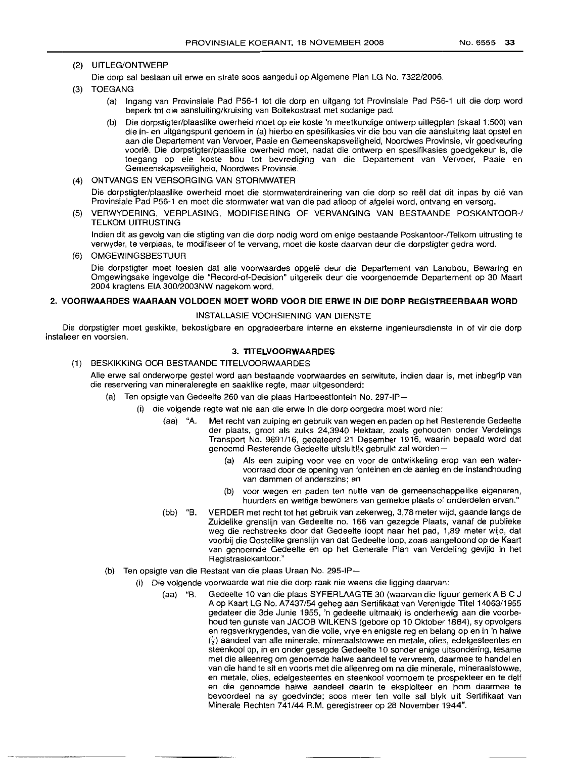(2) UITLEG/ONTWERP

Die dorp sal bestaan uit erwe en strate soos aangedui op Algemene Plan LG No. 7322/2006.

(3) TOEGANG

(a) Ingang van Provinsiale Pad P56-1 tot die dorp en uitgang tot Provinsiale Pad P56-1 uit die dorp word beperk tot die aansluiting/kruising van Boitekostraat met sodanige pad.

(b) Die dorpstigter/plaaslike owerheid moet op eie koste 'n meetkundige ontwerp uitlegplan (skaal 1:500) van die in- en uitgangspunt genoem in (a) hierbo en spesifikasies vir die bou van die aansluiting laat opstel en aan die Departement van Vervoer, Paaie en Gemeenskapsveiligheid, Noordwes Provinsie, vir goedkeuring voorlê. Die dorpstigter/plaaslike owerheid moet, nadat die ontwerp en spesifikasies goedgekeur is, die toegang op eie koste bou tot bevrediging van die Departement van Vervoer, Paaie en Gemeenskapsveiligheid, Noordwes Provinsie.

(4) ONTVANGS EN VERSORGING VAN STORMWATER

Die dorpstigter/plaaslike owerheid moet die stormwaterdreinering van die dorp so reël dat dit inpas by dié van Provinsiale Pad P56-1 en moet die stormwater wat van die pad afloop of afgelei word, ontvang en versorg.

(5) VERWYDERING, VERPLASING, MODIFISERING OF VERVANGING VAN BESTAANDE POSKANTOOR-/TELKOM UITRUSTING

Indien dit as gevolg van die stigting van die dorp nodig word om enige bestaande Poskantoor-/Telkom uitrusting te verwyder, te verplaas, te modifiseer of te vervang, moet die koste daarvan deur die dorpstigter gedra word.

(6) OMGEWINGSBESTUUR

Die dorpstigter moet toesien dat alle voorwaardes opgelê deur die Departement van Landbou, Bewaring en Omgewingsake ingevolge die "Record-of-Decision" uitgereik deur die voorgenoemde Departement op 30 Maart 2004 kragtens EIA 300/2003NW nagekom word.

**2. VOORWAARDES WAARAAN VOLDOEN MOET WORD VOOR DIE ERWE IN DIE DORP REGISTREERBAAR WORD**

INSTALLASIE VOORSIENING VAN DIENSTE

Die dorpstigter moet geskikte, bekostigbare en opgradeerbare interne en eksterne ingenieursdienste in of vir die dorp installeer en voorsien.

**3. TITELVOORWAARDES**

(1) BESKIKKING OOR BESTAANDE TITELVOORWAARDES

Alle erwe sal onderworpe gestel word aan bestaande voorwaardes en serwitute, indien daar is, met inbegrip van die reservering van mineraleregte en saaklike regte, maar uitgesonderd:

(a) Ten opsigte van Gedeelte 260 van die plaas Hartbeestfontein No. 297-IP—

(i) die volgende regte wat nie aan die erwe in die dorp oorgedra moet word nie:

(aa) "A. Met recht van zuiping en gebruik van wegen en paden op het Resterende Gedeelte der plaats, groot als zulks 24,3940 Hektaar, zoals gehouden onder Verdelings Transport No. 9691/16, gedateerd 21 Desember 1916, waarin bepaald word dat genoemd Resterende Gedeelte uitsluitlik gebruikt zal worden—

(a) Als een zuiping voor vee en voor de ontwikkeling erop van een watervoorraad door de opening van fonteinen en de aanleg en de instandhouding van dammen of anderszins; en

(b) voor wegen en paden ten nutte van de gemeenschappelike eigenaren, huurders en wettige bewoners van gemelde plaats of onderdelen ervan."

(bb) "B. VERDER met recht tot het gebruik van zekerweg, 3,78 meter wijd, gaande langs de Zuidelike grenslijn van Gedeelte no. 166 van gezegde Plaats, vanaf de publieke weg die rechstreeks door dat Gedeelte loopt naar het pad, 1,89 meter wijd, dat voorbij die Oostelike grenslijn van dat Gedeelte loop, zoals aangetoond op de Kaart van genoemde Gedeelte en op het Generale Plan van Verdeling gevijid in het Registrasiekantoor."

(b) Ten opsigte van die Restant van die plaas Uraan No. 295-IP—

(i) Die volgende voorwaarde wat nie die dorp raak nie weens die ligging daarvan:

(aa) "B. Gedeelte 10 van die plaas SYFERLAAGTE 30 (waarvan die figuur gemerk A B C J A op Kaart LG No. A7437/54 geheg aan Sertifikaat van Verenigde Titel 14063/1955 gedateer die 3de Junie 1955, 'n gedeelte uitmaak) is onderhewig aan die voorbehoud ten gunste van JACOB WILKENS (gebore op 10 Oktober 1884), sy opvolgers en regsverkrygendes, van die volle, vrye en enigste reg en belang op en in 'n halwe ($\frac{1}{2}$) aandeel van alle minerale, mineraalstowwe en metale, olies, edelgesteentes en steenkool op, in en onder gesegde Gedeelte 10 sonder enige uitsondering, tesame met die alleenreg om genoemde halwe aandeel te vervreem, daarmee te handel en van die hand te sit en voorts met die alleenreg om na die minerale, mineraalstowwe, en metale, olies, edelgesteentes en steenkool voornoem te prospekteer en te delf en die genoemde halwe aandeel daarin te eksploiteer en hom daarmee te bevoordeel na sy goedvinde; soos meer ten volle sal blyk uit Sertifikaat van Minerale Rechten 741/44 R.M. geregistreer op 28 November 1944".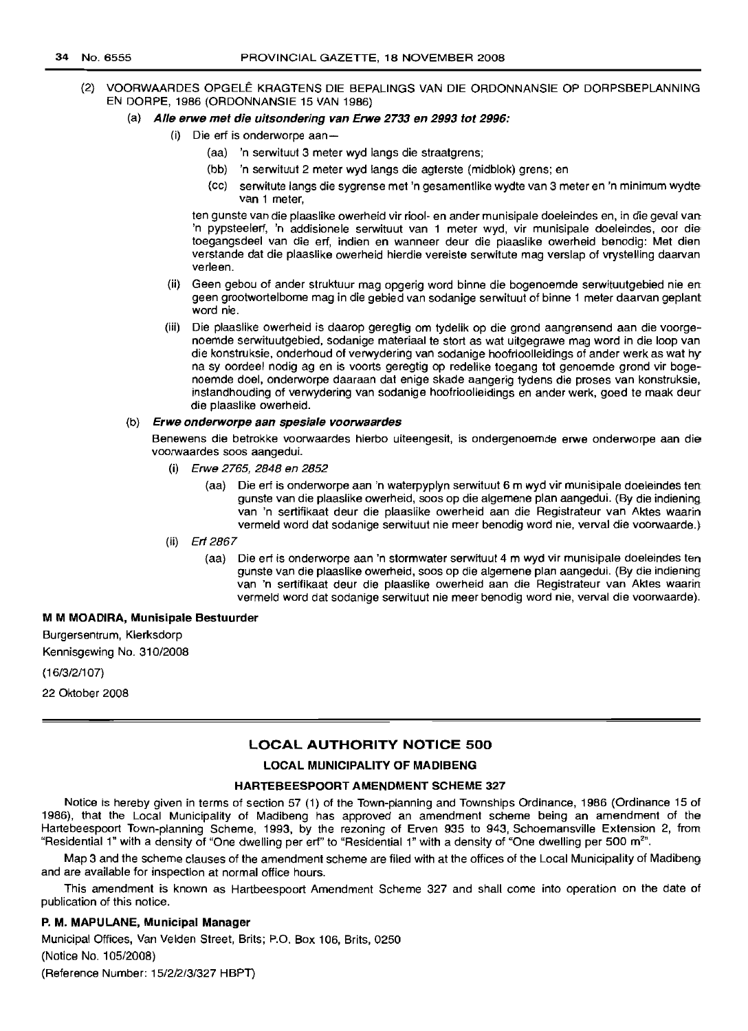(2) VOORWAARDES OPGELÊ KRAGTENS DIE BEPALINGS VAN DIE ORDONNANSIE OP DORPSBEPLANNING EN DORPE, 1986 (ORDONNANSIE 15 VAN 1986)

(a) ***Alle erwe met die uitsondering van Erwe 2733 en 2993 tot 2996:***

(i) Die erf is onderworpe aan—

(aa) 'n serwituut 3 meter wyd langs die straatgrens;

(bb) 'n serwituut 2 meter wyd langs die agterste (midblok) grens; en

(cc) serwitute langs die sygrense met 'n gesamentlike wydte van 3 meter en 'n minimum wydte van 1 meter,

ten gunste van die plaaslike owerheid vir riool- en ander munisipale doeleindes en, in die geval van 'n pypsteelerf, 'n addisionele serwituut van 1 meter wyd, vir munisipale doeleindes, oor die toegangsdeel van die erf, indien en wanneer deur die plaaslike owerheid benodig: Met dien verstande dat die plaaslike owerheid hierdie vereiste serwitute mag verslap of vrystelling daarvan verleen.

(ii) Geen gebou of ander struktuur mag opgerig word binne die bogenoemde serwituutgebied nie en geen grootwortelbome mag in die gebied van sodanige serwituut of binne 1 meter daarvan geplant word nie.

(iii) Die plaaslike owerheid is daarop geregtig om tydelik op die grond aangrensend aan die voorgenoemde serwituutgebied, sodanige materiaal te stort as wat uitgegrawe mag word in die loop van die konstruksie, onderhoud of verwydering van sodanige hoofrioolleidings of ander werk as wat hy na sy oordeel nodig ag en is voorts geregtig op redelike toegang tot genoemde grond vir bogenoemde doel, onderworpe daaraan dat enige skade aangerig tydens die proses van konstruksie, instandhouding of verwydering van sodanige hoofrioolleidings en ander werk, goed te maak deur die plaaslike owerheid.

(b) ***Erwe onderworpe aan spesiale voorwaardes***

Benewens die betrokke voorwaardes hierbo uiteengesit, is ondergenoemde erwe onderworpe aan die voorwaardes soos aangedui.

(i) *Erwe 2765, 2848 en 2852*

(aa) Die erf is onderworpe aan 'n waterpyplyn serwituut 6 m wyd vir munisipale doeleindes ten gunste van die plaaslike owerheid, soos op die algemene plan aangedui. (By die indiening van 'n sertifikaat deur die plaaslike owerheid aan die Registrateur van Aktes waarin vermeld word dat sodanige serwituut nie meer benodig word nie, verval die voorwaarde.)

(ii) *Erf 2867*

(aa) Die erf is onderworpe aan 'n stormwater serwituut 4 m wyd vir munisipale doeleindes ten gunste van die plaaslike owerheid, soos op die algemene plan aangedui. (By die indiening van 'n sertifikaat deur die plaaslike owerheid aan die Registrateur van Aktes waarin vermeld word dat sodanige serwituut nie meer benodig word nie, verval die voorwaarde).

**M M MOADIRA, Munisipale Bestuurder**

Burgersentrum, Klerksdorp

Kennisgewing No. 310/2008

(16/3/2/107)

22 Oktober 2008

---

## LOCAL AUTHORITY NOTICE 500

### LOCAL MUNICIPALITY OF MADIBENG

### HARTEBEESPOORT AMENDMENT SCHEME 327

Notice is hereby given in terms of section 57 (1) of the Town-planning and Townships Ordinance, 1986 (Ordinance 15 of 1986), that the Local Municipality of Madibeng has approved an amendment scheme being an amendment of the Hartebeespoort Town-planning Scheme, 1993, by the rezoning of Erven 935 to 943, Schoemansville Extension 2, from "Residential 1" with a density of "One dwelling per erf" to "Residential 1" with a density of "One dwelling per 500 m$^{2}$".

Map 3 and the scheme clauses of the amendment scheme are filed with at the offices of the Local Municipality of Madibeng and are available for inspection at normal office hours.

This amendment is known as Hartbeespoort Amendment Scheme 327 and shall come into operation on the date of publication of this notice.

**P. M. MAPULANE, Municipal Manager**

Municipal Offices, Van Velden Street, Brits; P.O. Box 106, Brits, 0250

(Notice No. 105/2008)

(Reference Number: 15/2/2/3/327 HBPT)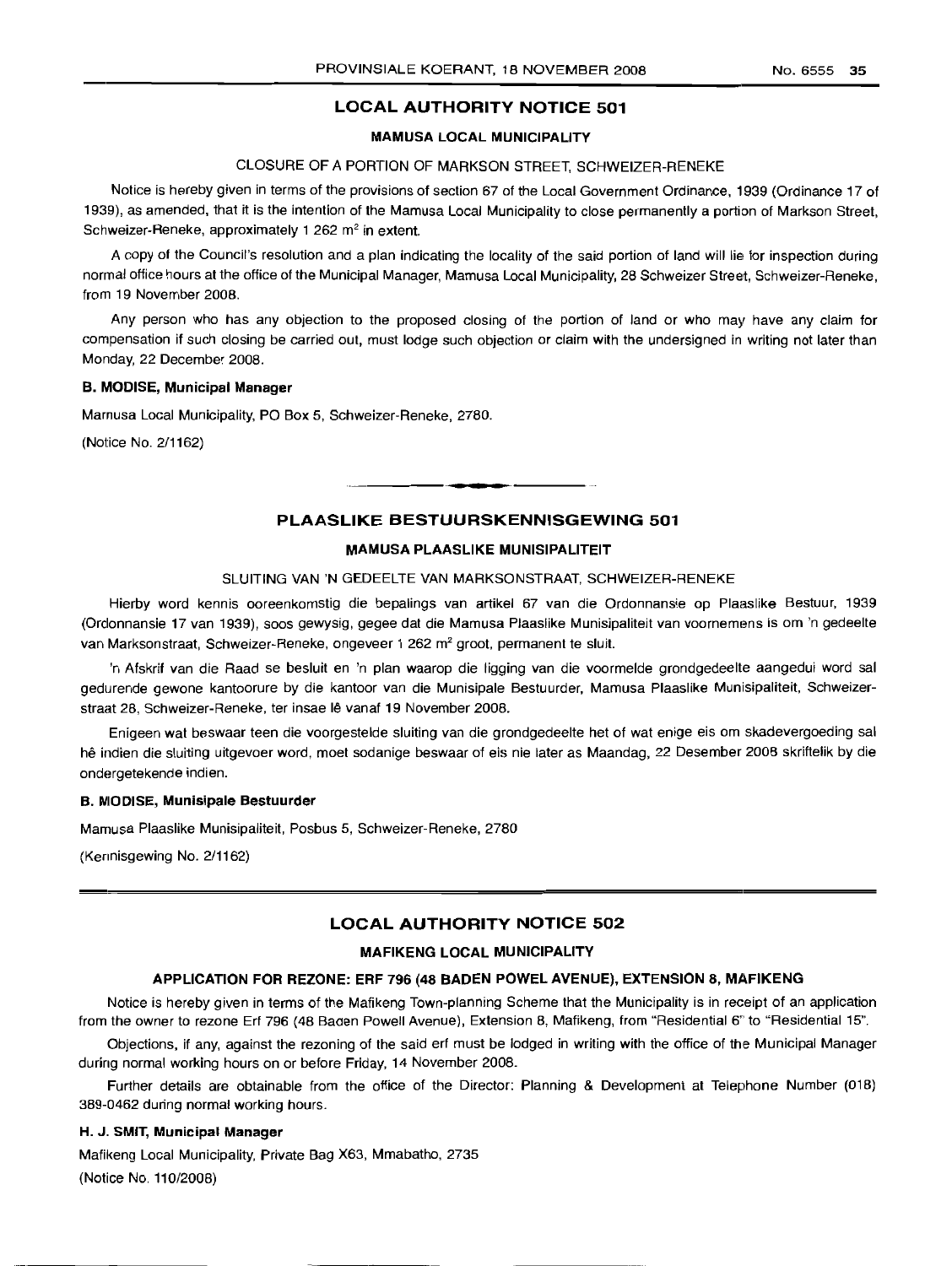## LOCAL AUTHORITY NOTICE 501

### MAMUSA LOCAL MUNICIPALITY

CLOSURE OF A PORTION OF MARKSON STREET, SCHWEIZER-RENEKE

Notice is hereby given in terms of the provisions of section 67 of the Local Government Ordinance, 1939 (Ordinance 17 of 1939), as amended, that it is the intention of the Mamusa Local Municipality to close permanently a portion of Markson Street, Schweizer-Reneke, approximately 1 262 $m^2$ in extent.

A copy of the Council's resolution and a plan indicating the locality of the said portion of land will lie for inspection during normal office hours at the office of the Municipal Manager, Mamusa Local Municipality, 28 Schweizer Street, Schweizer-Reneke, from 19 November 2008.

Any person who has any objection to the proposed closing of the portion of land or who may have any claim for compensation if such closing be carried out, must lodge such objection or claim with the undersigned in writing not later than Monday, 22 December 2008.

**B. MODISE, Municipal Manager**

Mamusa Local Municipality, PO Box 5, Schweizer-Reneke, 2780.

(Notice No. 2/1162)

---

## PLAASLIKE BESTUURSKENNISGEWING 501

### MAMUSA PLAASLIKE MUNISIPALITEIT

SLUITING VAN 'N GEDEELTE VAN MARKSONSTRAAT, SCHWEIZER-RENEKE

Hierby word kennis ooreenkomstig die bepalings van artikel 67 van die Ordonnansie op Plaaslike Bestuur, 1939 (Ordonnansie 17 van 1939), soos gewysig, gegee dat die Mamusa Plaaslike Munisipaliteit van voornemens is om 'n gedeelte van Marksonstraat, Schweizer-Reneke, ongeveer 1 262 $m^2$ groot, permanent te sluit.

'n Afskrif van die Raad se besluit en 'n plan waarop die ligging van die voormelde grondgedeelte aangedui word sal gedurende gewone kantoorure by die kantoor van die Munisipale Bestuurder, Mamusa Plaaslike Munisipaliteit, Schweizerstraat 28, Schweizer-Reneke, ter insae lê vanaf 19 November 2008.

Enigeen wat beswaar teen die voorgestelde sluiting van die grondgedeelte het of wat enige eis om skadevergoeding sal hê indien die sluiting uitgevoer word, moet sodanige beswaar of eis nie later as Maandag, 22 Desember 2008 skriftelik by die ondergetekende indien.

**B. MODISE, Munisipale Bestuurder**

Mamusa Plaaslike Munisipaliteit, Posbus 5, Schweizer-Reneke, 2780

(Kennisgewing No. 2/1162)

---

## LOCAL AUTHORITY NOTICE 502

### MAFIKENG LOCAL MUNICIPALITY

**APPLICATION FOR REZONE: ERF 796 (48 BADEN POWEL AVENUE), EXTENSION 8, MAFIKENG**

Notice is hereby given in terms of the Mafikeng Town-planning Scheme that the Municipality is in receipt of an application from the owner to rezone Erf 796 (48 Baden Powell Avenue), Extension 8, Mafikeng, from "Residential 6" to "Residential 15".

Objections, if any, against the rezoning of the said erf must be lodged in writing with the office of the Municipal Manager during normal working hours on or before Friday, 14 November 2008.

Further details are obtainable from the office of the Director: Planning & Development at Telephone Number (018) 389-0462 during normal working hours.

**H. J. SMIT, Municipal Manager**

Mafikeng Local Municipality, Private Bag X63, Mmabatho, 2735

(Notice No. 110/2008)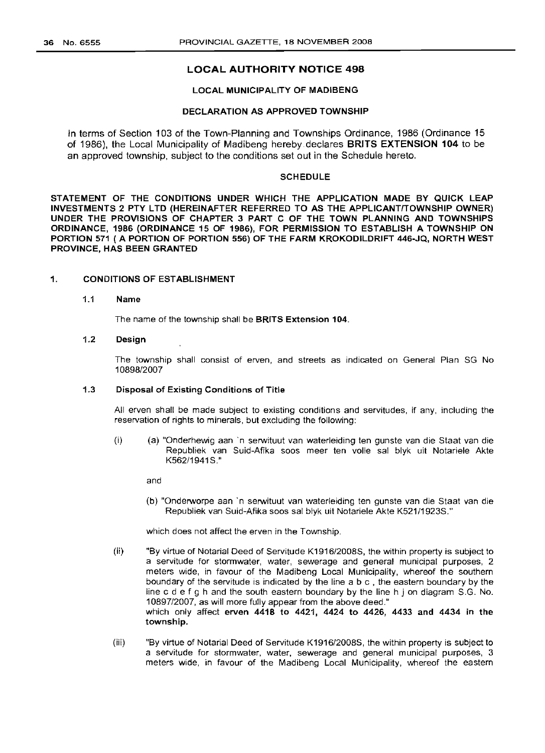## LOCAL AUTHORITY NOTICE 498

### LOCAL MUNICIPALITY OF MADIBENG

### DECLARATION AS APPROVED TOWNSHIP

In terms of Section 103 of the Town-Planning and Townships Ordinance, 1986 (Ordinance 15 of 1986), the Local Municipality of Madibeng hereby declares **BRITS EXTENSION 104** to be an approved township, subject to the conditions set out in the Schedule hereto.

### SCHEDULE

**STATEMENT OF THE CONDITIONS UNDER WHICH THE APPLICATION MADE BY QUICK LEAP INVESTMENTS 2 PTY LTD (HEREINAFTER REFERRED TO AS THE APPLICANT/TOWNSHIP OWNER) UNDER THE PROVISIONS OF CHAPTER 3 PART C OF THE TOWN PLANNING AND TOWNSHIPS ORDINANCE, 1986 (ORDINANCE 15 OF 1986), FOR PERMISSION TO ESTABLISH A TOWNSHIP ON PORTION 571 ( A PORTION OF PORTION 556) OF THE FARM KROKODILDRIFT 446-JQ, NORTH WEST PROVINCE, HAS BEEN GRANTED**

**1. CONDITIONS OF ESTABLISHMENT**

**1.1 Name**

The name of the township shall be **BRITS Extension 104**.

**1.2 Design**

The township shall consist of erven, and streets as indicated on General Plan SG No 10898/2007

**1.3 Disposal of Existing Conditions of Title**

All erven shall be made subject to existing conditions and servitudes, if any, including the reservation of rights to minerals, but excluding the following:

(i) (a) "Onderhewig aan `n serwituut van waterleiding ten gunste van die Staat van die Republiek van Suid-Afika soos meer ten volle sal blyk uit Notariele Akte K562/1941S."

and

(b) "Onderworpe aan `n serwituut van waterleiding ten gunste van die Staat van die Republiek van Suid-Afika soos sal blyk uit Notariele Akte K521/1923S."

which does not affect the erven in the Township.

(ii) "By virtue of Notarial Deed of Servitude K1916/2008S, the within property is subject to a servitude for stormwater, water, sewerage and general municipal purposes, 2 meters wide, in favour of the Madibeng Local Municipality, whereof the southern boundary of the servitude is indicated by the line a b c , the eastern boundary by the line c d e f g h and the south eastern boundary by the line h j on diagram S.G. No. 10897/2007, as will more fully appear from the above deed." which only affect **erven 4418 to 4421, 4424 to 4426, 4433 and 4434 in the township.**

(iii) "By virtue of Notarial Deed of Servitude K1916/2008S, the within property is subject to a servitude for stormwater, water, sewerage and general municipal purposes, 3 meters wide, in favour of the Madibeng Local Municipality, whereof the eastern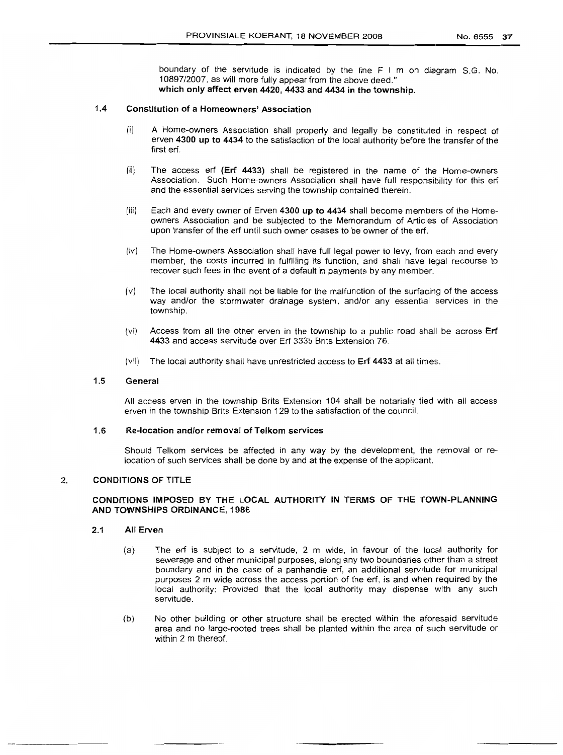boundary of the servitude is indicated by the line F I m on diagram S.G. No. 10897/2007, as will more fully appear from the above deed."
**which only affect erven 4420, 4433 and 4434 in the township.**

### 1.4 Constitution of a Homeowners' Association

(i) A Home-owners Association shall properly and legally be constituted in respect of erven **4300 up to 4434** to the satisfaction of the local authority before the transfer of the first erf.

(ii) The access erf **(Erf 4433)** shall be registered in the name of the Home-owners Association. Such Home-owners Association shall have full responsibility for this erf and the essential services serving the township contained therein.

(iii) Each and every owner of Erven **4300 up to 4434** shall become members of the Home-owners Association and be subjected to the Memorandum of Articles of Association upon transfer of the erf until such owner ceases to be owner of the erf.

(iv) The Home-owners Association shall have full legal power to levy, from each and every member, the costs incurred in fulfilling its function, and shall have legal recourse to recover such fees in the event of a default in payments by any member.

(v) The local authority shall not be liable for the malfunction of the surfacing of the access way and/or the stormwater drainage system, and/or any essential services in the township.

(vi) Access from all the other erven in the township to a public road shall be across **Erf 4433** and access servitude over Erf 3335 Brits Extension 76.

(vii) The local authority shall have unrestricted access to **Erf 4433** at all times.

### 1.5 General

All access erven in the township Brits Extension 104 shall be notarially tied with all access erven in the township Brits Extension 129 to the satisfaction of the council.

### 1.6 Re-location and/or removal of Telkom services

Should Telkom services be affected in any way by the development, the removal or re-location of such services shall be done by and at the expense of the applicant.

## 2. CONDITIONS OF TITLE

**CONDITIONS IMPOSED BY THE LOCAL AUTHORITY IN TERMS OF THE TOWN-PLANNING AND TOWNSHIPS ORDINANCE, 1986**

### 2.1 All Erven

(a) The erf is subject to a servitude, 2 m wide, in favour of the local authority for sewerage and other municipal purposes, along any two boundaries other than a street boundary and in the case of a panhandle erf, an additional servitude for municipal purposes 2 m wide across the access portion of the erf, is and when required by the local authority: Provided that the local authority may dispense with any such servitude.

(b) No other building or other structure shall be erected within the aforesaid servitude area and no large-rooted trees shall be planted within the area of such servitude or within 2 m thereof.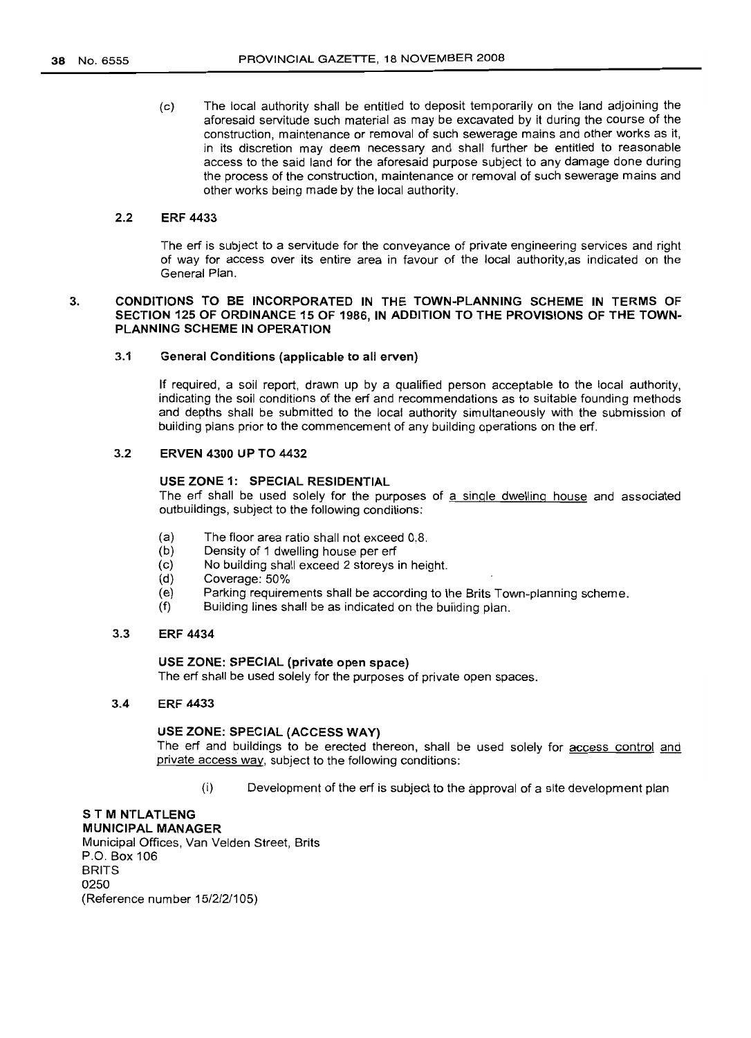(c) The local authority shall be entitled to deposit temporarily on the land adjoining the aforesaid servitude such material as may be excavated by it during the course of the construction, maintenance or removal of such sewerage mains and other works as it, in its discretion may deem necessary and shall further be entitled to reasonable access to the said land for the aforesaid purpose subject to any damage done during the process of the construction, maintenance or removal of such sewerage mains and other works being made by the local authority.

### 2.2 ERF 4433

The erf is subject to a servitude for the conveyance of private engineering services and right of way for access over its entire area in favour of the local authority,as indicated on the General Plan.

## 3. CONDITIONS TO BE INCORPORATED IN THE TOWN-PLANNING SCHEME IN TERMS OF SECTION 125 OF ORDINANCE 15 OF 1986, IN ADDITION TO THE PROVISIONS OF THE TOWN-PLANNING SCHEME IN OPERATION

### 3.1 General Conditions (applicable to all erven)

If required, a soil report, drawn up by a qualified person acceptable to the local authority, indicating the soil conditions of the erf and recommendations as to suitable founding methods and depths shall be submitted to the local authority simultaneously with the submission of building plans prior to the commencement of any building operations on the erf.

### 3.2 ERVEN 4300 UP TO 4432

**USE ZONE 1: SPECIAL RESIDENTIAL**

The erf shall be used solely for the purposes of <u>a single dwelling house</u> and associated outbuildings, subject to the following conditions:

(a) The floor area ratio shall not exceed 0.8.
(b) Density of 1 dwelling house per erf
(c) No building shall exceed 2 storeys in height.
(d) Coverage: 50%
(e) Parking requirements shall be according to the Brits Town-planning scheme.
(f) Building lines shall be as indicated on the building plan.

### 3.3 ERF 4434

**USE ZONE: SPECIAL (private open space)**

The erf shall be used solely for the purposes of private open spaces.

### 3.4 ERF 4433

**USE ZONE: SPECIAL (ACCESS WAY)**

The erf and buildings to be erected thereon, shall be used solely for <u>access control and private access way</u>, subject to the following conditions:

(i) Development of the erf is subject to the approval of a site development plan

**S T M NTLATLENG**
**MUNICIPAL MANAGER**
Municipal Offices, Van Velden Street, Brits
P.O. Box 106
BRITS
0250
(Reference number 15/2/2/105)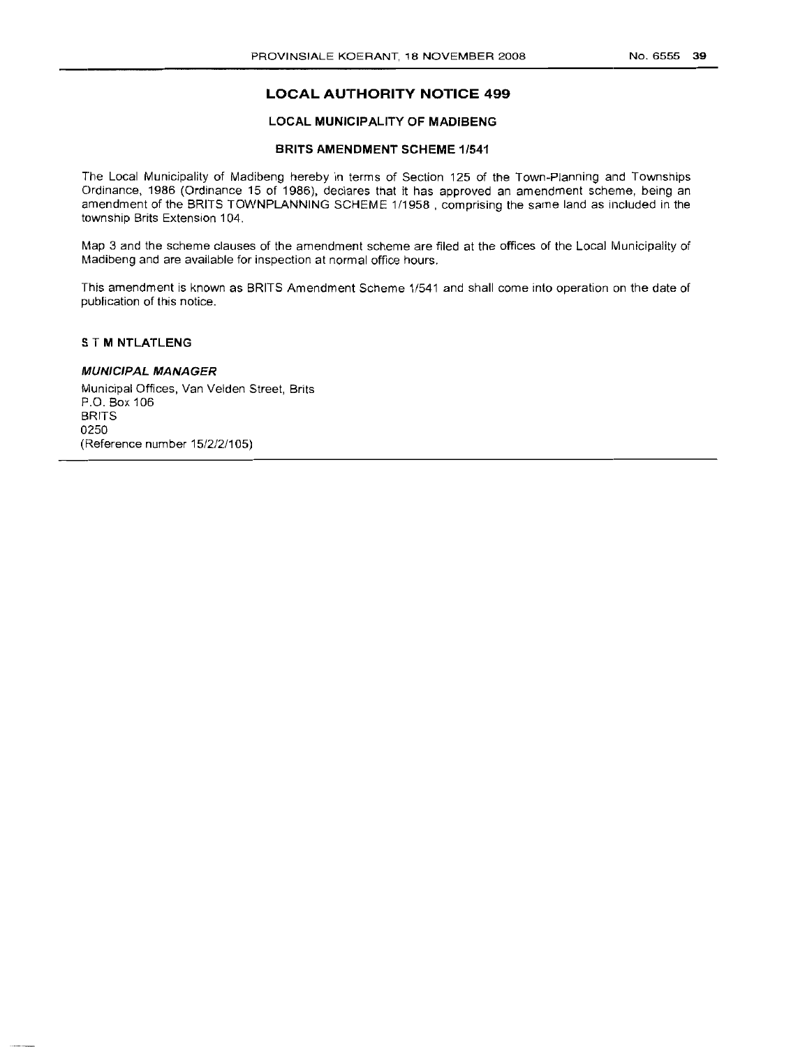## LOCAL AUTHORITY NOTICE 499

### LOCAL MUNICIPALITY OF MADIBENG

### BRITS AMENDMENT SCHEME 1/541

The Local Municipality of Madibeng hereby in terms of Section 125 of the Town-Planning and Townships Ordinance, 1986 (Ordinance 15 of 1986), declares that it has approved an amendment scheme, being an amendment of the BRITS TOWNPLANNING SCHEME 1/1958 , comprising the same land as included in the township Brits Extension 104.

Map 3 and the scheme clauses of the amendment scheme are filed at the offices of the Local Municipality of Madibeng and are available for inspection at normal office hours.

This amendment is known as BRITS Amendment Scheme 1/541 and shall come into operation on the date of publication of this notice.

**S T M NTLATLENG**

***MUNICIPAL MANAGER***

Municipal Offices, Van Velden Street, Brits
P.O. Box 106
BRITS
0250
(Reference number 15/2/2/105)